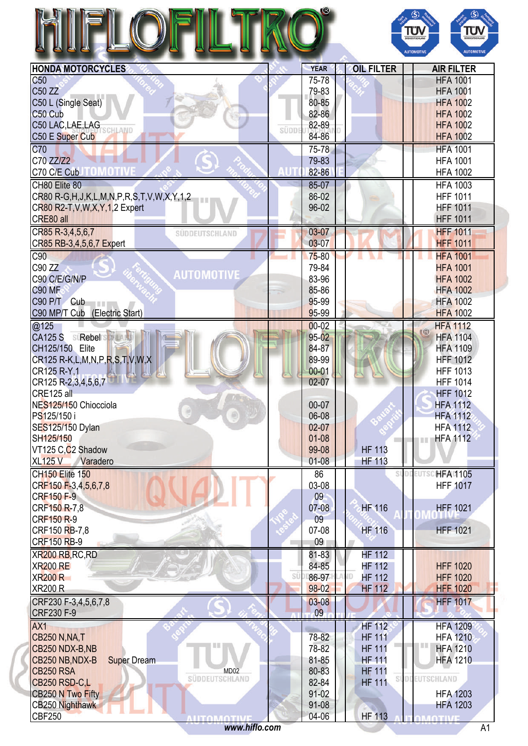# HIFLOFILTRO®

| HONDA MOTORCYCLES | YEAR | OIL FILTER | AIR FILTER |
|---|---|---|---|
| C50 | 75-78 | | HFA 1001 |
| C50 ZZ | 79-83 | | HFA 1001 |
| C50 L (Single Seat) | 80-85 | | HFA 1002 |
| C50 Cub | 82-86 | | HFA 1002 |
| C50 LAC,LAE,LAG | 82-89 | | HFA 1002 |
| C50 E Super Cub | 84-86 | | HFA 1002 |
| C70 | 75-78 | | HFA 1001 |
| C70 ZZ/Z2 | 79-83 | | HFA 1001 |
| C70 C/E Cub | 82-86 | | HFA 1002 |
| CH80 Elite 80 | 85-07 | | HFA 1003 |
| CR80 R-G,H,J,K,L,M,N,P,R,S,T,V,W,X,Y,1,2 | 86-02 | | HFF 1011 |
| CR80 R2-T,V,W,X,Y,1,2 Expert | 96-02 | | HFF 1011 |
| CRE80 all | | | HFF 1011 |
| CR85 R-3,4,5,6,7 | 03-07 | | HFF 1011 |
| CR85 RB-3,4,5,6,7 Expert | 03-07 | | HFF 1011 |
| C90 | 75-80 | | HFA 1001 |
| C90 ZZ | 79-84 | | HFA 1001 |
| C90 C/E/G/N/P | 83-96 | | HFA 1002 |
| C90 MF | 85-86 | | HFA 1002 |
| C90 P/T Cub | 95-99 | | HFA 1002 |
| C90 MP/T Cub (Electric Start) | 95-99 | | HFA 1002 |
| @125 | 00-02 | | HFA 1112 |
| CA125 S Rebel | 95-02 | | HFA 1104 |
| CH125/150 Elite | 84-87 | | HFA 1109 |
| CR125 R-K,L,M,N,P,R,S,T,V,W,X | 89-99 | | HFF 1012 |
| CR125 R-Y,1 | 00-01 | | HFF 1013 |
| CR125 R-2,3,4,5,6,7 | 02-07 | | HFF 1014 |
| CRE125 all | | | HFF 1012 |
| NES125/150 Chiocciola | 00-07 | | HFA 1112 |
| PS125/150 i | 06-08 | | HFA 1112 |
| SES125/150 Dylan | 02-07 | | HFA 1112 |
| SH125/150 | 01-08 | | HFA 1112 |
| VT125 C,C2 Shadow | 99-08 | HF 113 | |
| XL125 V Varadero | 01-08 | HF 113 | |
| CH150 Elite 150 | 86 | | HFA 1105 |
| CRF150 F-3,4,5,6,7,8 | 03-08 | | HFF 1017 |
| CRF150 F-9 | 09 | | |
| CRF150 R-7,8 | 07-08 | HF 116 | HFF 1021 |
| CRF150 R-9 | 09 | | |
| CRF150 RB-7,8 | 07-08 | HF 116 | HFF 1021 |
| CRF150 RB-9 | 09 | | |
| XR200 RB,RC,RD | 81-83 | HF 112 | |
| XR200 RE | 84-85 | HF 112 | HFF 1020 |
| XR200 R | 86-97 | HF 112 | HFF 1020 |
| XR200 R | 98-02 | HF 112 | HFF 1020 |
| CRF230 F-3,4,5,6,7,8 | 03-08 | | HFF 1017 |
| CRF230 F-9 | 09 | | |
| AX1 | | HF 112 | HFA 1209 |
| CB250 N,NA,T | 78-82 | HF 111 | HFA 1210 |
| CB250 NDX-B,NB | 78-82 | HF 111 | HFA 1210 |
| CB250 NB,NDX-B Super Dream | 81-85 | HF 111 | HFA 1210 |
| CB250 RSA MD02 | 80-83 | HF 111 | |
| CB250 RSD-C,L | 82-84 | HF 111 | |
| CB250 N Two Fifty | 91-02 | | HFA 1203 |
| CB250 Nighthawk | 91-08 | | HFA 1203 |
| CBF250 | 04-06 | HF 113 | |

www.hiflo.com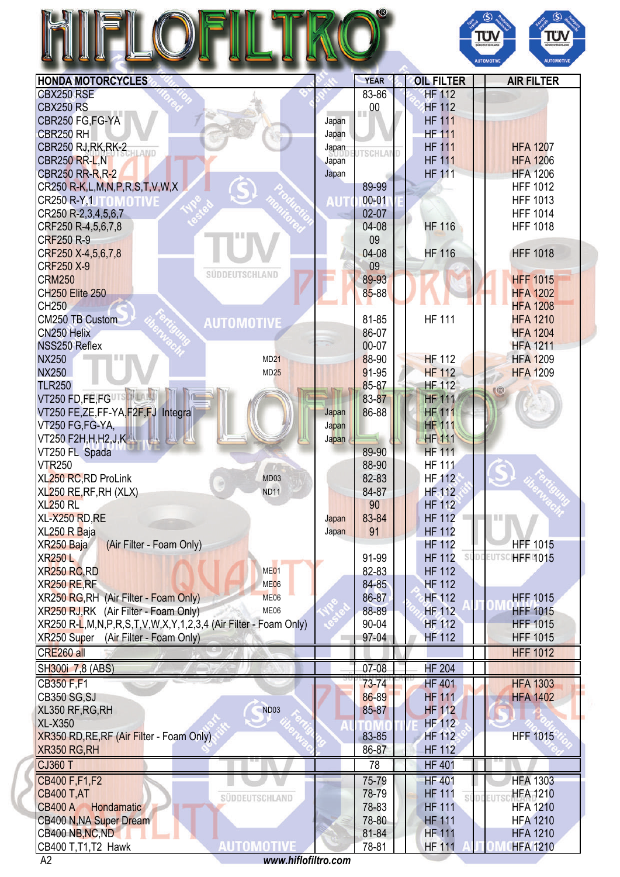| HONDA MOTORCYCLES | | YEAR | OIL FILTER | | AIR FILTER |
|---|---|---|---|---|---|
| CBX250 RSE | | 83-86 | HF 112 | | |
| CBX250 RS | | 00 | HF 112 | | |
| CBR250 FG,FG-YA | Japan | | HF 111 | | |
| CBR250 RH | Japan | | HF 111 | | |
| CBR250 RJ,RK,RK-2 | Japan | | HF 111 | | HFA 1207 |
| CBR250 RR-L,N | Japan | | HF 111 | | HFA 1206 |
| CBR250 RR-R,R-2 | Japan | | HF 111 | | HFA 1206 |
| CR250 R-K,L,M,N,P,R,S,T,V,W,X | | 89-99 | | | HFF 1012 |
| CR250 R-Y,1 | | 00-01 | | | HFF 1013 |
| CR250 R-2,3,4,5,6,7 | | 02-07 | | | HFF 1014 |
| CRF250 R-4,5,6,7,8 | | 04-08 | HF 116 | | HFF 1018 |
| CRF250 R-9 | | 09 | | | |
| CRF250 X-4,5,6,7,8 | | 04-08 | HF 116 | | HFF 1018 |
| CRF250 X-9 | | 09 | | | |
| CRM250 | | 89-93 | | | HFF 1015 |
| CH250 Elite 250 | | 85-88 | | | HFA 1202 |
| CH250 | | | | | HFA 1208 |
| CM250 TB Custom | | 81-85 | HF 111 | | HFA 1210 |
| CN250 Helix | | 86-07 | | | HFA 1204 |
| NSS250 Reflex | | 00-07 | | | HFA 1211 |
| NX250 | MD21 | 88-90 | HF 112 | | HFA 1209 |
| NX250 | MD25 | 91-95 | HF 112 | | HFA 1209 |
| TLR250 | | 85-87 | HF 112 | | |
| VT250 FD,FE,FG | | 83-87 | HF 111 | | |
| VT250 FE,ZE,FF-YA,F2F,FJ Integra | Japan | 86-88 | HF 111 | | |
| VT250 FG,FG-YA, | Japan | | HF 111 | | |
| VT250 F2H,H,H2,J,K | Japan | | HF 111 | | |
| VT250 FL Spada | | 89-90 | HF 111 | | |
| VTR250 | | 88-90 | HF 111 | | |
| XL250 RC,RD ProLink | MD03 | 82-83 | HF 112 | | |
| XL250 RE,RF,RH (XLX) | ND11 | 84-87 | HF 112 | | |
| XL250 RL | | 90 | HF 112 | | |
| XL-X250 RD,RE | Japan | 83-84 | HF 112 | | |
| XL250 R Baja | Japan | 91 | HF 112 | | |
| XR250 Baja (Air Filter - Foam Only) | | | HF 112 | | HFF 1015 |
| XR250 L | | 91-99 | HF 112 | | HFF 1015 |
| XR250 RC,RD | ME01 | 82-83 | HF 112 | | |
| XR250 RE,RF | ME06 | 84-85 | HF 112 | | |
| XR250 RG,RH (Air Filter - Foam Only) | ME06 | 86-87 | HF 112 | | HFF 1015 |
| XR250 RJ,RK (Air Filter - Foam Only) | ME06 | 88-89 | HF 112 | | HFF 1015 |
| XR250 R-L,M,N,P,R,S,T,V,W,X,Y,1,2,3,4 (Air Filter - Foam Only) | | 90-04 | HF 112 | | HFF 1015 |
| XR250 Super (Air Filter - Foam Only) | | 97-04 | HF 112 | | HFF 1015 |
| CRE260 all | | | | | HFF 1012 |
| SH300i 7,8 (ABS) | | 07-08 | HF 204 | | |
| CB350 F,F1 | | 73-74 | HF 401 | | HFA 1303 |
| CB350 SG,SJ | | 86-89 | HF 111 | | HFA 1402 |
| XL350 RF,RG,RH | ND03 | 85-87 | HF 112 | | |
| XL-X350 | | | HF 112 | | |
| XR350 RD,RE,RF (Air Filter - Foam Only) | | 83-85 | HF 112 | | HFF 1015 |
| XR350 RG,RH | | 86-87 | HF 112 | | |
| CJ360 T | | 78 | HF 401 | | |
| CB400 F,F1,F2 | | 75-79 | HF 401 | | HFA 1303 |
| CB400 T,AT | | 78-79 | HF 111 | | HFA 1210 |
| CB400 A Hondamatic | | 78-83 | HF 111 | | HFA 1210 |
| CB400 N,NA Super Dream | | 78-80 | HF 111 | | HFA 1210 |
| CB400 NB,NC,ND | | 81-84 | HF 111 | | HFA 1210 |
| CB400 T,T1,T2 Hawk | | 78-81 | HF 111 | | HFA 1210 |

www.hiflofiltro.com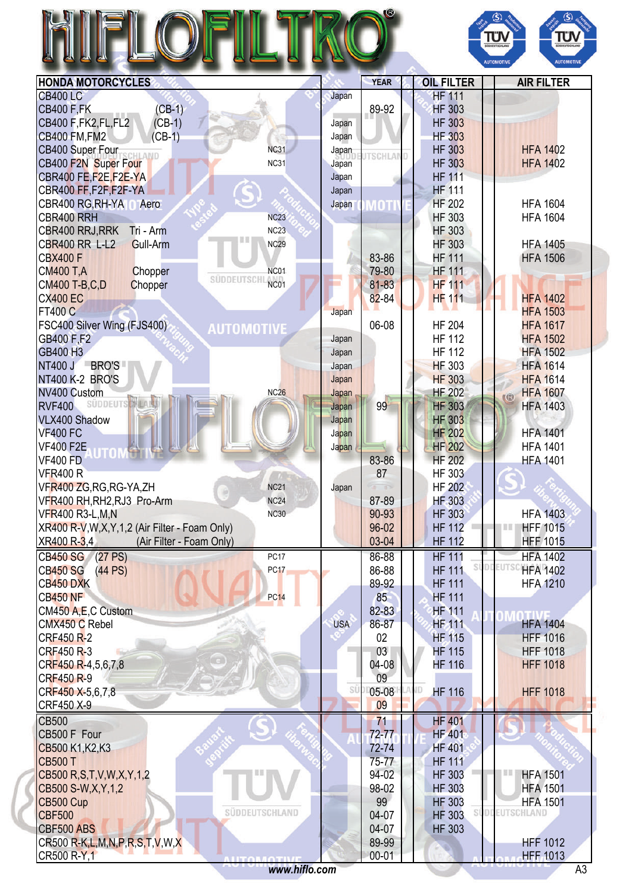# HIFLOFILTRO

| HONDA MOTORCYCLES | | | YEAR | OIL FILTER | | AIR FILTER |
|---|---|---|---|---|---|---|
| CB400 LC | | Japan | | HF 111 | | |
| CB400 F,FK (CB-1) | | | 89-92 | HF 303 | | |
| CB400 F,FK2,FL,FL2 (CB-1) | | Japan | | HF 303 | | |
| CB400 FM,FM2 (CB-1) | | Japan | | HF 303 | | |
| CB400 Super Four | NC31 | Japan | | HF 303 | | HFA 1402 |
| CB400 F2N Super Four | NC31 | Japan | | HF 303 | | HFA 1402 |
| CBR400 FE,F2E,F2E-YA | | Japan | | HF 111 | | |
| CBR400 FF,F2F,F2F-YA | | Japan | | HF 111 | | |
| CBR400 RG,RH-YA Aero | | Japan | | HF 202 | | HFA 1604 |
| CBR400 RRH | NC23 | | | HF 303 | | HFA 1604 |
| CBR400 RRJ,RRK Tri - Arm | NC23 | | | HF 303 | | |
| CBR400 RR L-L2 Gull-Arm | NC29 | | | HF 303 | | HFA 1405 |
| CBX400 F | | | 83-86 | HF 111 | | HFA 1506 |
| CM400 T,A Chopper | NC01 | | 79-80 | HF 111 | | |
| CM400 T-B,C,D Chopper | NC01 | | 81-83 | HF 111 | | |
| CX400 EC | | | 82-84 | HF 111 | | HFA 1402 |
| FT400 C | | Japan | | | | HFA 1503 |
| FSC400 Silver Wing (FJS400) | | | 06-08 | HF 204 | | HFA 1617 |
| GB400 F,F2 | | Japan | | HF 112 | | HFA 1502 |
| GB400 H3 | | Japan | | HF 112 | | HFA 1502 |
| NT400 J BRO'S | | Japan | | HF 303 | | HFA 1614 |
| NT400 K-2 BRO'S | | Japan | | HF 303 | | HFA 1614 |
| NV400 Custom | NC26 | Japan | | HF 202 | | HFA 1607 |
| RVF400 | | Japan | 99 | HF 303 | | HFA 1403 |
| VLX400 Shadow | | Japan | | HF 303 | | |
| VF400 FC | | Japan | | HF 202 | | HFA 1401 |
| VF400 F2E | | Japan | | HF 202 | | HFA 1401 |
| VF400 FD | | | 83-86 | HF 202 | | HFA 1401 |
| VFR400 R | | | 87 | HF 303 | | |
| VFR400 ZG,RG,RG-YA,ZH | NC21 | Japan | | HF 202 | | |
| VFR400 RH,RH2,RJ3 Pro-Arm | NC24 | | 87-89 | HF 303 | | |
| VFR400 R3-L,M,N | NC30 | | 90-93 | HF 303 | | HFA 1403 |
| XR400 R-V,W,X,Y,1,2 (Air Filter - Foam Only) | | | 96-02 | HF 112 | | HFF 1015 |
| XR400 R-3,4 (Air Filter - Foam Only) | | | 03-04 | HF 112 | | HFF 1015 |
| CB450 SG (27 PS) | PC17 | | 86-88 | HF 111 | | HFA 1402 |
| CB450 SG (44 PS) | PC17 | | 86-88 | HF 111 | | HFA 1402 |
| CB450 DXK | | | 89-92 | HF 111 | | HFA 1210 |
| CB450 NF | PC14 | | 85 | HF 111 | | |
| CM450 A,E,C Custom | | | 82-83 | HF 111 | | |
| CMX450 C Rebel | | USA | 86-87 | HF 111 | | HFA 1404 |
| CRF450 R-2 | | | 02 | HF 115 | | HFF 1016 |
| CRF450 R-3 | | | 03 | HF 115 | | HFF 1018 |
| CRF450 R-4,5,6,7,8 | | | 04-08 | HF 116 | | HFF 1018 |
| CRF450 R-9 | | | 09 | | | |
| CRF450 X-5,6,7,8 | | | 05-08 | HF 116 | | HFF 1018 |
| CRF450 X-9 | | | 09 | | | |
| CB500 | | | 71 | HF 401 | | |
| CB500 F Four | | | 72-77 | HF 401 | | |
| CB500 K1,K2,K3 | | | 72-74 | HF 401 | | |
| CB500 T | | | 75-77 | HF 111 | | |
| CB500 R,S,T,V,W,X,Y,1,2 | | | 94-02 | HF 303 | | HFA 1501 |
| CB500 S-W,X,Y,1,2 | | | 98-02 | HF 303 | | HFA 1501 |
| CB500 Cup | | | 99 | HF 303 | | HFA 1501 |
| CBF500 | | | 04-07 | HF 303 | | |
| CBF500 ABS | | | 04-07 | HF 303 | | |
| CR500 R-K,L,M,N,P,R,S,T,V,W,X | | | 89-99 | | | HFF 1012 |
| CR500 R-Y,1 | | | 00-01 | | | HFF 1013 |

www.hiflo.com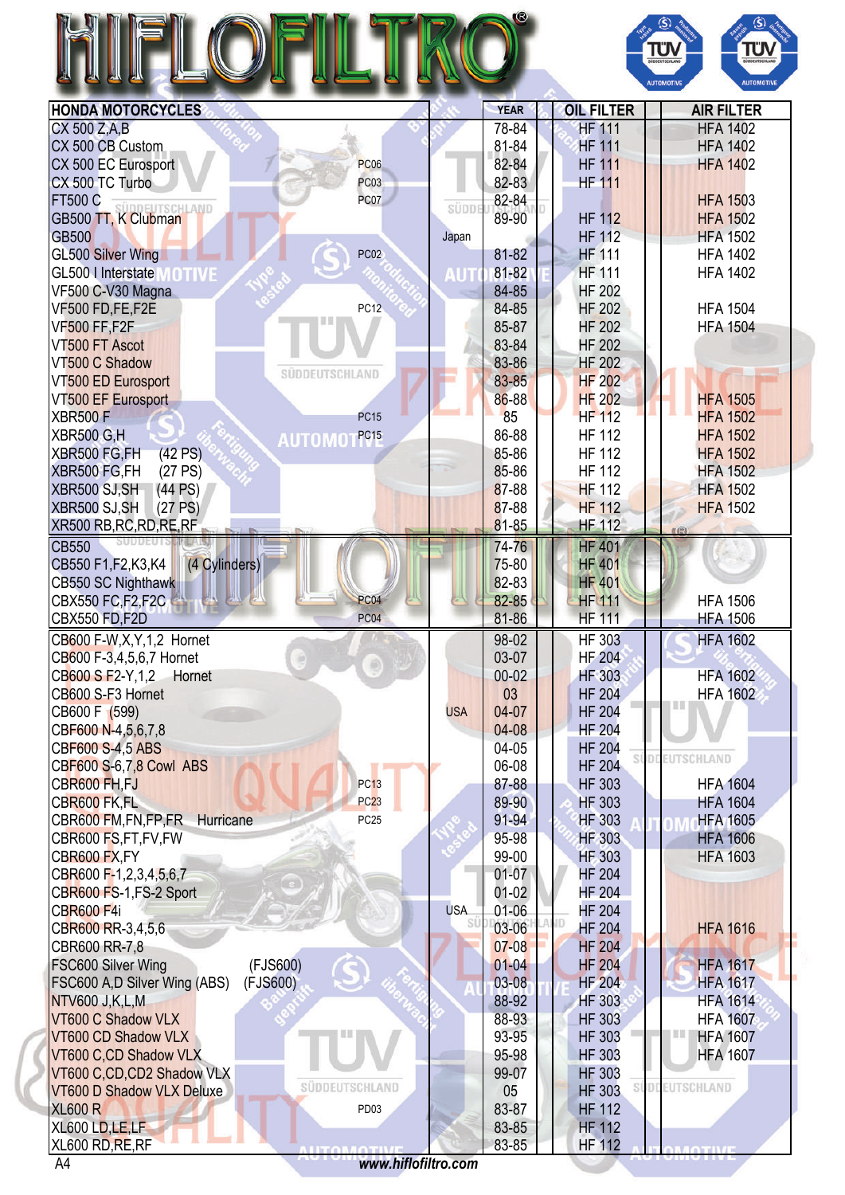# HIFLOFILTRO®

| HONDA MOTORCYCLES | | | YEAR | OIL FILTER | AIR FILTER |
|---|---|---|---|---|---|
| CX 500 Z,A,B | | | 78-84 | HF 111 | HFA 1402 |
| CX 500 CB Custom | | | 81-84 | HF 111 | HFA 1402 |
| CX 500 EC Eurosport | PC06 | | 82-84 | HF 111 | HFA 1402 |
| CX 500 TC Turbo | PC03 | | 82-83 | HF 111 | |
| FT500 C | PC07 | | 82-84 | | HFA 1503 |
| GB500 TT, K Clubman | | | 89-90 | HF 112 | HFA 1502 |
| GB500 | | Japan | | HF 112 | HFA 1502 |
| GL500 Silver Wing | PC02 | | 81-82 | HF 111 | HFA 1402 |
| GL500 I Interstate | | | 81-82 | HF 111 | HFA 1402 |
| VF500 C-V30 Magna | | | 84-85 | HF 202 | |
| VF500 FD,FE,F2E | PC12 | | 84-85 | HF 202 | HFA 1504 |
| VF500 FF,F2F | | | 85-87 | HF 202 | HFA 1504 |
| VT500 FT Ascot | | | 83-84 | HF 202 | |
| VT500 C Shadow | | | 83-86 | HF 202 | |
| VT500 ED Eurosport | | | 83-85 | HF 202 | |
| VT500 EF Eurosport | | | 86-88 | HF 202 | HFA 1505 |
| XBR500 F | PC15 | | 85 | HF 112 | HFA 1502 |
| XBR500 G,H | PC15 | | 86-88 | HF 112 | HFA 1502 |
| XBR500 FG,FH (42 PS) | | | 85-86 | HF 112 | HFA 1502 |
| XBR500 FG,FH (27 PS) | | | 85-86 | HF 112 | HFA 1502 |
| XBR500 SJ,SH (44 PS) | | | 87-88 | HF 112 | HFA 1502 |
| XBR500 SJ,SH (27 PS) | | | 87-88 | HF 112 | HFA 1502 |
| XR500 RB,RC,RD,RE,RF | | | 81-85 | HF 112 | |
| CB550 | | | 74-76 | HF 401 | |
| CB550 F1,F2,K3,K4 (4 Cylinders) | | | 75-80 | HF 401 | |
| CB550 SC Nighthawk | | | 82-83 | HF 401 | |
| CBX550 FC,F2,F2C | PC04 | | 82-85 | HF 111 | HFA 1506 |
| CBX550 FD,F2D | PC04 | | 81-86 | HF 111 | HFA 1506 |
| CB600 F-W,X,Y,1,2 Hornet | | | 98-02 | HF 303 | HFA 1602 |
| CB600 F-3,4,5,6,7 Hornet | | | 03-07 | HF 204 | |
| CB600 S F2-Y,1,2 Hornet | | | 00-02 | HF 303 | HFA 1602 |
| CB600 S-F3 Hornet | | | 03 | HF 204 | HFA 1602 |
| CB600 F (599) | | USA | 04-07 | HF 204 | |
| CBF600 N-4,5,6,7,8 | | | 04-08 | HF 204 | |
| CBF600 S-4,5 ABS | | | 04-05 | HF 204 | |
| CBF600 S-6,7,8 Cowl ABS | | | 06-08 | HF 204 | |
| CBR600 FH,FJ | PC13 | | 87-88 | HF 303 | HFA 1604 |
| CBR600 FK,FL | PC23 | | 89-90 | HF 303 | HFA 1604 |
| CBR600 FM,FN,FP,FR Hurricane | PC25 | | 91-94 | HF 303 | HFA 1605 |
| CBR600 FS,FT,FV,FW | | | 95-98 | HF 303 | HFA 1606 |
| CBR600 FX,FY | | | 99-00 | HF 303 | HFA 1603 |
| CBR600 F-1,2,3,4,5,6,7 | | | 01-07 | HF 204 | |
| CBR600 FS-1,FS-2 Sport | | | 01-02 | HF 204 | |
| CBR600 F4i | | USA | 01-06 | HF 204 | |
| CBR600 RR-3,4,5,6 | | | 03-06 | HF 204 | HFA 1616 |
| CBR600 RR-7,8 | | | 07-08 | HF 204 | |
| FSC600 Silver Wing (FJS600) | | | 01-04 | HF 204 | HFA 1617 |
| FSC600 A,D Silver Wing (ABS) (FJS600) | | | 03-08 | HF 204 | HFA 1617 |
| NTV600 J,K,L,M | | | 88-92 | HF 303 | HFA 1614 |
| VT600 C Shadow VLX | | | 88-93 | HF 303 | HFA 1607 |
| VT600 CD Shadow VLX | | | 93-95 | HF 303 | HFA 1607 |
| VT600 C,CD Shadow VLX | | | 95-98 | HF 303 | HFA 1607 |
| VT600 C,CD,CD2 Shadow VLX | | | 99-07 | HF 303 | |
| VT600 D Shadow VLX Deluxe | | | 05 | HF 303 | |
| XL600 R | PD03 | | 83-87 | HF 112 | |
| XL600 LD,LE,LF | | | 83-85 | HF 112 | |
| XL600 RD,RE,RF | | | 83-85 | HF 112 | |

www.hiflofiltro.com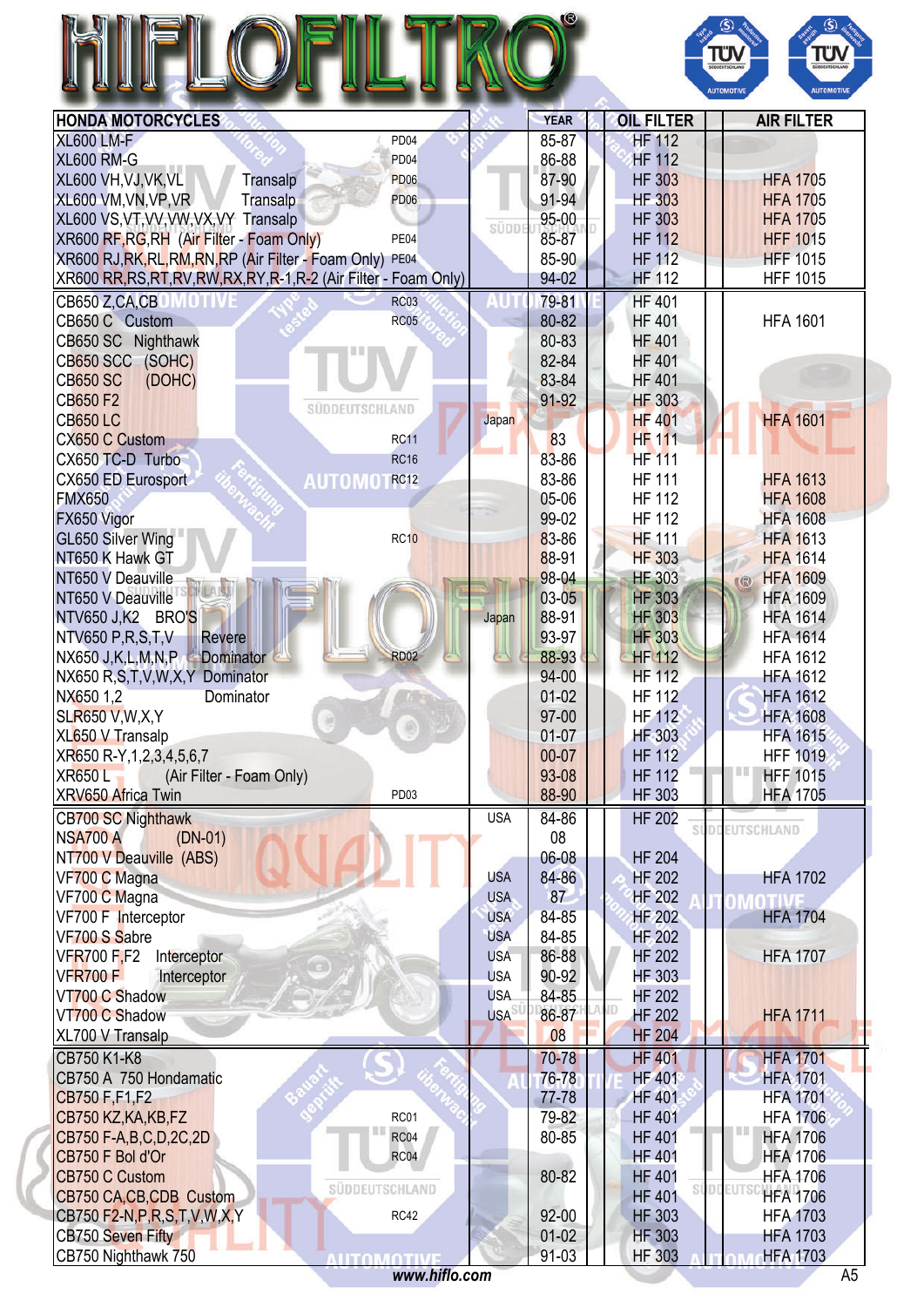# HIFLOFILTRO

| HONDA MOTORCYCLES | | | YEAR | OIL FILTER | AIR FILTER |
|---|---|---|---|---|---|
| XL600 LM-F | PD04 | | 85-87 | HF 112 | |
| XL600 RM-G | PD04 | | 86-88 | HF 112 | |
| XL600 VH,VJ,VK,VL Transalp | PD06 | | 87-90 | HF 303 | HFA 1705 |
| XL600 VM,VN,VP,VR Transalp | PD06 | | 91-94 | HF 303 | HFA 1705 |
| XL600 VS,VT,VV,VW,VX,VY Transalp | | | 95-00 | HF 303 | HFA 1705 |
| XR600 RF,RG,RH (Air Filter - Foam Only) | PE04 | | 85-87 | HF 112 | HFF 1015 |
| XR600 RJ,RK,RL,RM,RN,RP (Air Filter - Foam Only) | PE04 | | 85-90 | HF 112 | HFF 1015 |
| XR600 RR,RS,RT,RV,RW,RX,RY,R-1,R-2 (Air Filter - Foam Only) | | | 94-02 | HF 112 | HFF 1015 |
| CB650 Z,CA,CB | RC03 | | 79-81 | HF 401 | |
| CB650 C Custom | RC05 | | 80-82 | HF 401 | HFA 1601 |
| CB650 SC Nighthawk | | | 80-83 | HF 401 | |
| CB650 SCC (SOHC) | | | 82-84 | HF 401 | |
| CB650 SC (DOHC) | | | 83-84 | HF 401 | |
| CB650 F2 | | | 91-92 | HF 303 | |
| CB650 LC | | Japan | | HF 401 | HFA 1601 |
| CX650 C Custom | RC11 | | 83 | HF 111 | |
| CX650 TC-D Turbo | RC16 | | 83-86 | HF 111 | |
| CX650 ED Eurosport | RC12 | | 83-86 | HF 111 | HFA 1613 |
| FMX650 | | | 05-06 | HF 112 | HFA 1608 |
| FX650 Vigor | | | 99-02 | HF 112 | HFA 1608 |
| GL650 Silver Wing | RC10 | | 83-86 | HF 111 | HFA 1613 |
| NT650 K Hawk GT | | | 88-91 | HF 303 | HFA 1614 |
| NT650 V Deauville | | | 98-04 | HF 303 | HFA 1609 |
| NT650 V Deauville | | | 03-05 | HF 303 | HFA 1609 |
| NTV650 J,K2 BRO'S | | Japan | 88-91 | HF 303 | HFA 1614 |
| NTV650 P,R,S,T,V Revere | | | 93-97 | HF 303 | HFA 1614 |
| NX650 J,K,L,M,N,P Dominator | RD02 | | 88-93 | HF 112 | HFA 1612 |
| NX650 R,S,T,V,W,X,Y Dominator | | | 94-00 | HF 112 | HFA 1612 |
| NX650 1,2 Dominator | | | 01-02 | HF 112 | HFA 1612 |
| SLR650 V,W,X,Y | | | 97-00 | HF 112 | HFA 1608 |
| XL650 V Transalp | | | 01-07 | HF 303 | HFA 1615 |
| XR650 R-Y,1,2,3,4,5,6,7 | | | 00-07 | HF 112 | HFF 1019 |
| XR650 L (Air Filter - Foam Only) | | | 93-08 | HF 112 | HFF 1015 |
| XRV650 Africa Twin | PD03 | | 88-90 | HF 303 | HFA 1705 |
| CB700 SC Nighthawk | | USA | 84-86 | HF 202 | |
| NSA700 A (DN-01) | | | 08 | | |
| NT700 V Deauville (ABS) | | | 06-08 | HF 204 | |
| VF700 C Magna | | USA | 84-86 | HF 202 | HFA 1702 |
| VF700 C Magna | | USA | 87 | HF 202 | |
| VF700 F Interceptor | | USA | 84-85 | HF 202 | HFA 1704 |
| VF700 S Sabre | | USA | 84-85 | HF 202 | |
| VFR700 F,F2 Interceptor | | USA | 86-88 | HF 202 | HFA 1707 |
| VFR700 F Interceptor | | USA | 90-92 | HF 303 | |
| VT700 C Shadow | | USA | 84-85 | HF 202 | |
| VT700 C Shadow | | USA | 86-87 | HF 202 | HFA 1711 |
| XL700 V Transalp | | | 08 | HF 204 | |
| CB750 K1-K8 | | | 70-78 | HF 401 | HFA 1701 |
| CB750 A 750 Hondamatic | | | 76-78 | HF 401 | HFA 1701 |
| CB750 F,F1,F2 | | | 77-78 | HF 401 | HFA 1701 |
| CB750 KZ,KA,KB,FZ | RC01 | | 79-82 | HF 401 | HFA 1706 |
| CB750 F-A,B,C,D,2C,2D | RC04 | | 80-85 | HF 401 | HFA 1706 |
| CB750 F Bol d'Or | RC04 | | | HF 401 | HFA 1706 |
| CB750 C Custom | | | 80-82 | HF 401 | HFA 1706 |
| CB750 CA,CB,CDB Custom | | | | HF 401 | HFA 1706 |
| CB750 F2-N,P,R,S,T,V,W,X,Y | RC42 | | 92-00 | HF 303 | HFA 1703 |
| CB750 Seven Fifty | | | 01-02 | HF 303 | HFA 1703 |
| CB750 Nighthawk 750 | | | 91-03 | HF 303 | HFA 1703 |

www.hiflo.com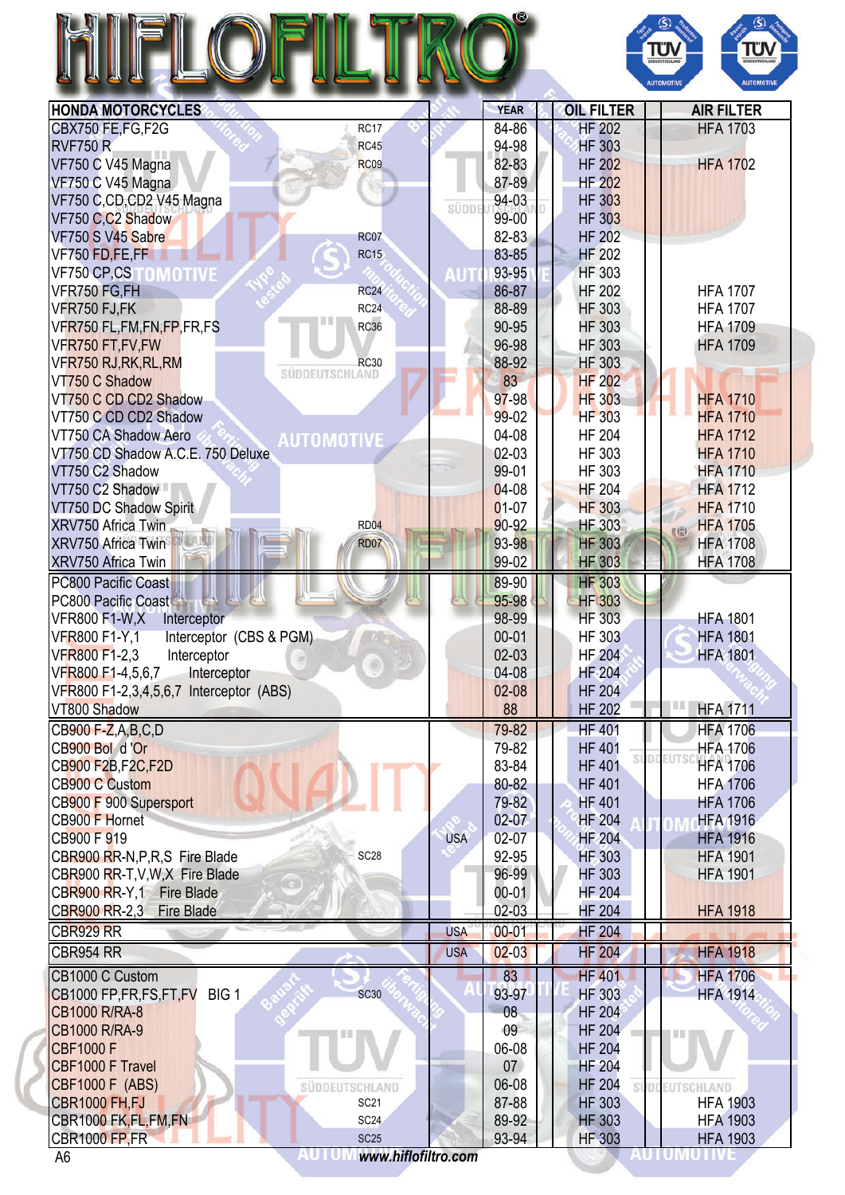# HIFLOFILTRO

| HONDA MOTORCYCLES | | | YEAR | OIL FILTER | | AIR FILTER |
|---|---|---|---|---|---|---|
| CBX750 FE,FG,F2G | RC17 | | 84-86 | HF 202 | | HFA 1703 |
| RVF750 R | RC45 | | 94-98 | HF 303 | | |
| VF750 C V45 Magna | RC09 | | 82-83 | HF 202 | | HFA 1702 |
| VF750 C V45 Magna | | | 87-89 | HF 202 | | |
| VF750 C,CD,CD2 V45 Magna | | | 94-03 | HF 303 | | |
| VF750 C,C2 Shadow | | | 99-00 | HF 303 | | |
| VF750 S V45 Sabre | RC07 | | 82-83 | HF 202 | | |
| VF750 FD,FE,FF | RC15 | | 83-85 | HF 202 | | |
| VF750 CP,CS | | | 93-95 | HF 303 | | |
| VFR750 FG,FH | RC24 | | 86-87 | HF 202 | | HFA 1707 |
| VFR750 FJ,FK | RC24 | | 88-89 | HF 303 | | HFA 1707 |
| VFR750 FL,FM,FN,FP,FR,FS | RC36 | | 90-95 | HF 303 | | HFA 1709 |
| VFR750 FT,FV,FW | | | 96-98 | HF 303 | | HFA 1709 |
| VFR750 RJ,RK,RL,RM | RC30 | | 88-92 | HF 303 | | |
| VT750 C Shadow | | | 83 | HF 202 | | |
| VT750 C CD CD2 Shadow | | | 97-98 | HF 303 | | HFA 1710 |
| VT750 C CD CD2 Shadow | | | 99-02 | HF 303 | | HFA 1710 |
| VT750 CA Shadow Aero | | | 04-08 | HF 204 | | HFA 1712 |
| VT750 CD Shadow A.C.E. 750 Deluxe | | | 02-03 | HF 303 | | HFA 1710 |
| VT750 C2 Shadow | | | 99-01 | HF 303 | | HFA 1710 |
| VT750 C2 Shadow | | | 04-08 | HF 204 | | HFA 1712 |
| VT750 DC Shadow Spirit | | | 01-07 | HF 303 | | HFA 1710 |
| XRV750 Africa Twin | RD04 | | 90-92 | HF 303 | | HFA 1705 |
| XRV750 Africa Twin | RD07 | | 93-98 | HF 303 | | HFA 1708 |
| XRV750 Africa Twin | | | 99-02 | HF 303 | | HFA 1708 |
| PC800 Pacific Coast | | | 89-90 | HF 303 | | |
| PC800 Pacific Coast | | | 95-98 | HF 303 | | |
| VFR800 F1-W,X Interceptor | | | 98-99 | HF 303 | | HFA 1801 |
| VFR800 F1-Y,1 Interceptor (CBS & PGM) | | | 00-01 | HF 303 | | HFA 1801 |
| VFR800 F1-2,3 Interceptor | | | 02-03 | HF 204 | | HFA 1801 |
| VFR800 F1-4,5,6,7 Interceptor | | | 04-08 | HF 204 | | |
| VFR800 F1-2,3,4,5,6,7 Interceptor (ABS) | | | 02-08 | HF 204 | | |
| VT800 Shadow | | | 88 | HF 202 | | HFA 1711 |
| CB900 F-Z,A,B,C,D | | | 79-82 | HF 401 | | HFA 1706 |
| CB900 Bol d'Or | | | 79-82 | HF 401 | | HFA 1706 |
| CB900 F2B,F2C,F2D | | | 83-84 | HF 401 | | HFA 1706 |
| CB900 C Custom | | | 80-82 | HF 401 | | HFA 1706 |
| CB900 F 900 Supersport | | | 79-82 | HF 401 | | HFA 1706 |
| CB900 F Hornet | | | 02-07 | HF 204 | | HFA 1916 |
| CB900 F 919 | | USA | 02-07 | HF 204 | | HFA 1916 |
| CBR900 RR-N,P,R,S Fire Blade | SC28 | | 92-95 | HF 303 | | HFA 1901 |
| CBR900 RR-T,V,W,X Fire Blade | | | 96-99 | HF 303 | | HFA 1901 |
| CBR900 RR-Y,1 Fire Blade | | | 00-01 | HF 204 | | |
| CBR900 RR-2,3 Fire Blade | | | 02-03 | HF 204 | | HFA 1918 |
| CBR929 RR | | USA | 00-01 | HF 204 | | |
| CBR954 RR | | USA | 02-03 | HF 204 | | HFA 1918 |
| CB1000 C Custom | | | 83 | HF 401 | | HFA 1706 |
| CB1000 FP,FR,FS,FT,FV BIG 1 | SC30 | | 93-97 | HF 303 | | HFA 1914 |
| CB1000 R/RA-8 | | | 08 | HF 204 | | |
| CB1000 R/RA-9 | | | 09 | HF 204 | | |
| CBF1000 F | | | 06-08 | HF 204 | | |
| CBF1000 F Travel | | | 07 | HF 204 | | |
| CBF1000 F (ABS) | | | 06-08 | HF 204 | | |
| CBR1000 FH,FJ | SC21 | | 87-88 | HF 303 | | HFA 1903 |
| CBR1000 FK,FL,FM,FN | SC24 | | 89-92 | HF 303 | | HFA 1903 |
| CBR1000 FP,FR | SC25 | | 93-94 | HF 303 | | HFA 1903 |

www.hiflofiltro.com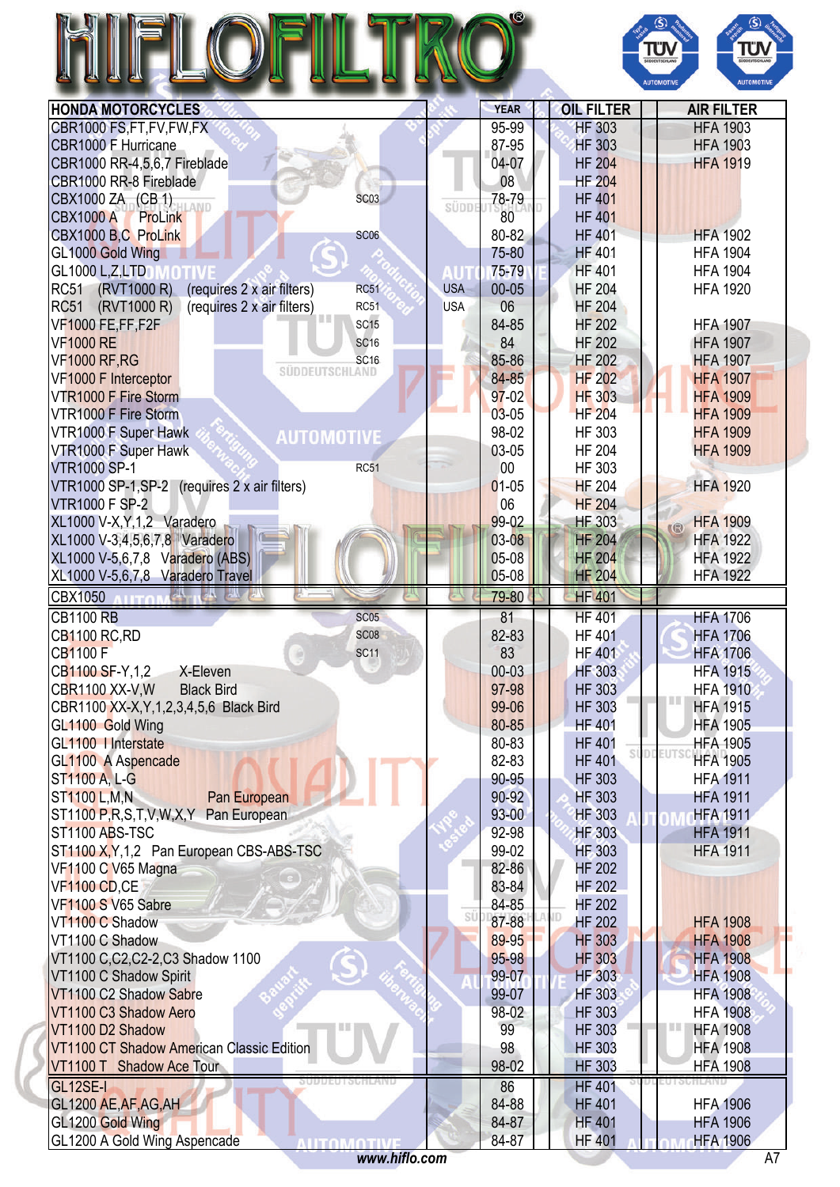# HIFLOFILTRO

| HONDA MOTORCYCLES | | | YEAR | OIL FILTER | | AIR FILTER |
|---|---|---|---|---|---|---|
| CBR1000 FS,FT,FV,FW,FX | | | 95-99 | HF 303 | | HFA 1903 |
| CBR1000 F Hurricane | | | 87-95 | HF 303 | | HFA 1903 |
| CBR1000 RR-4,5,6,7 Fireblade | | | 04-07 | HF 204 | | HFA 1919 |
| CBR1000 RR-8 Fireblade | | | 08 | HF 204 | | |
| CBX1000 ZA (CB 1) | SC03 | | 78-79 | HF 401 | | |
| CBX1000 A ProLink | | | 80 | HF 401 | | |
| CBX1000 B,C ProLink | SC06 | | 80-82 | HF 401 | | HFA 1902 |
| GL1000 Gold Wing | | | 75-80 | HF 401 | | HFA 1904 |
| GL1000 L,Z,LTD | | | 75-79 | HF 401 | | HFA 1904 |
| RC51 (RVT1000 R) (requires 2 x air filters) | RC51 | USA | 00-05 | HF 204 | | HFA 1920 |
| RC51 (RVT1000 R) (requires 2 x air filters) | RC51 | USA | 06 | HF 204 | | |
| VF1000 FE,FF,F2F | SC15 | | 84-85 | HF 202 | | HFA 1907 |
| VF1000 RE | SC16 | | 84 | HF 202 | | HFA 1907 |
| VF1000 RF,RG | SC16 | | 85-86 | HF 202 | | HFA 1907 |
| VF1000 F Interceptor | | | 84-85 | HF 202 | | HFA 1907 |
| VTR1000 F Fire Storm | | | 97-02 | HF 303 | | HFA 1909 |
| VTR1000 F Fire Storm | | | 03-05 | HF 204 | | HFA 1909 |
| VTR1000 F Super Hawk | | | 98-02 | HF 303 | | HFA 1909 |
| VTR1000 F Super Hawk | | | 03-05 | HF 204 | | HFA 1909 |
| VTR1000 SP-1 | RC51 | | 00 | HF 303 | | |
| VTR1000 SP-1,SP-2 (requires 2 x air filters) | | | 01-05 | HF 204 | | HFA 1920 |
| VTR1000 F SP-2 | | | 06 | HF 204 | | |
| XL1000 V-X,Y,1,2 Varadero | | | 99-02 | HF 303 | | HFA 1909 |
| XL1000 V-3,4,5,6,7,8 Varadero | | | 03-08 | HF 204 | | HFA 1922 |
| XL1000 V-5,6,7,8 Varadero (ABS) | | | 05-08 | HF 204 | | HFA 1922 |
| XL1000 V-5,6,7,8 Varadero Travel | | | 05-08 | HF 204 | | HFA 1922 |
| CBX1050 | | | 79-80 | HF 401 | | |
| CB1100 RB | SC05 | | 81 | HF 401 | | HFA 1706 |
| CB1100 RC,RD | SC08 | | 82-83 | HF 401 | | HFA 1706 |
| CB1100 F | SC11 | | 83 | HF 401 | | HFA 1706 |
| CB1100 SF-Y,1,2 X-Eleven | | | 00-03 | HF 303 | | HFA 1915 |
| CBR1100 XX-V,W Black Bird | | | 97-98 | HF 303 | | HFA 1910 |
| CBR1100 XX-X,Y,1,2,3,4,5,6 Black Bird | | | 99-06 | HF 303 | | HFA 1915 |
| GL1100 Gold Wing | | | 80-85 | HF 401 | | HFA 1905 |
| GL1100 I Interstate | | | 80-83 | HF 401 | | HFA 1905 |
| GL1100 A Aspencade | | | 82-83 | HF 401 | | HFA 1905 |
| ST1100 A, L-G | | | 90-95 | HF 303 | | HFA 1911 |
| ST1100 L,M,N Pan European | | | 90-92 | HF 303 | | HFA 1911 |
| ST1100 P,R,S,T,V,W,X,Y Pan European | | | 93-00 | HF 303 | | HFA 1911 |
| ST1100 ABS-TSC | | | 92-98 | HF 303 | | HFA 1911 |
| ST1100 X,Y,1,2 Pan European CBS-ABS-TSC | | | 99-02 | HF 303 | | HFA 1911 |
| VF1100 C V65 Magna | | | 82-86 | HF 202 | | |
| VF1100 CD,CE | | | 83-84 | HF 202 | | |
| VF1100 S V65 Sabre | | | 84-85 | HF 202 | | |
| VT1100 C Shadow | | | 87-88 | HF 202 | | HFA 1908 |
| VT1100 C Shadow | | | 89-95 | HF 303 | | HFA 1908 |
| VT1100 C,C2,C2-2,C3 Shadow 1100 | | | 95-98 | HF 303 | | HFA 1908 |
| VT1100 C Shadow Spirit | | | 99-07 | HF 303 | | HFA 1908 |
| VT1100 C2 Shadow Sabre | | | 99-07 | HF 303 | | HFA 1908 |
| VT1100 C3 Shadow Aero | | | 98-02 | HF 303 | | HFA 1908 |
| VT1100 D2 Shadow | | | 99 | HF 303 | | HFA 1908 |
| VT1100 CT Shadow American Classic Edition | | | 98 | HF 303 | | HFA 1908 |
| VT1100 T Shadow Ace Tour | | | 98-02 | HF 303 | | HFA 1908 |
| GL12SE-I | | | 86 | HF 401 | | |
| GL1200 AE,AF,AG,AH | | | 84-88 | HF 401 | | HFA 1906 |
| GL1200 Gold Wing | | | 84-87 | HF 401 | | HFA 1906 |
| GL1200 A Gold Wing Aspencade | | | 84-87 | HF 401 | | HFA 1906 |

www.hiflo.com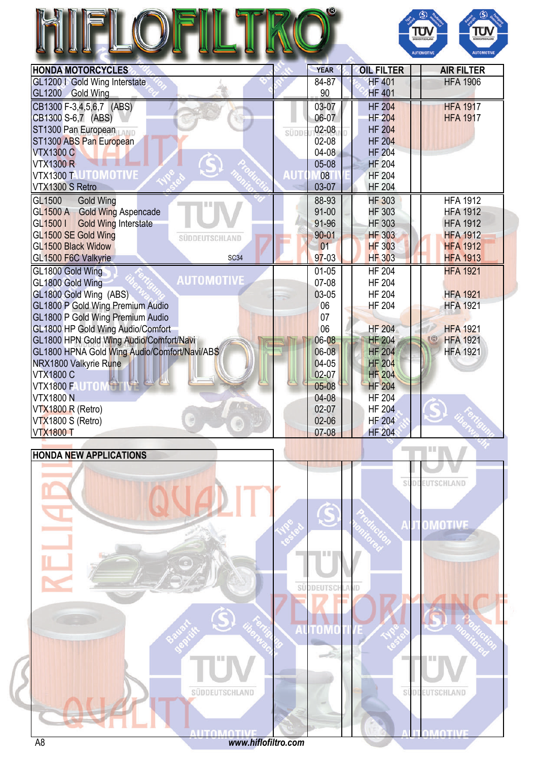# HIFLOFILTRO

| HONDA MOTORCYCLES | | YEAR | OIL FILTER | | AIR FILTER |
|---|---|---|---|---|---|
| GL1200 I Gold Wing Interstate | | 84-87 | HF 401 | | HFA 1906 |
| GL1200 Gold Wing | | 90 | HF 401 | | |
| CB1300 F-3,4,5,6,7 (ABS) | | 03-07 | HF 204 | | HFA 1917 |
| CB1300 S-6,7 (ABS) | | 06-07 | HF 204 | | HFA 1917 |
| ST1300 Pan European | | 02-08 | HF 204 | | |
| ST1300 ABS Pan European | | 02-08 | HF 204 | | |
| VTX1300 C | | 04-08 | HF 204 | | |
| VTX1300 R | | 05-08 | HF 204 | | |
| VTX1300 T | | 08 | HF 204 | | |
| VTX1300 S Retro | | 03-07 | HF 204 | | |
| GL1500 Gold Wing | | 88-93 | HF 303 | | HFA 1912 |
| GL1500 A Gold Wing Aspencade | | 91-00 | HF 303 | | HFA 1912 |
| GL1500 I Gold Wing Interstate | | 91-96 | HF 303 | | HFA 1912 |
| GL1500 SE Gold Wing | | 90-01 | HF 303 | | HFA 1912 |
| GL1500 Black Widow | | 01 | HF 303 | | HFA 1912 |
| GL1500 F6C Valkyrie | SC34 | 97-03 | HF 303 | | HFA 1913 |
| GL1800 Gold Wing | | 01-05 | HF 204 | | HFA 1921 |
| GL1800 Gold Wing | | 07-08 | HF 204 | | |
| GL1800 Gold Wing (ABS) | | 03-05 | HF 204 | | HFA 1921 |
| GL1800 P Gold Wing Premium Audio | | 06 | HF 204 | | HFA 1921 |
| GL1800 P Gold Wing Premium Audio | | 07 | | | |
| GL1800 HP Gold Wing Audio/Comfort | | 06 | HF 204 | | HFA 1921 |
| GL1800 HPN Gold Wing Audio/Comfort/Navi | | 06-08 | HF 204 | | HFA 1921 |
| GL1800 HPNA Gold Wing Audio/Comfort/Navi/ABS | | 06-08 | HF 204 | | HFA 1921 |
| NRX1800 Valkyrie Rune | | 04-05 | HF 204 | | |
| VTX1800 C | | 02-07 | HF 204 | | |
| VTX1800 F | | 05-08 | HF 204 | | |
| VTX1800 N | | 04-08 | HF 204 | | |
| VTX1800 R (Retro) | | 02-07 | HF 204 | | |
| VTX1800 S (Retro) | | 02-06 | HF 204 | | |
| VTX1800 T | | 07-08 | HF 204 | | |

| HONDA NEW APPLICATIONS | | | | | |
|---|---|---|---|---|---|
| | | | | | |

www.hiflofiltro.com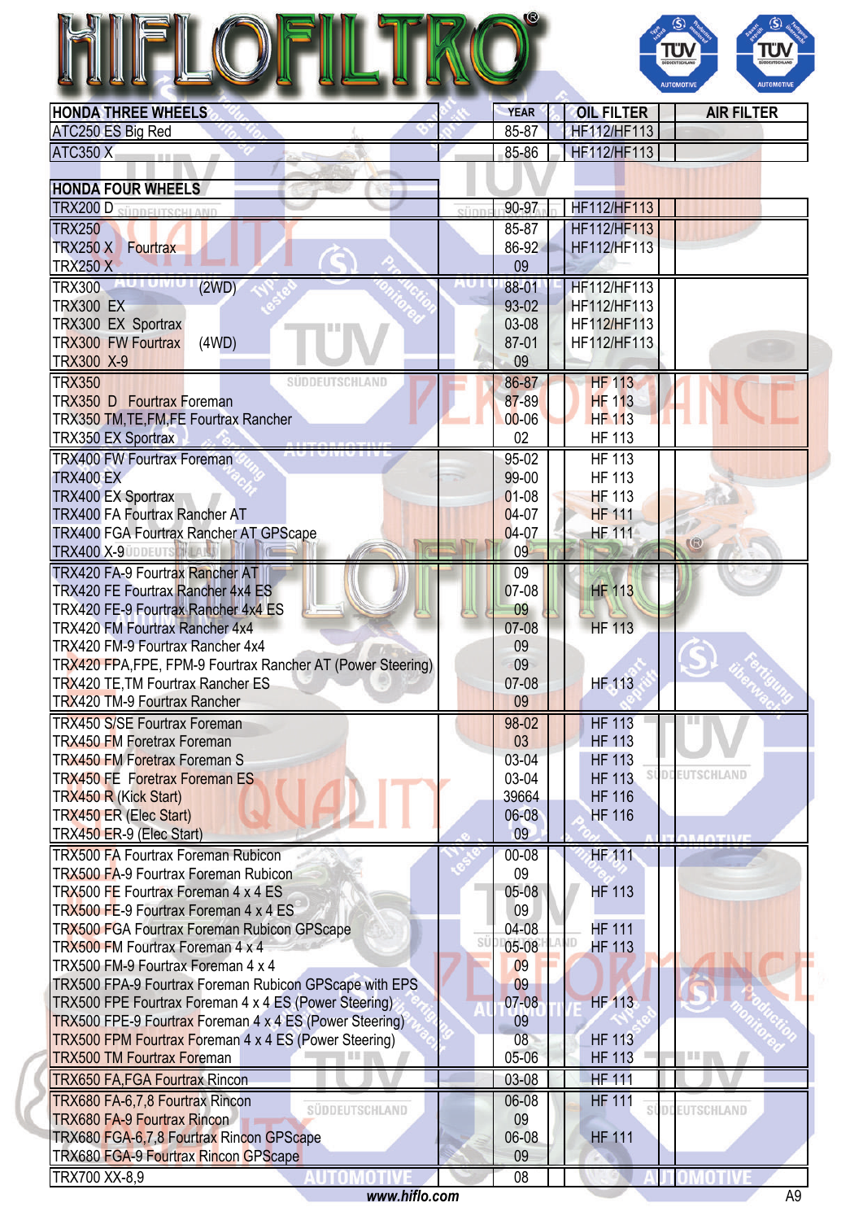# HIFLOFILTRO®

| HONDA THREE WHEELS | YEAR | OIL FILTER | AIR FILTER |
|---|---|---|---|
| ATC250 ES Big Red | 85-87 | HF112/HF113 | |
| ATC350 X | 85-86 | HF112/HF113 | |

| HONDA FOUR WHEELS | YEAR | OIL FILTER | AIR FILTER |
|---|---|---|---|
| TRX200 D | 90-97 | HF112/HF113 | |
| TRX250 | 85-87 | HF112/HF113 | |
| TRX250 X Fourtrax | 86-92 | HF112/HF113 | |
| TRX250 X | 09 | | |
| TRX300 (2WD) | 88-01 | HF112/HF113 | |
| TRX300 EX | 93-02 | HF112/HF113 | |
| TRX300 EX Sportrax | 03-08 | HF112/HF113 | |
| TRX300 FW Fourtrax (4WD) | 87-01 | HF112/HF113 | |
| TRX300 X-9 | 09 | | |
| TRX350 | 86-87 | HF 113 | |
| TRX350 D Fourtrax Foreman | 87-89 | HF 113 | |
| TRX350 TM,TE,FM,FE Fourtrax Rancher | 00-06 | HF 113 | |
| TRX350 EX Sportrax | 02 | HF 113 | |
| TRX400 FW Fourtrax Foreman | 95-02 | HF 113 | |
| TRX400 EX | 99-00 | HF 113 | |
| TRX400 EX Sportrax | 01-08 | HF 113 | |
| TRX400 FA Fourtrax Rancher AT | 04-07 | HF 111 | |
| TRX400 FGA Fourtrax Rancher AT GPScape | 04-07 | HF 111 | |
| TRX400 X-9 | 09 | | |
| TRX420 FA-9 Fourtrax Rancher AT | 09 | | |
| TRX420 FE Fourtrax Rancher 4x4 ES | 07-08 | HF 113 | |
| TRX420 FE-9 Fourtrax Rancher 4x4 ES | 09 | | |
| TRX420 FM Fourtrax Rancher 4x4 | 07-08 | HF 113 | |
| TRX420 FM-9 Fourtrax Rancher 4x4 | 09 | | |
| TRX420 FPA,FPE, FPM-9 Fourtrax Rancher AT (Power Steering) | 09 | | |
| TRX420 TE,TM Fourtrax Rancher ES | 07-08 | HF 113 | |
| TRX420 TM-9 Fourtrax Rancher | 09 | | |
| TRX450 S/SE Fourtrax Foreman | 98-02 | HF 113 | |
| TRX450 FM Foretrax Foreman | 03 | HF 113 | |
| TRX450 FM Foretrax Foreman S | 03-04 | HF 113 | |
| TRX450 FE Foretrax Foreman ES | 03-04 | HF 113 | |
| TRX450 R (Kick Start) | 39664 | HF 116 | |
| TRX450 ER (Elec Start) | 06-08 | HF 116 | |
| TRX450 ER-9 (Elec Start) | 09 | | |
| TRX500 FA Fourtrax Foreman Rubicon | 00-08 | HF 111 | |
| TRX500 FA-9 Fourtrax Foreman Rubicon | 09 | | |
| TRX500 FE Fourtrax Foreman 4 x 4 ES | 05-08 | HF 113 | |
| TRX500 FE-9 Fourtrax Foreman 4 x 4 ES | 09 | | |
| TRX500 FGA Fourtrax Foreman Rubicon GPScape | 04-08 | HF 111 | |
| TRX500 FM Fourtrax Foreman 4 x 4 | 05-08 | HF 113 | |
| TRX500 FM-9 Fourtrax Foreman 4 x 4 | 09 | | |
| TRX500 FPA-9 Fourtrax Foreman Rubicon GPScape with EPS | 09 | | |
| TRX500 FPE Fourtrax Foreman 4 x 4 ES (Power Steering) | 07-08 | HF 113 | |
| TRX500 FPE-9 Fourtrax Foreman 4 x 4 ES (Power Steering) | 09 | | |
| TRX500 FPM Fourtrax Foreman 4 x 4 ES (Power Steering) | 08 | HF 113 | |
| TRX500 TM Fourtrax Foreman | 05-06 | HF 113 | |
| TRX650 FA,FGA Fourtrax Rincon | 03-08 | HF 111 | |
| TRX680 FA-6,7,8 Fourtrax Rincon | 06-08 | HF 111 | |
| TRX680 FA-9 Fourtrax Rincon | 09 | | |
| TRX680 FGA-6,7,8 Fourtrax Rincon GPScape | 06-08 | HF 111 | |
| TRX680 FGA-9 Fourtrax Rincon GPScape | 09 | | |
| TRX700 XX-8,9 | 08 | | |

www.hiflo.com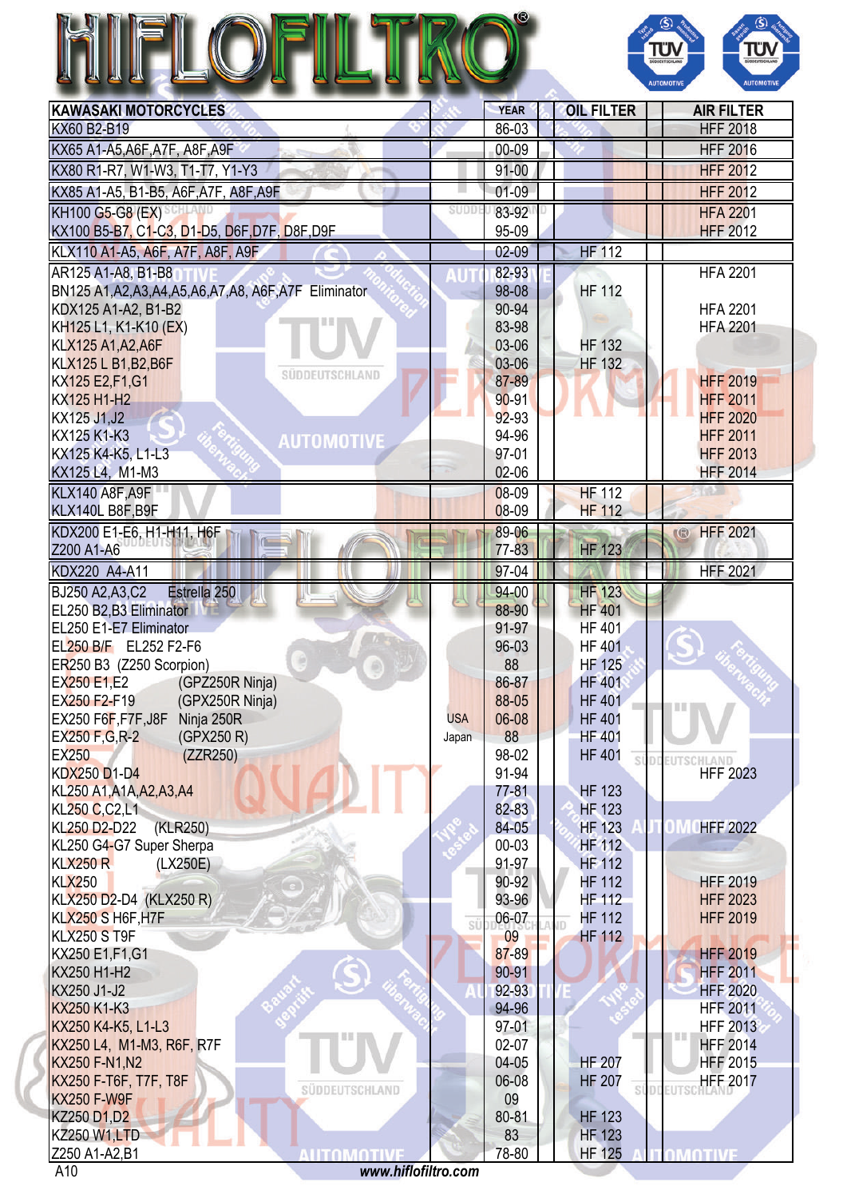# HIFLOFILTRO

| KAWASAKI MOTORCYCLES | | YEAR | OIL FILTER | AIR FILTER |
|---|---|---|---|---|
| KX60 B2-B19 | | 86-03 | | HFF 2018 |
| KX65 A1-A5,A6F,A7F, A8F,A9F | | 00-09 | | HFF 2016 |
| KX80 R1-R7, W1-W3, T1-T7, Y1-Y3 | | 91-00 | | HFF 2012 |
| KX85 A1-A5, B1-B5, A6F,A7F, A8F,A9F | | 01-09 | | HFF 2012 |
| KH100 G5-G8 (EX) | | 83-92 | | HFA 2201 |
| KX100 B5-B7, C1-C3, D1-D5, D6F,D7F, D8F,D9F | | 95-09 | | HFF 2012 |
| KLX110 A1-A5, A6F, A7F, A8F, A9F | | 02-09 | HF 112 | |
| AR125 A1-A8, B1-B8 | | 82-93 | | HFA 2201 |
| BN125 A1,A2,A3,A4,A5,A6,A7,A8, A6F,A7F Eliminator | | 98-08 | HF 112 | |
| KDX125 A1-A2, B1-B2 | | 90-94 | | HFA 2201 |
| KH125 L1, K1-K10 (EX) | | 83-98 | | HFA 2201 |
| KLX125 A1,A2,A6F | | 03-06 | HF 132 | |
| KLX125 L B1,B2,B6F | | 03-06 | HF 132 | |
| KX125 E2,F1,G1 | | 87-89 | | HFF 2019 |
| KX125 H1-H2 | | 90-91 | | HFF 2011 |
| KX125 J1,J2 | | 92-93 | | HFF 2020 |
| KX125 K1-K3 | | 94-96 | | HFF 2011 |
| KX125 K4-K5, L1-L3 | | 97-01 | | HFF 2013 |
| KX125 L4, M1-M3 | | 02-06 | | HFF 2014 |
| KLX140 A8F,A9F | | 08-09 | HF 112 | |
| KLX140L B8F,B9F | | 08-09 | HF 112 | |
| KDX200 E1-E6, H1-H11, H6F | | 89-06 | | HFF 2021 |
| Z200 A1-A6 | | 77-83 | HF 123 | |
| KDX220 A4-A11 | | 97-04 | | HFF 2021 |
| BJ250 A2,A3,C2 Estrella 250 | | 94-00 | HF 123 | |
| EL250 B2,B3 Eliminator | | 88-90 | HF 401 | |
| EL250 E1-E7 Eliminator | | 91-97 | HF 401 | |
| EL250 B/F EL252 F2-F6 | | 96-03 | HF 401 | |
| ER250 B3 (Z250 Scorpion) | | 88 | HF 125 | |
| EX250 E1,E2 (GPZ250R Ninja) | | 86-87 | HF 401 | |
| EX250 F2-F19 (GPX250R Ninja) | | 88-05 | HF 401 | |
| EX250 F6F,F7F,J8F Ninja 250R | USA | 06-08 | HF 401 | |
| EX250 F,G,R-2 (GPX250 R) | Japan | 88 | HF 401 | |
| EX250 (ZZR250) | | 98-02 | HF 401 | |
| KDX250 D1-D4 | | 91-94 | | HFF 2023 |
| KL250 A1,A1A,A2,A3,A4 | | 77-81 | HF 123 | |
| KL250 C,C2,L1 | | 82-83 | HF 123 | |
| KL250 D2-D22 (KLR250) | | 84-05 | HF 123 | HFF 2022 |
| KL250 G4-G7 Super Sherpa | | 00-03 | HF 112 | |
| KLX250 R (LX250E) | | 91-97 | HF 112 | |
| KLX250 | | 90-92 | HF 112 | HFF 2019 |
| KLX250 D2-D4 (KLX250 R) | | 93-96 | HF 112 | HFF 2023 |
| KLX250 S H6F,H7F | | 06-07 | HF 112 | HFF 2019 |
| KLX250 S T9F | | 09 | HF 112 | |
| KX250 E1,F1,G1 | | 87-89 | | HFF 2019 |
| KX250 H1-H2 | | 90-91 | | HFF 2011 |
| KX250 J1-J2 | | 92-93 | | HFF 2020 |
| KX250 K1-K3 | | 94-96 | | HFF 2011 |
| KX250 K4-K5, L1-L3 | | 97-01 | | HFF 2013 |
| KX250 L4, M1-M3, R6F, R7F | | 02-07 | | HFF 2014 |
| KX250 F-N1,N2 | | 04-05 | HF 207 | HFF 2015 |
| KX250 F-T6F, T7F, T8F | | 06-08 | HF 207 | HFF 2017 |
| KX250 F-W9F | | 09 | | |
| KZ250 D1,D2 | | 80-81 | HF 123 | |
| KZ250 W1,LTD | | 83 | HF 123 | |
| Z250 A1-A2,B1 | | 78-80 | HF 125 | |

A10 www.hiflofiltro.com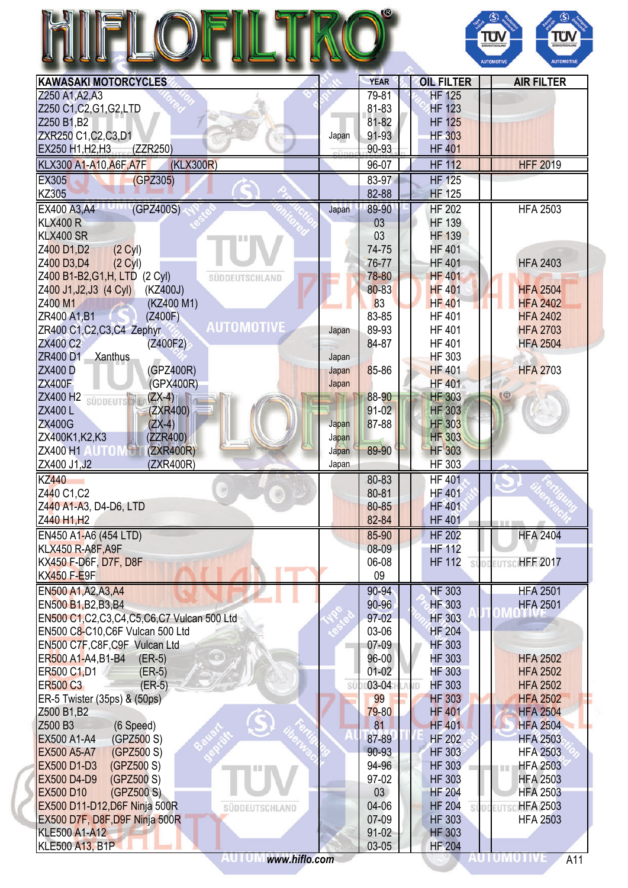# HIFLOFILTRO

| KAWASAKI MOTORCYCLES | | YEAR | OIL FILTER | | AIR FILTER |
|---|---|---|---|---|---|
| Z250 A1,A2,A3 | | 79-81 | HF 125 | | |
| Z250 C1,C2,G1,G2,LTD | | 81-83 | HF 123 | | |
| Z250 B1,B2 | | 81-82 | HF 125 | | |
| ZXR250 C1,C2,C3,D1 | Japan | 91-93 | HF 303 | | |
| EX250 H1,H2,H3 (ZZR250) | | 90-93 | HF 401 | | |
| KLX300 A1-A10,A6F,A7F (KLX300R) | | 96-07 | HF 112 | | HFF 2019 |
| EX305 (GPZ305) | | 83-97 | HF 125 | | |
| KZ305 | | 82-88 | HF 125 | | |
| EX400 A3,A4 (GPZ400S) | Japan | 89-90 | HF 202 | | HFA 2503 |
| KLX400 R | | 03 | HF 139 | | |
| KLX400 SR | | 03 | HF 139 | | |
| Z400 D1,D2 (2 Cyl) | | 74-75 | HF 401 | | |
| Z400 D3,D4 (2 Cyl) | | 76-77 | HF 401 | | HFA 2403 |
| Z400 B1-B2,G1,H, LTD (2 Cyl) | | 78-80 | HF 401 | | |
| Z400 J1,J2,J3 (4 Cyl) (KZ400J) | | 80-83 | HF 401 | | HFA 2504 |
| Z400 M1 (KZ400 M1) | | 83 | HF 401 | | HFA 2402 |
| ZR400 A1,B1 (Z400F) | | 83-85 | HF 401 | | HFA 2402 |
| ZR400 C1,C2,C3,C4 Zephyr | Japan | 89-93 | HF 401 | | HFA 2703 |
| ZX400 C2 (Z400F2) | | 84-87 | HF 401 | | HFA 2504 |
| ZR400 D1 Xanthus | Japan | | HF 303 | | |
| ZX400 D (GPZ400R) | Japan | 85-86 | HF 401 | | HFA 2703 |
| ZX400F (GPX400R) | Japan | | HF 401 | | |
| ZX400 H2 (ZX-4) | | 88-90 | HF 303 | | |
| ZX400 L (ZXR400) | | 91-02 | HF 303 | | |
| ZX400G (ZX-4) | Japan | 87-88 | HF 303 | | |
| ZX400K1,K2,K3 (ZZR400) | Japan | | HF 303 | | |
| ZX400 H1 (ZXR400) | Japan | 89-90 | HF 303 | | |
| ZX400 J1,J2 (ZXR400R) | Japan | | HF 303 | | |
| KZ440 | | 80-83 | HF 401 | | |
| Z440 C1,C2 | | 80-81 | HF 401 | | |
| Z440 A1-A3, D4-D6, LTD | | 80-85 | HF 401 | | |
| Z440 H1,H2 | | 82-84 | HF 401 | | |
| EN450 A1-A6 (454 LTD) | | 85-90 | HF 202 | | HFA 2404 |
| KLX450 R-A8F,A9F | | 08-09 | HF 112 | | |
| KX450 F-D6F, D7F, D8F | | 06-08 | HF 112 | | HFF 2017 |
| KX450 F-E9F | | 09 | | | |
| EN500 A1,A2,A3,A4 | | 90-94 | HF 303 | | HFA 2501 |
| EN500 B1,B2,B3,B4 | | 90-96 | HF 303 | | HFA 2501 |
| EN500 C1,C2,C3,C4,C5,C6,C7 Vulcan 500 Ltd | | 97-02 | HF 303 | | |
| EN500 C8-C10,C6F Vulcan 500 Ltd | | 03-06 | HF 204 | | |
| EN500 C7F,C8F,C9F Vulcan Ltd | | 07-09 | HF 303 | | |
| ER500 A1-A4,B1-B4 (ER-5) | | 96-00 | HF 303 | | HFA 2502 |
| ER500 C1,D1 (ER-5) | | 01-02 | HF 303 | | HFA 2502 |
| ER500 C3 (ER-5) | | 03-04 | HF 303 | | HFA 2502 |
| ER-5 Twister (35ps) & (50ps) | | 99 | HF 303 | | HFA 2502 |
| Z500 B1,B2 | | 79-80 | HF 401 | | HFA 2504 |
| Z500 B3 (6 Speed) | | 81 | HF 401 | | HFA 2504 |
| EX500 A1-A4 (GPZ500 S) | | 87-89 | HF 202 | | HFA 2503 |
| EX500 A5-A7 (GPZ500 S) | | 90-93 | HF 303 | | HFA 2503 |
| EX500 D1-D3 (GPZ500 S) | | 94-96 | HF 303 | | HFA 2503 |
| EX500 D4-D9 (GPZ500 S) | | 97-02 | HF 303 | | HFA 2503 |
| EX500 D10 (GPZ500 S) | | 03 | HF 204 | | HFA 2503 |
| EX500 D11-D12,D6F Ninja 500R | | 04-06 | HF 204 | | HFA 2503 |
| EX500 D7F, D8F,D9F Ninja 500R | | 07-09 | HF 303 | | HFA 2503 |
| KLE500 A1-A12 | | 91-02 | HF 303 | | |
| KLE500 A13, B1P | | 03-05 | HF 204 | | |

www.hiflo.com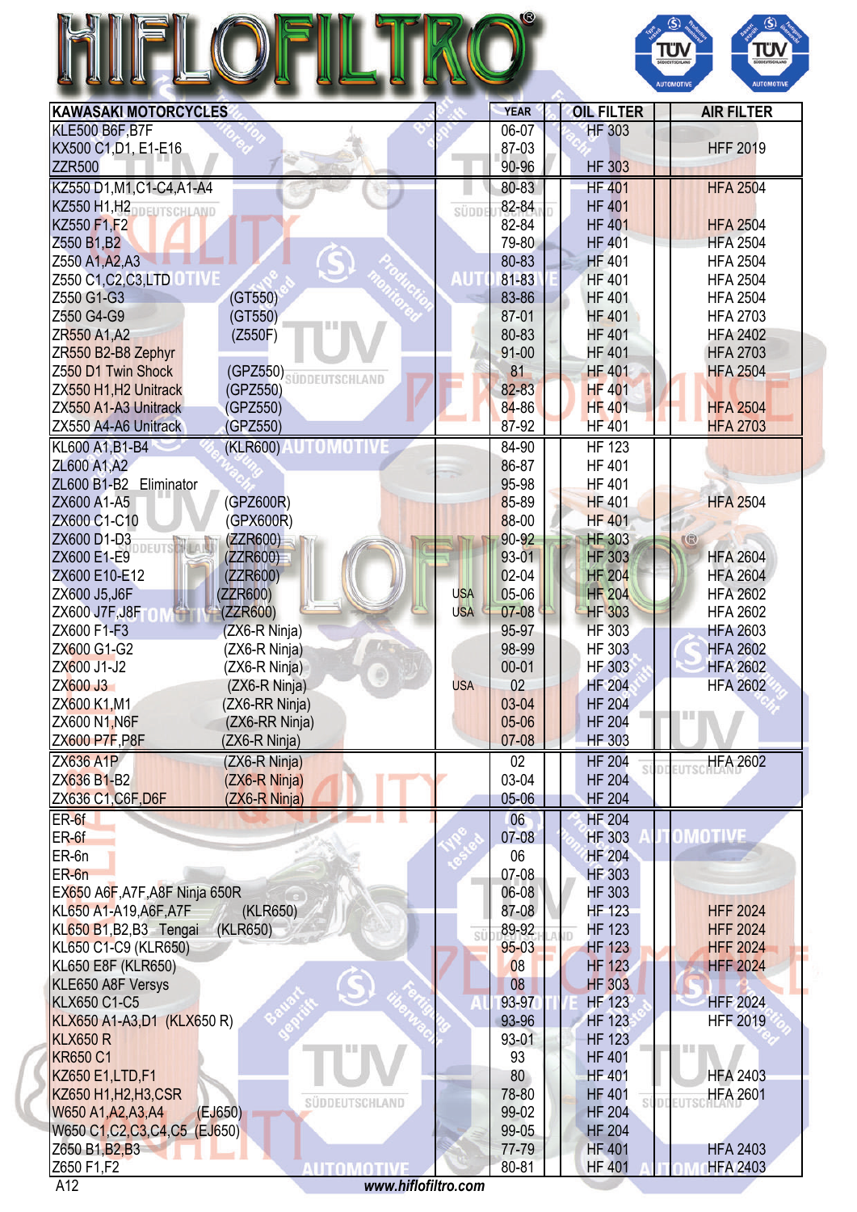# HIFLOFILTRO®

| KAWASAKI MOTORCYCLES | | | YEAR | OIL FILTER | AIR FILTER |
|---|---|---|---|---|---|
| KLE500 B6F,B7F | | | 06-07 | HF 303 | |
| KX500 C1,D1, E1-E16 | | | 87-03 | | HFF 2019 |
| ZZR500 | | | 90-96 | HF 303 | |
| KZ550 D1,M1,C1-C4,A1-A4 | | | 80-83 | HF 401 | HFA 2504 |
| KZ550 H1,H2 | | | 82-84 | HF 401 | |
| KZ550 F1,F2 | | | 82-84 | HF 401 | HFA 2504 |
| Z550 B1,B2 | | | 79-80 | HF 401 | HFA 2504 |
| Z550 A1,A2,A3 | | | 80-83 | HF 401 | HFA 2504 |
| Z550 C1,C2,C3,LTD | | | 81-83 | HF 401 | HFA 2504 |
| Z550 G1-G3 | (GT550) | | 83-86 | HF 401 | HFA 2504 |
| Z550 G4-G9 | (GT550) | | 87-01 | HF 401 | HFA 2703 |
| ZR550 A1,A2 | (Z550F) | | 80-83 | HF 401 | HFA 2402 |
| ZR550 B2-B8 Zephyr | | | 91-00 | HF 401 | HFA 2703 |
| Z550 D1 Twin Shock | (GPZ550) | | 81 | HF 401 | HFA 2504 |
| ZX550 H1,H2 Unitrack | (GPZ550) | | 82-83 | HF 401 | |
| ZX550 A1-A3 Unitrack | (GPZ550) | | 84-86 | HF 401 | HFA 2504 |
| ZX550 A4-A6 Unitrack | (GPZ550) | | 87-92 | HF 401 | HFA 2703 |
| KL600 A1,B1-B4 | (KLR600) | | 84-90 | HF 123 | |
| ZL600 A1,A2 | | | 86-87 | HF 401 | |
| ZL600 B1-B2 Eliminator | | | 95-98 | HF 401 | |
| ZX600 A1-A5 | (GPZ600R) | | 85-89 | HF 401 | HFA 2504 |
| ZX600 C1-C10 | (GPX600R) | | 88-00 | HF 401 | |
| ZX600 D1-D3 | (ZZR600) | | 90-92 | HF 303 | |
| ZX600 E1-E9 | (ZZR600) | | 93-01 | HF 303 | HFA 2604 |
| ZX600 E10-E12 | (ZZR600) | | 02-04 | HF 204 | HFA 2604 |
| ZX600 J5,J6F | (ZZR600) | USA | 05-06 | HF 204 | HFA 2602 |
| ZX600 J7F,J8F | (ZZR600) | USA | 07-08 | HF 303 | HFA 2602 |
| ZX600 F1-F3 | (ZX-6R Ninja) | | 95-97 | HF 303 | HFA 2603 |
| ZX600 G1-G2 | (ZX6-R Ninja) | | 98-99 | HF 303 | HFA 2602 |
| ZX600 J1-J2 | (ZX6-R Ninja) | | 00-01 | HF 303 | HFA 2602 |
| ZX600 J3 | (ZX6-R Ninja) | USA | 02 | HF 204 | HFA 2602 |
| ZX600 K1,M1 | (ZX6-RR Ninja) | | 03-04 | HF 204 | |
| ZX600 N1,N6F | (ZX6-RR Ninja) | | 05-06 | HF 204 | |
| ZX600 P7F,P8F | (ZX-6R Ninja) | | 07-08 | HF 303 | |
| ZX636 A1P | (ZX6-R Ninja) | | 02 | HF 204 | HFA 2602 |
| ZX636 B1-B2 | (ZX6-R Ninja) | | 03-04 | HF 204 | |
| ZX636 C1,C6F,D6F | (ZX6-R Ninja) | | 05-06 | HF 204 | |
| ER-6f | | | 06 | HF 204 | |
| ER-6f | | | 07-08 | HF 303 | |
| ER-6n | | | 06 | HF 204 | |
| ER-6n | | | 07-08 | HF 303 | |
| EX650 A6F,A7F,A8F Ninja 650R | | | 06-08 | HF 303 | |
| KL650 A1-A19,A6F,A7F | (KLR650) | | 87-08 | HF 123 | HFF 2024 |
| KL650 B1,B2,B3 Tengai | (KLR650) | | 89-92 | HF 123 | HFF 2024 |
| KL650 C1-C9 (KLR650) | | | 95-03 | HF 123 | HFF 2024 |
| KL650 E8F (KLR650) | | | 08 | HF 123 | HFF 2024 |
| KLE650 A8F Versys | | | 08 | HF 303 | |
| KLX650 C1-C5 | | | 93-97 | HF 123 | HFF 2024 |
| KLX650 A1-A3,D1 (KLX650 R) | | | 93-96 | HF 123 | HFF 2019 |
| KLX650 R | | | 93-01 | HF 123 | |
| KR650 C1 | | | 93 | HF 401 | |
| KZ650 E1,LTD,F1 | | | 80 | HF 401 | HFA 2403 |
| KZ650 H1,H2,H3,CSR | | | 78-80 | HF 401 | HFA 2601 |
| W650 A1,A2,A3,A4 | (EJ650) | | 99-02 | HF 204 | |
| W650 C1,C2,C3,C4,C5 | (EJ650) | | 99-05 | HF 204 | |
| Z650 B1,B2,B3 | | | 77-79 | HF 401 | HFA 2403 |
| Z650 F1,F2 | | | 80-81 | HF 401 | HFA 2403 |

www.hiflofiltro.com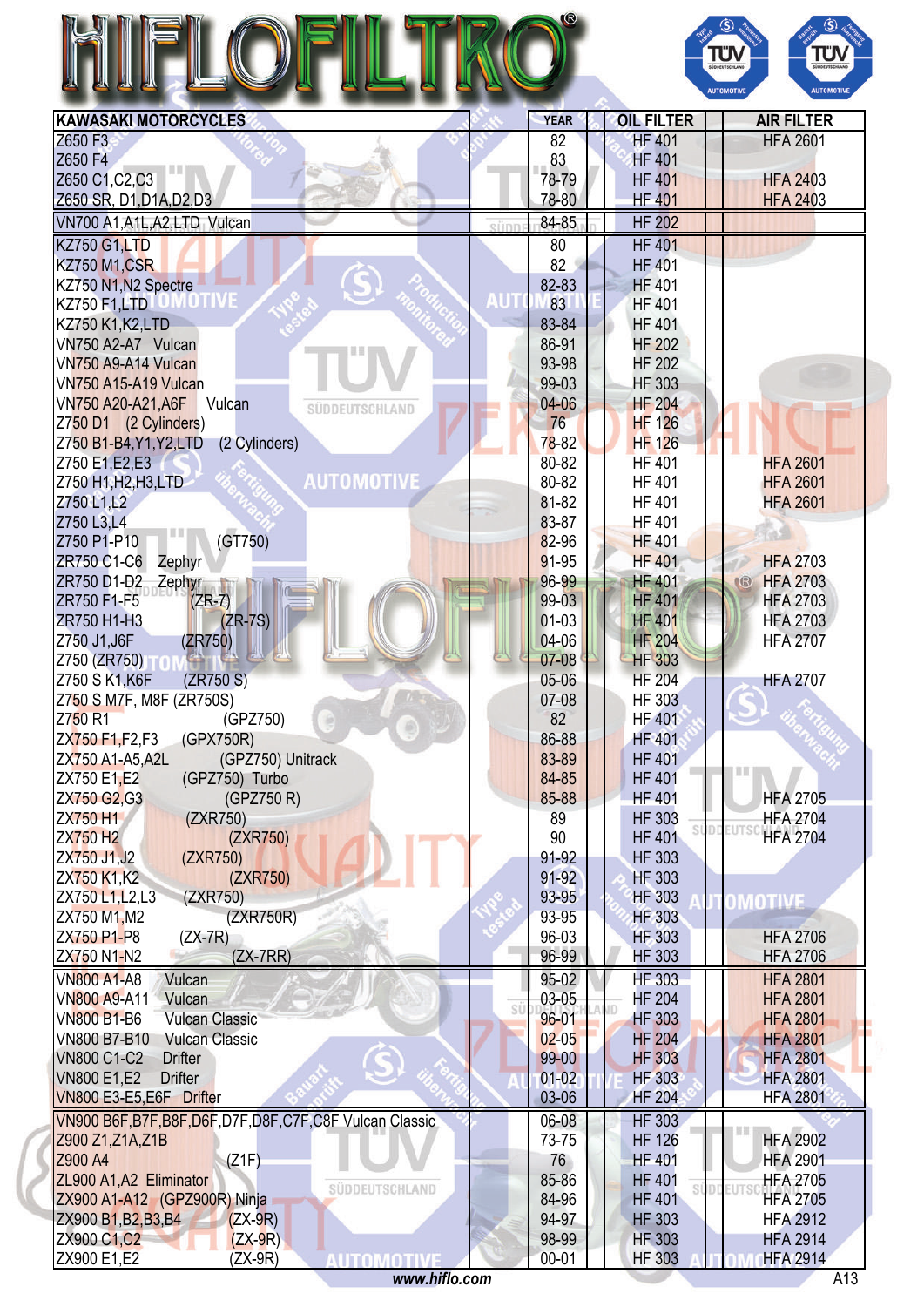# HIFLOFILTRO

| KAWASAKI MOTORCYCLES | YEAR | OIL FILTER | AIR FILTER |
|---|---|---|---|
| Z650 F3 | 82 | HF 401 | HFA 2601 |
| Z650 F4 | 83 | HF 401 | |
| Z650 C1,C2,C3 | 78-79 | HF 401 | HFA 2403 |
| Z650 SR, D1,D1A,D2,D3 | 78-80 | HF 401 | HFA 2403 |
| VN700 A1,A1L,A2,LTD Vulcan | 84-85 | HF 202 | |
| KZ750 G1,LTD | 80 | HF 401 | |
| KZ750 M1,CSR | 82 | HF 401 | |
| KZ750 N1,N2 Spectre | 82-83 | HF 401 | |
| KZ750 F1,LTD | 83 | HF 401 | |
| KZ750 K1,K2,LTD | 83-84 | HF 401 | |
| VN750 A2-A7 Vulcan | 86-91 | HF 202 | |
| VN750 A9-A14 Vulcan | 93-98 | HF 202 | |
| VN750 A15-A19 Vulcan | 99-03 | HF 303 | |
| VN750 A20-A21,A6F Vulcan | 04-06 | HF 204 | |
| Z750 D1 (2 Cylinders) | 76 | HF 126 | |
| Z750 B1-B4,Y1,Y2,LTD (2 Cylinders) | 78-82 | HF 126 | |
| Z750 E1,E2,E3 | 80-82 | HF 401 | HFA 2601 |
| Z750 H1,H2,H3,LTD | 80-82 | HF 401 | HFA 2601 |
| Z750 L1,L2 | 81-82 | HF 401 | HFA 2601 |
| Z750 L3,L4 | 83-87 | HF 401 | |
| Z750 P1-P10 (GT750) | 82-96 | HF 401 | |
| ZR750 C1-C6 Zephyr | 91-95 | HF 401 | HFA 2703 |
| ZR750 D1-D2 Zephyr | 96-99 | HF 401 | HFA 2703 |
| ZR750 F1-F5 (ZR-7) | 99-03 | HF 401 | HFA 2703 |
| ZR750 H1-H3 (ZR-7S) | 01-03 | HF 401 | HFA 2703 |
| Z750 J1,J6F (ZR750) | 04-06 | HF 204 | HFA 2707 |
| Z750 (ZR750) | 07-08 | HF 303 | |
| Z750 S K1,K6F (ZR750 S) | 05-06 | HF 204 | HFA 2707 |
| Z750 S M7F, M8F (ZR750S) | 07-08 | HF 303 | |
| Z750 R1 (GPZ750) | 82 | HF 401 | |
| ZX750 F1,F2,F3 (GPX750R) | 86-88 | HF 401 | |
| ZX750 A1-A5,A2L (GPZ750) Unitrack | 83-89 | HF 401 | |
| ZX750 E1,E2 (GPZ750) Turbo | 84-85 | HF 401 | |
| ZX750 G2,G3 (GPZ750 R) | 85-88 | HF 401 | HFA 2705 |
| ZX750 H1 (ZXR750) | 89 | HF 303 | HFA 2704 |
| ZX750 H2 (ZXR750) | 90 | HF 401 | HFA 2704 |
| ZX750 J1,J2 (ZXR750) | 91-92 | HF 303 | |
| ZX750 K1,K2 (ZXR750) | 91-92 | HF 303 | |
| ZX750 L1,L2,L3 (ZXR750) | 93-95 | HF 303 | |
| ZX750 M1,M2 (ZXR750R) | 93-95 | HF 303 | |
| ZX750 P1-P8 (ZX-7R) | 96-03 | HF 303 | HFA 2706 |
| ZX750 N1-N2 (ZX-7RR) | 96-99 | HF 303 | HFA 2706 |
| VN800 A1-A8 Vulcan | 95-02 | HF 303 | HFA 2801 |
| VN800 A9-A11 Vulcan | 03-05 | HF 204 | HFA 2801 |
| VN800 B1-B6 Vulcan Classic | 96-01 | HF 303 | HFA 2801 |
| VN800 B7-B10 Vulcan Classic | 02-05 | HF 204 | HFA 2801 |
| VN800 C1-C2 Drifter | 99-00 | HF 303 | HFA 2801 |
| VN800 E1,E2 Drifter | 01-02 | HF 303 | HFA 2801 |
| VN800 E3-E5,E6F Drifter | 03-06 | HF 204 | HFA 2801 |
| VN900 B6F,B7F,B8F,D6F,D7F,D8F,C7F,C8F Vulcan Classic | 06-08 | HF 303 | |
| Z900 Z1,Z1A,Z1B | 73-75 | HF 126 | HFA 2902 |
| Z900 A4 (Z1F) | 76 | HF 401 | HFA 2901 |
| ZL900 A1,A2 Eliminator | 85-86 | HF 401 | HFA 2705 |
| ZX900 A1-A12 (GPZ900R) Ninja | 84-96 | HF 401 | HFA 2705 |
| ZX900 B1,B2,B3,B4 (ZX-9R) | 94-97 | HF 303 | HFA 2912 |
| ZX900 C1,C2 (ZX-9R) | 98-99 | HF 303 | HFA 2914 |
| ZX900 E1,E2 (ZX-9R) | 00-01 | HF 303 | HFA 2914 |

www.hiflo.com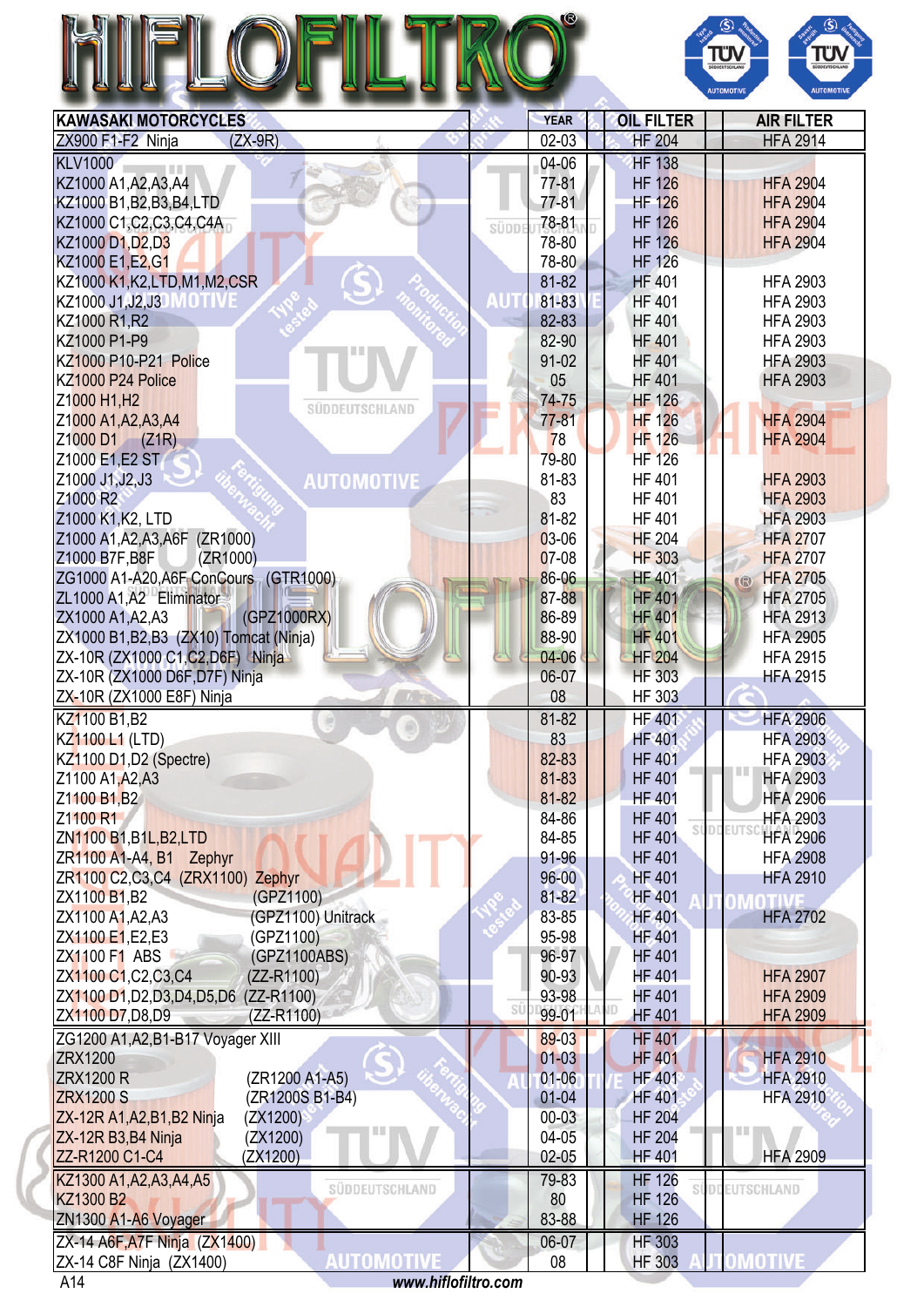# HIFLOFILTRO

| KAWASAKI MOTORCYCLES | YEAR | OIL FILTER | AIR FILTER |
|---|---|---|---|
| ZX900 F1-F2 Ninja (ZX-9R) | 02-03 | HF 204 | HFA 2914 |
| KLV1000 | 04-06 | HF 138 | |
| KZ1000 A1,A2,A3,A4 | 77-81 | HF 126 | HFA 2904 |
| KZ1000 B1,B2,B3,B4,LTD | 77-81 | HF 126 | HFA 2904 |
| KZ1000 C1,C2,C3,C4A | 78-81 | HF 126 | HFA 2904 |
| KZ1000 D1,D2,D3 | 78-80 | HF 126 | HFA 2904 |
| KZ1000 E1,E2,G1 | 78-80 | HF 126 | |
| KZ1000 K1,K2,LTD,M1,M2,CSR | 81-82 | HF 401 | HFA 2903 |
| KZ1000 J1,J2,J3 | 81-83 | HF 401 | HFA 2903 |
| KZ1000 R1,R2 | 82-83 | HF 401 | HFA 2903 |
| KZ1000 P1-P9 | 82-90 | HF 401 | HFA 2903 |
| KZ1000 P10-P21 Police | 91-02 | HF 401 | HFA 2903 |
| KZ1000 P24 Police | 05 | HF 401 | HFA 2903 |
| Z1000 H1,H2 | 74-75 | HF 126 | |
| Z1000 A1,A2,A3,A4 | 77-81 | HF 126 | HFA 2904 |
| Z1000 D1 (Z1R) | 78 | HF 126 | HFA 2904 |
| Z1000 E1,E2 ST | 79-80 | HF 126 | |
| Z1000 J1,J2,J3 | 81-83 | HF 401 | HFA 2903 |
| Z1000 R2 | 83 | HF 401 | HFA 2903 |
| Z1000 K1,K2, LTD | 81-82 | HF 401 | HFA 2903 |
| Z1000 A1,A2,A3,A6F (ZR1000) | 03-06 | HF 204 | HFA 2707 |
| Z1000 B7F,B8F (ZR1000) | 07-08 | HF 303 | HFA 2707 |
| ZG1000 A1-A20,A6F ConCours (GTR1000) | 86-06 | HF 401 | HFA 2705 |
| ZL1000 A1,A2 Eliminator | 87-88 | HF 401 | HFA 2705 |
| ZX1000 A1,A2,A3 (GPZ1000RX) | 86-89 | HF 401 | HFA 2913 |
| ZX1000 B1,B2,B3 (ZX10) Tomcat (Ninja) | 88-90 | HF 401 | HFA 2905 |
| ZX-10R (ZX1000 C1,C2,D6F) Ninja | 04-06 | HF 204 | HFA 2915 |
| ZX-10R (ZX1000 D6F,D7F) Ninja | 06-07 | HF 303 | HFA 2915 |
| ZX-10R (ZX1000 E8F) Ninja | 08 | HF 303 | |
| KZ1100 B1,B2 | 81-82 | HF 401 | HFA 2906 |
| KZ1100 L1 (LTD) | 83 | HF 401 | HFA 2903 |
| KZ1100 D1,D2 (Spectre) | 82-83 | HF 401 | HFA 2903 |
| Z1100 A1,A2,A3 | 81-83 | HF 401 | HFA 2903 |
| Z1100 B1,B2 | 81-82 | HF 401 | HFA 2906 |
| Z1100 R1 | 84-86 | HF 401 | HFA 2903 |
| ZN1100 B1,B1L,B2,LTD | 84-85 | HF 401 | HFA 2906 |
| ZR1100 A1-A4, B1 Zephyr | 91-96 | HF 401 | HFA 2908 |
| ZR1100 C2,C3,C4 (ZRX1100) Zephyr | 96-00 | HF 401 | HFA 2910 |
| ZX1100 B1,B2 (GPZ1100) | 81-82 | HF 401 | |
| ZX1100 A1,A2,A3 (GPZ1100) Unitrack | 83-85 | HF 401 | HFA 2702 |
| ZX1100 E1,E2,E3 (GPZ1100) | 95-98 | HF 401 | |
| ZX1100 F1 ABS (GPZ1100ABS) | 96-97 | HF 401 | |
| ZX1100 C1,C2,C3,C4 (ZZ-R1100) | 90-93 | HF 401 | HFA 2907 |
| ZX1100 D1,D2,D3,D4,D5,D6 (ZZ-R1100) | 93-98 | HF 401 | HFA 2909 |
| ZX1100 D7,D8,D9 (ZZ-R1100) | 99-01 | HF 401 | HFA 2909 |
| ZG1200 A1,A2,B1-B17 Voyager XIII | 89-03 | HF 401 | |
| ZRX1200 | 01-03 | HF 401 | HFA 2910 |
| ZRX1200 R (ZR1200 A1-A5) | 01-06 | HF 401 | HFA 2910 |
| ZRX1200 S (ZR1200S B1-B4) | 01-04 | HF 401 | HFA 2910 |
| ZX-12R A1,A2,B1,B2 Ninja (ZX1200) | 00-03 | HF 204 | |
| ZX-12R B3,B4 Ninja (ZX1200) | 04-05 | HF 204 | |
| ZZ-R1200 C1-C4 (ZX1200) | 02-05 | HF 401 | HFA 2909 |
| KZ1300 A1,A2,A3,A4,A5 | 79-83 | HF 126 | |
| KZ1300 B2 | 80 | HF 126 | |
| ZN1300 A1-A6 Voyager | 83-88 | HF 126 | |
| ZX-14 A6F,A7F Ninja (ZX1400) | 06-07 | HF 303 | |
| ZX-14 C8F Ninja (ZX1400) | 08 | HF 303 | |

*www.hiflofiltro.com*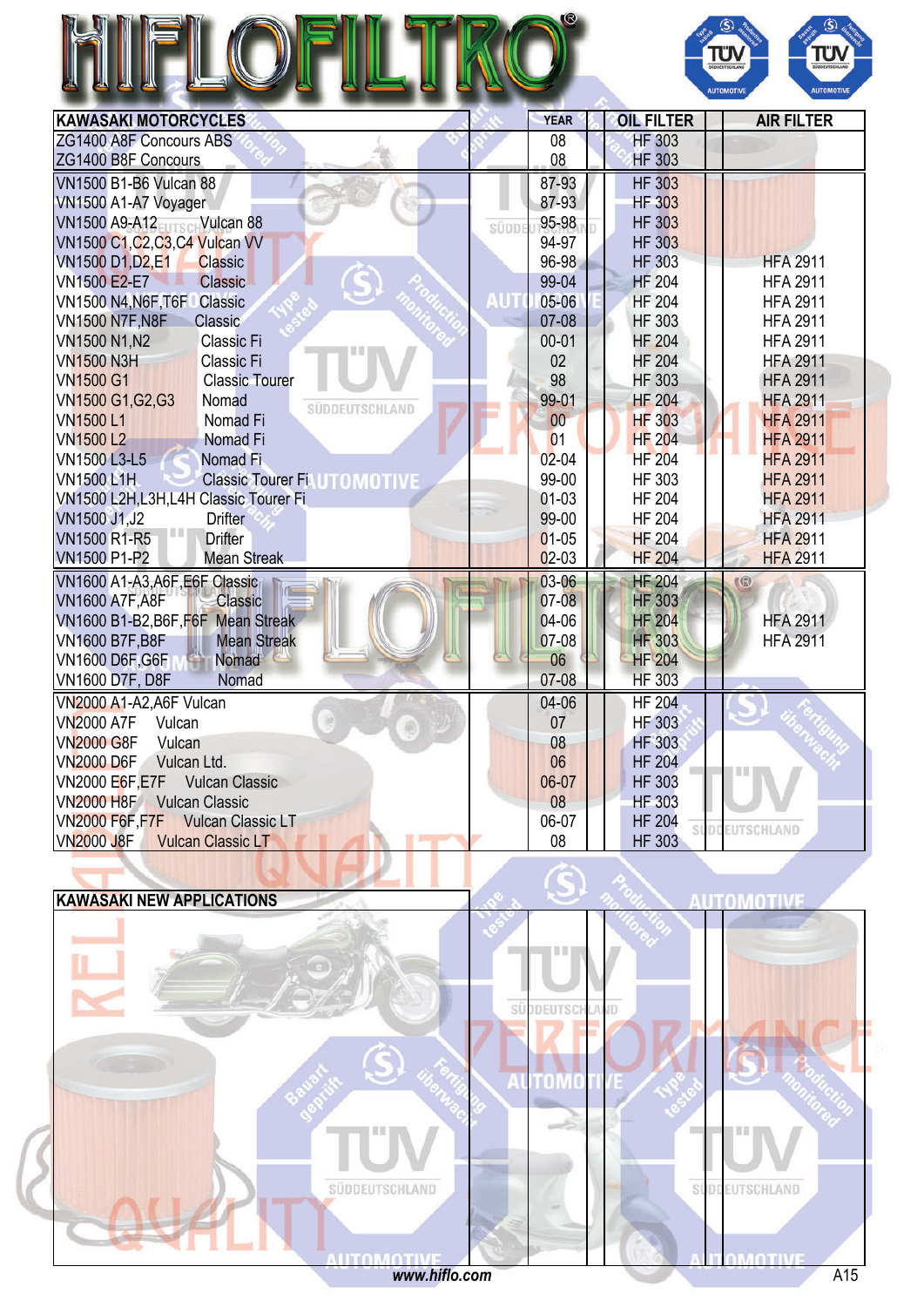# HIFLOFILTRO

| KAWASAKI MOTORCYCLES | YEAR | OIL FILTER | | AIR FILTER |
|---|---|---|---|---|
| ZG1400 A8F Concours ABS | 08 | HF 303 | | |
| ZG1400 B8F Concours | 08 | HF 303 | | |
| VN1500 B1-B6 Vulcan 88 | 87-93 | HF 303 | | |
| VN1500 A1-A7 Voyager | 87-93 | HF 303 | | |
| VN1500 A9-A12 Vulcan 88 | 95-98 | HF 303 | | |
| VN1500 C1,C2,C3,C4 Vulcan VV | 94-97 | HF 303 | | |
| VN1500 D1,D2,E1 Classic | 96-98 | HF 303 | | HFA 2911 |
| VN1500 E2-E7 Classic | 99-04 | HF 204 | | HFA 2911 |
| VN1500 N4,N6F,T6F Classic | 05-06 | HF 204 | | HFA 2911 |
| VN1500 N7F,N8F Classic | 07-08 | HF 303 | | HFA 2911 |
| VN1500 N1,N2 Classic Fi | 00-01 | HF 204 | | HFA 2911 |
| VN1500 N3H Classic Fi | 02 | HF 204 | | HFA 2911 |
| VN1500 G1 Classic Tourer | 98 | HF 303 | | HFA 2911 |
| VN1500 G1,G2,G3 Nomad | 99-01 | HF 204 | | HFA 2911 |
| VN1500 L1 Nomad Fi | 00 | HF 303 | | HFA 2911 |
| VN1500 L2 Nomad Fi | 01 | HF 204 | | HFA 2911 |
| VN1500 L3-L5 Nomad Fi | 02-04 | HF 204 | | HFA 2911 |
| VN1500 L1H Classic Tourer Fi | 99-00 | HF 303 | | HFA 2911 |
| VN1500 L2H,L3H,L4H Classic Tourer Fi | 01-03 | HF 204 | | HFA 2911 |
| VN1500 J1,J2 Drifter | 99-00 | HF 204 | | HFA 2911 |
| VN1500 R1-R5 Drifter | 01-05 | HF 204 | | HFA 2911 |
| VN1500 P1-P2 Mean Streak | 02-03 | HF 204 | | HFA 2911 |
| VN1600 A1-A3,A6F,E6F Classic | 03-06 | HF 204 | | |
| VN1600 A7F,A8F Classic | 07-08 | HF 303 | | |
| VN1600 B1-B2,B6F,F6F Mean Streak | 04-06 | HF 204 | | HFA 2911 |
| VN1600 B7F,B8F Mean Streak | 07-08 | HF 303 | | HFA 2911 |
| VN1600 D6F,G6F Nomad | 06 | HF 204 | | |
| VN1600 D7F, D8F Nomad | 07-08 | HF 303 | | |
| VN2000 A1-A2,A6F Vulcan | 04-06 | HF 204 | | |
| VN2000 A7F Vulcan | 07 | HF 303 | | |
| VN2000 G8F Vulcan | 08 | HF 303 | | |
| VN2000 D6F Vulcan Ltd. | 06 | HF 204 | | |
| VN2000 E6F,E7F Vulcan Classic | 06-07 | HF 303 | | |
| VN2000 H8F Vulcan Classic | 08 | HF 303 | | |
| VN2000 F6F,F7F Vulcan Classic LT | 06-07 | HF 204 | | |
| VN2000 J8F Vulcan Classic LT | 08 | HF 303 | | |

| KAWASAKI NEW APPLICATIONS | | | | |
|---|---|---|---|---|
| | | | | |

www.hiflo.com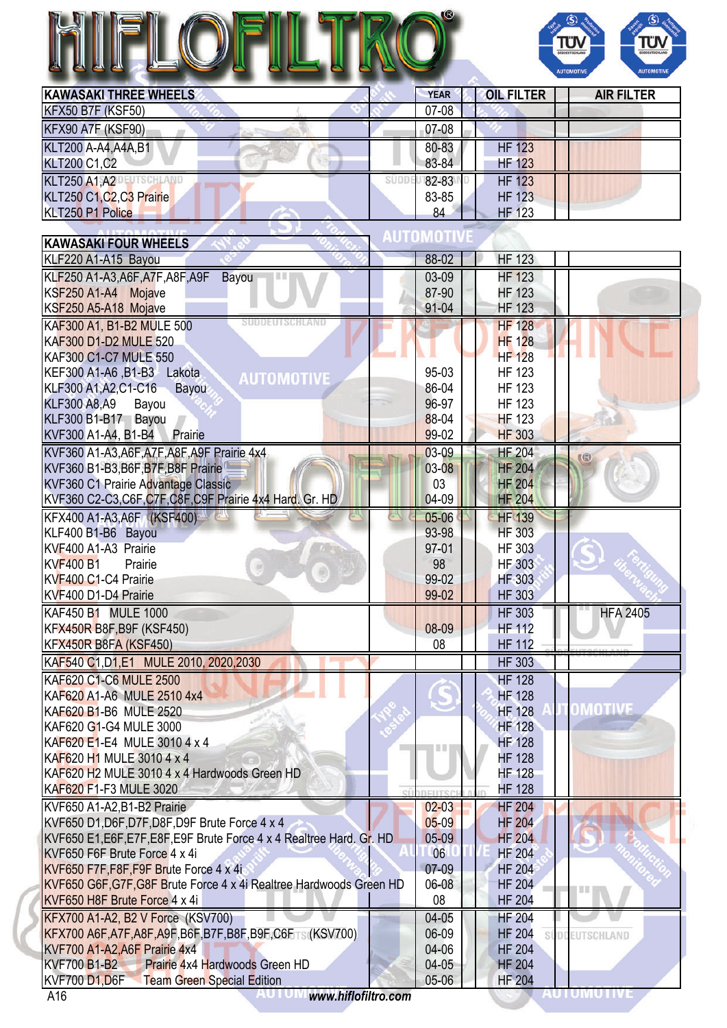# HIFLOFILTRO

| KAWASAKI THREE WHEELS | YEAR | OIL FILTER | AIR FILTER |
|---|---|---|---|
| KFX50 B7F (KSF50) | 07-08 | | |
| KFX90 A7F (KSF90) | 07-08 | | |
| KLT200 A-A4,A4A,B1 | 80-83 | HF 123 | |
| KLT200 C1,C2 | 83-84 | HF 123 | |
| KLT250 A1,A2 | 82-83 | HF 123 | |
| KLT250 C1,C2,C3 Prairie | 83-85 | HF 123 | |
| KLT250 P1 Police | 84 | HF 123 | |

| KAWASAKI FOUR WHEELS | YEAR | OIL FILTER | AIR FILTER |
|---|---|---|---|
| KLF220 A1-A15 Bayou | 88-02 | HF 123 | |
| KLF250 A1-A3,A6F,A7F,A8F,A9F Bayou | 03-09 | HF 123 | |
| KSF250 A1-A4 Mojave | 87-90 | HF 123 | |
| KSF250 A5-A18 Mojave | 91-04 | HF 123 | |
| KAF300 A1, B1-B2 MULE 500 | | HF 128 | |
| KAF300 D1-D2 MULE 520 | | HF 128 | |
| KAF300 C1-C7 MULE 550 | | HF 128 | |
| KEF300 A1-A6 ,B1-B3 Lakota | 95-03 | HF 123 | |
| KLF300 A1,A2,C1-C16 Bayou | 86-04 | HF 123 | |
| KLF300 A8,A9 Bayou | 96-97 | HF 123 | |
| KLF300 B1-B17 Bayou | 88-04 | HF 123 | |
| KVF300 A1-A4, B1-B4 Prairie | 99-02 | HF 303 | |
| KVF360 A1-A3,A6F,A7F,A8F,A9F Prairie 4x4 | 03-09 | HF 204 | |
| KVF360 B1-B3,B6F,B7F,B8F Prairie | 03-08 | HF 204 | |
| KVF360 C1 Prairie Advantage Classic | 03 | HF 204 | |
| KVF360 C2-C3,C6F,C7F,C8F,C9F Prairie 4x4 Hard. Gr. HD | 04-09 | HF 204 | |
| KFX400 A1-A3,A6F (KSF400) | 05-06 | HF 139 | |
| KLF400 B1-B6 Bayou | 93-98 | HF 303 | |
| KVF400 A1-A3 Prairie | 97-01 | HF 303 | |
| KVF400 B1 Prairie | 98 | HF 303 | |
| KVF400 C1-C4 Prairie | 99-02 | HF 303 | |
| KVF400 D1-D4 Prairie | 99-02 | HF 303 | |
| KAF450 B1 MULE 1000 | | HF 303 | HFA 2405 |
| KFX450R B8F,B9F (KSF450) | 08-09 | HF 112 | |
| KFX450R B8FA (KSF450) | 08 | HF 112 | |
| KAF540 C1,D1,E1 MULE 2010, 2020,2030 | | HF 303 | |
| KAF620 C1-C6 MULE 2500 | | HF 128 | |
| KAF620 A1-A6 MULE 2510 4x4 | | HF 128 | |
| KAF620 B1-B6 MULE 2520 | | HF 128 | |
| KAF620 G1-G4 MULE 3000 | | HF 128 | |
| KAF620 E1-E4 MULE 3010 4 x 4 | | HF 128 | |
| KAF620 H1 MULE 3010 4 x 4 | | HF 128 | |
| KAF620 H2 MULE 3010 4 x 4 Hardwoods Green HD | | HF 128 | |
| KAF620 F1-F3 MULE 3020 | | HF 128 | |
| KVF650 A1-A2,B1-B2 Prairie | 02-03 | HF 204 | |
| KVF650 D1,D6F,D7F,D8F,D9F Brute Force 4 x 4 | 05-09 | HF 204 | |
| KVF650 E1,E6F,E7F,E8F,E9F Brute Force 4 x 4 Realtree Hard. Gr. HD | 05-09 | HF 204 | |
| KVF650 F6F Brute Force 4 x 4i | 06 | HF 204 | |
| KVF650 F7F,F8F,F9F Brute Force 4 x 4i | 07-09 | HF 204 | |
| KVF650 G6F,G7F,G8F Brute Force 4 x 4i Realtree Hardwoods Green HD | 06-08 | HF 204 | |
| KVF650 H8F Brute Force 4 x 4i | 08 | HF 204 | |
| KFX700 A1-A2, B2 V Force (KSV700) | 04-05 | HF 204 | |
| KFX700 A6F,A7F,A8F,A9F,B6F,B7F,B8F,B9F,C6F (KSV700) | 06-09 | HF 204 | |
| KVF700 A1-A2,A6F Prairie 4x4 | 04-06 | HF 204 | |
| KVF700 B1-B2 Prairie 4x4 Hardwoods Green HD | 04-05 | HF 204 | |
| KVF700 D1,D6F Team Green Special Edition | 05-06 | HF 204 | |

www.hiflofiltro.com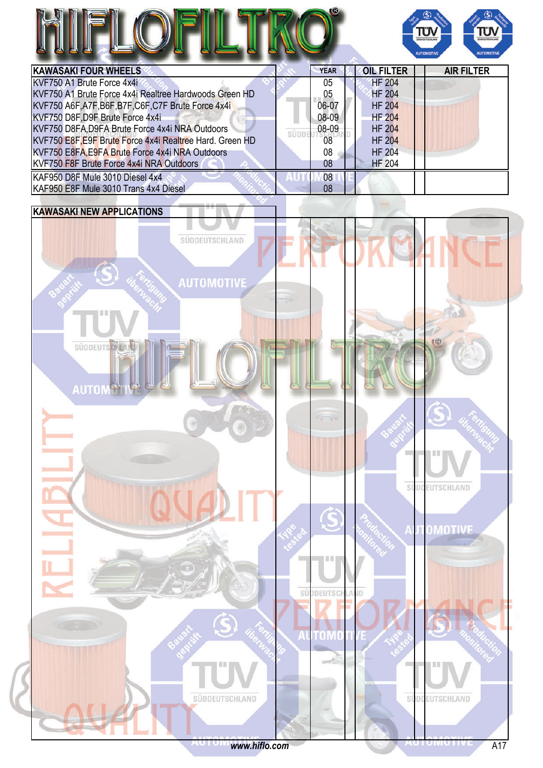# HIFLOFILTRO

| KAWASAKI FOUR WHEELS | | YEAR | | OIL FILTER | | AIR FILTER |
|---|---|---|---|---|---|---|
| KVF750 A1 Brute Force 4x4i | | 05 | | HF 204 | | |
| KVF750 A1 Brute Force 4x4i Realtree Hardwoods Green HD | | 05 | | HF 204 | | |
| KVF750 A6F,A7F,B6F,B7F,C6F,C7F Brute Force 4x4i | | 06-07 | | HF 204 | | |
| KVF750 D8F,D9F Brute Force 4x4i | | 08-09 | | HF 204 | | |
| KVF750 D8FA,D9FA Brute Force 4x4i NRA Outdoors | | 08-09 | | HF 204 | | |
| KVF750 E8F,E9F Brute Force 4x4i Realtree Hard. Green HD | | 08 | | HF 204 | | |
| KVF750 E8FA,E9FA Brute Force 4x4i NRA Outdoors | | 08 | | HF 204 | | |
| KVF750 F8F Brute Force 4x4i NRA Outdoors | | 08 | | HF 204 | | |
| KAF950 D8F Mule 3010 Diesel 4x4 | | 08 | | | | |
| KAF950 E8F Mule 3010 Trans 4x4 Diesel | | 08 | | | | |

| KAWASAKI NEW APPLICATIONS | | | | | | |
|---|---|---|---|---|---|---|
| | | | | | | |

www.hiflo.com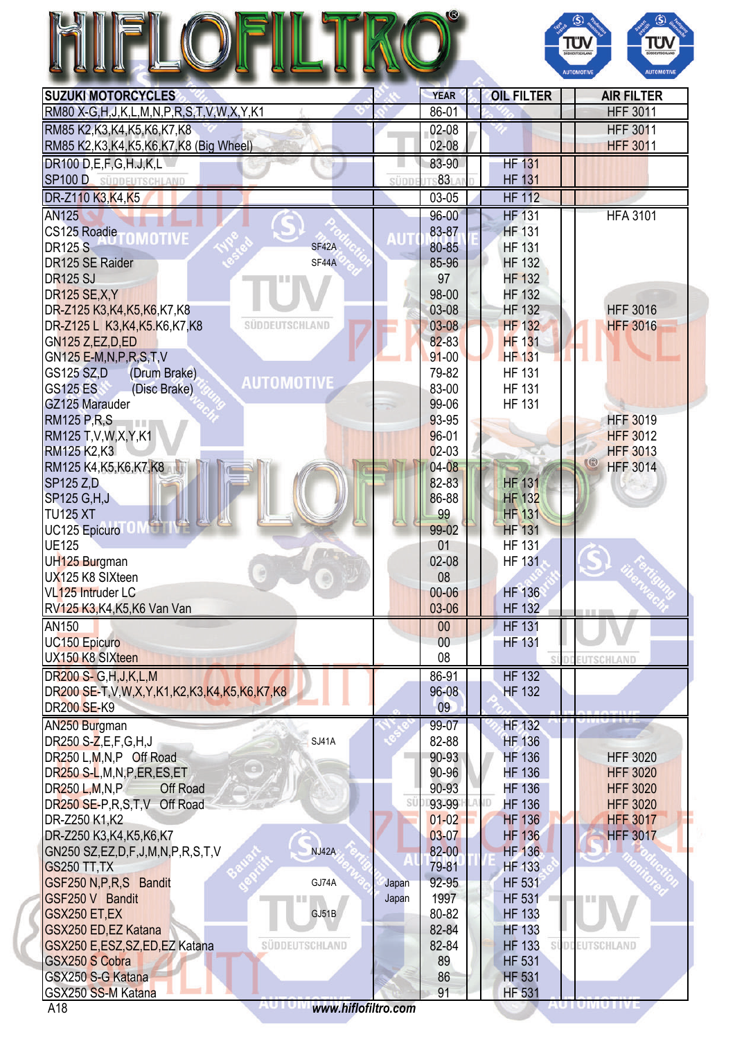# HIFLOFILTRO®

| SUZUKI MOTORCYCLES | | YEAR | OIL FILTER | AIR FILTER |
|---|---|---|---|---|
| RM80 X-G,H,J,K,L,M,N,P,R,S,T,V,W,X,Y,K1 | | 86-01 | | HFF 3011 |
| RM85 K2,K3,K4,K5,K6,K7,K8 | | 02-08 | | HFF 3011 |
| RM85 K2,K3,K4,K5,K6,K7,K8 (Big Wheel) | | 02-08 | | HFF 3011 |
| DR100 D,E,F,G,H.J,K,L | | 83-90 | HF 131 | |
| SP100 D | | 83 | HF 131 | |
| DR-Z110 K3,K4,K5 | | 03-05 | HF 112 | |
| AN125 | | 96-00 | HF 131 | HFA 3101 |
| CS125 Roadie | | 83-87 | HF 131 | |
| DR125 S | SF42A | 80-85 | HF 131 | |
| DR125 SE Raider | SF44A | 85-96 | HF 132 | |
| DR125 SJ | | 97 | HF 132 | |
| DR125 SE,X,Y | | 98-00 | HF 132 | |
| DR-Z125 K3,K4,K5,K6,K7,K8 | | 03-08 | HF 132 | HFF 3016 |
| DR-Z125 L K3,K4,K5.K6,K7,K8 | | 03-08 | HF 132 | HFF 3016 |
| GN125 Z,EZ,D,ED | | 82-83 | HF 131 | |
| GN125 E-M,N,P,R,S,T,V | | 91-00 | HF 131 | |
| GS125 SZ,D (Drum Brake) | | 79-82 | HF 131 | |
| GS125 ES (Disc Brake) | | 83-00 | HF 131 | |
| GZ125 Marauder | | 99-06 | HF 131 | |
| RM125 P,R,S | | 93-95 | | HFF 3019 |
| RM125 T,V,W,X,Y,K1 | | 96-01 | | HFF 3012 |
| RM125 K2,K3 | | 02-03 | | HFF 3013 |
| RM125 K4,K5,K6,K7,K8 | | 04-08 | | HFF 3014 |
| SP125 Z,D | | 82-83 | HF 131 | |
| SP125 G,H,J | | 86-88 | HF 132 | |
| TU125 XT | | 99 | HF 131 | |
| UC125 Epicuro | | 99-02 | HF 131 | |
| UE125 | | 01 | HF 131 | |
| UH125 Burgman | | 02-08 | HF 131 | |
| UX125 K8 SIXteen | | 08 | | |
| VL125 Intruder LC | | 00-06 | HF 136 | |
| RV125 K3,K4,K5,K6 Van Van | | 03-06 | HF 132 | |
| AN150 | | 00 | HF 131 | |
| UC150 Epicuro | | 00 | HF 131 | |
| UX150 K8 SIXteen | | 08 | | |
| DR200 S- G,H,J,K,L,M | | 86-91 | HF 132 | |
| DR200 SE-T,V,W,X,Y,K1,K2,K3,K4,K5,K6,K7,K8 | | 96-08 | HF 132 | |
| DR200 SE-K9 | | 09 | | |
| AN250 Burgman | | 99-07 | HF 132 | |
| DR250 S-Z,E,F,G,H,J | SJ41A | 82-88 | HF 136 | |
| DR250 L,M,N,P Off Road | | 90-93 | HF 136 | HFF 3020 |
| DR250 S-L,M,N,P,ER,ES,ET | | 90-96 | HF 136 | HFF 3020 |
| DR250 L,M,N,P Off Road | | 90-93 | HF 136 | HFF 3020 |
| DR250 SE-P,R,S,T,V Off Road | | 93-99 | HF 136 | HFF 3020 |
| DR-Z250 K1,K2 | | 01-02 | HF 136 | HFF 3017 |
| DR-Z250 K3,K4,K5,K6,K7 | | 03-07 | HF 136 | HFF 3017 |
| GN250 SZ,EZ,D,F,J,M,N,P,R,S,T,V | NJ42A | 82-00 | HF 136 | |
| GS250 TT,TX | | 79-81 | HF 133 | |
| GSF250 N,P,R,S Bandit | GJ74A Japan | 92-95 | HF 531 | |
| GSF250 V Bandit | Japan | 1997 | HF 531 | |
| GSX250 ET,EX | GJ51B | 80-82 | HF 133 | |
| GSX250 ED,EZ Katana | | 82-84 | HF 133 | |
| GSX250 E,ESZ,SZ,ED,EZ Katana | | 82-84 | HF 133 | |
| GSX250 S Cobra | | 89 | HF 531 | |
| GSX250 S-G Katana | | 86 | HF 531 | |
| GSX250 SS-M Katana | | 91 | HF 531 | |

A18 *www.hiflofiltro.com*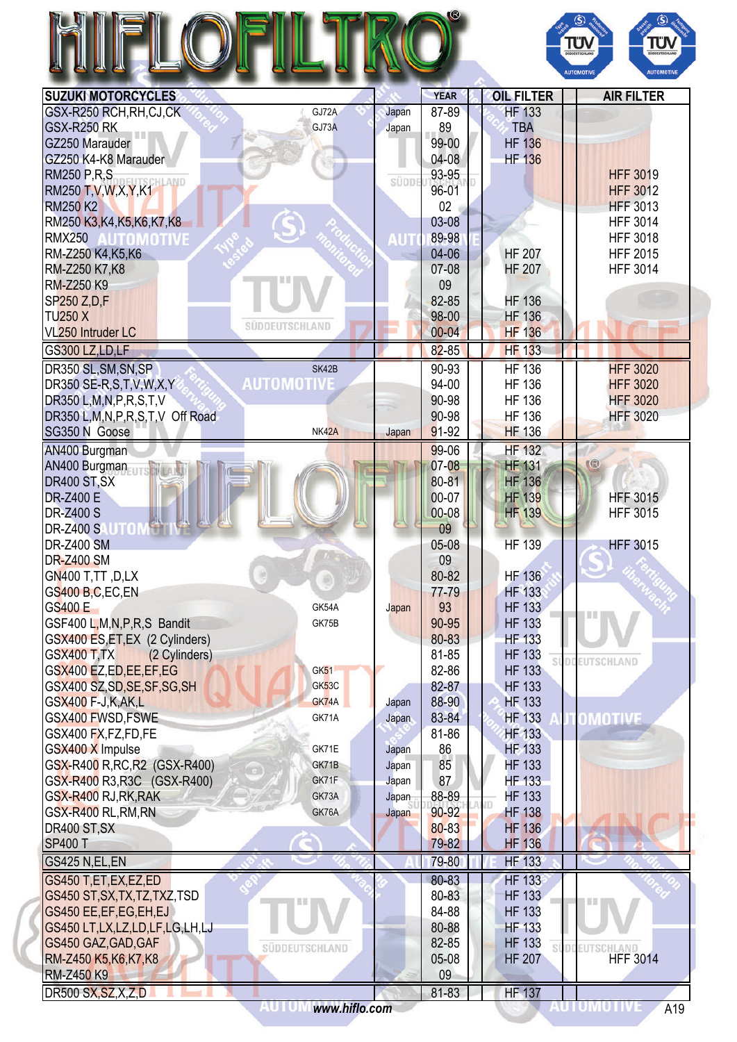# HIFLOFILTRO

| SUZUKI MOTORCYCLES | | | YEAR | OIL FILTER | | AIR FILTER |
|---|---|---|---|---|---|---|
| GSX-R250 RCH,RH,CJ,CK | GJ72A | Japan | 87-89 | HF 133 | | |
| GSX-R250 RK | GJ73A | Japan | 89 | TBA | | |
| GZ250 Marauder | | | 99-00 | HF 136 | | |
| GZ250 K4-K8 Marauder | | | 04-08 | HF 136 | | |
| RM250 P,R,S | | | 93-95 | | | HFF 3019 |
| RM250 T,V,W,X,Y,K1 | | | 96-01 | | | HFF 3012 |
| RM250 K2 | | | 02 | | | HFF 3013 |
| RM250 K3,K4,K5,K6,K7,K8 | | | 03-08 | | | HFF 3014 |
| RMX250 | | | 89-98 | | | HFF 3018 |
| RM-Z250 K4,K5,K6 | | | 04-06 | HF 207 | | HFF 2015 |
| RM-Z250 K7,K8 | | | 07-08 | HF 207 | | HFF 3014 |
| RM-Z250 K9 | | | 09 | | | |
| SP250 Z,D,F | | | 82-85 | HF 136 | | |
| TU250 X | | | 98-00 | HF 136 | | |
| VL250 Intruder LC | | | 00-04 | HF 136 | | |
| GS300 LZ,LD,LF | | | 82-85 | HF 133 | | |
| DR350 SL,SM,SN,SP | SK42B | | 90-93 | HF 136 | | HFF 3020 |
| DR350 SE-R,S,T,V,W,X,Y | | | 94-00 | HF 136 | | HFF 3020 |
| DR350 L,M,N,P,R,S,T,V | | | 90-98 | HF 136 | | HFF 3020 |
| DR350 L,M,N,P,R,S,T,V Off Road | | | 90-98 | HF 136 | | HFF 3020 |
| SG350 N Goose | NK42A | Japan | 91-92 | HF 136 | | |
| AN400 Burgman | | | 99-06 | HF 132 | | |
| AN400 Burgman | | | 07-08 | HF 131 | | |
| DR400 ST,SX | | | 80-81 | HF 136 | | |
| DR-Z400 E | | | 00-07 | HF 139 | | HFF 3015 |
| DR-Z400 S | | | 00-08 | HF 139 | | HFF 3015 |
| DR-Z400 S | | | 09 | | | |
| DR-Z400 SM | | | 05-08 | HF 139 | | HFF 3015 |
| DR-Z400 SM | | | 09 | | | |
| GN400 T,TT ,D,LX | | | 80-82 | HF 136 | | |
| GS400 B,C,EC,EN | | | 77-79 | HF 133 | | |
| GS400 E | GK54A | Japan | 93 | HF 133 | | |
| GSF400 L,M,N,P,R,S Bandit | GK75B | | 90-95 | HF 133 | | |
| GSX400 ES,ET,EX (2 Cylinders) | | | 80-83 | HF 133 | | |
| GSX400 T,TX (2 Cylinders) | | | 81-85 | HF 133 | | |
| GSX400 EZ,ED,EE,EF,EG | GK51 | | 82-86 | HF 133 | | |
| GSX400 SZ,SD,SE,SF,SG,SH | GK53C | | 82-87 | HF 133 | | |
| GSX400 F-J,K,AK,L | GK74A | Japan | 88-90 | HF 133 | | |
| GSX400 FWSD,FSWE | GK71A | Japan | 83-84 | HF 133 | | |
| GSX400 FX,FZ,FD,FE | | | 81-86 | HF 133 | | |
| GSX400 X Impulse | GK71E | Japan | 86 | HF 133 | | |
| GSX-R400 R,RC,R2 (GSX-R400) | GK71B | Japan | 85 | HF 133 | | |
| GSX-R400 R3,R3C (GSX-R400) | GK71F | Japan | 87 | HF 133 | | |
| GSX-R400 RJ,RK,RAK | GK73A | Japan | 88-89 | HF 133 | | |
| GSX-R400 RL,RM,RN | GK76A | Japan | 90-92 | HF 138 | | |
| DR400 ST,SX | | | 80-83 | HF 136 | | |
| SP400 T | | | 79-82 | HF 136 | | |
| GS425 N,EL,EN | | | 79-80 | HF 133 | | |
| GS450 T,ET,EX,EZ,ED | | | 80-83 | HF 133 | | |
| GS450 ST,SX,TX,TZ,TXZ,TSD | | | 80-83 | HF 133 | | |
| GS450 EE,EF,EG,EH,EJ | | | 84-88 | HF 133 | | |
| GS450 LT,LX,LZ,LD,LF,LG,LH,LJ | | | 80-88 | HF 133 | | |
| GS450 GAZ,GAD,GAF | | | 82-85 | HF 133 | | |
| RM-Z450 K5,K6,K7,K8 | | | 05-08 | HF 207 | | HFF 3014 |
| RM-Z450 K9 | | | 09 | | | |
| DR500 SX,SZ,X,Z,D | | | 81-83 | HF 137 | | |

www.hiflo.com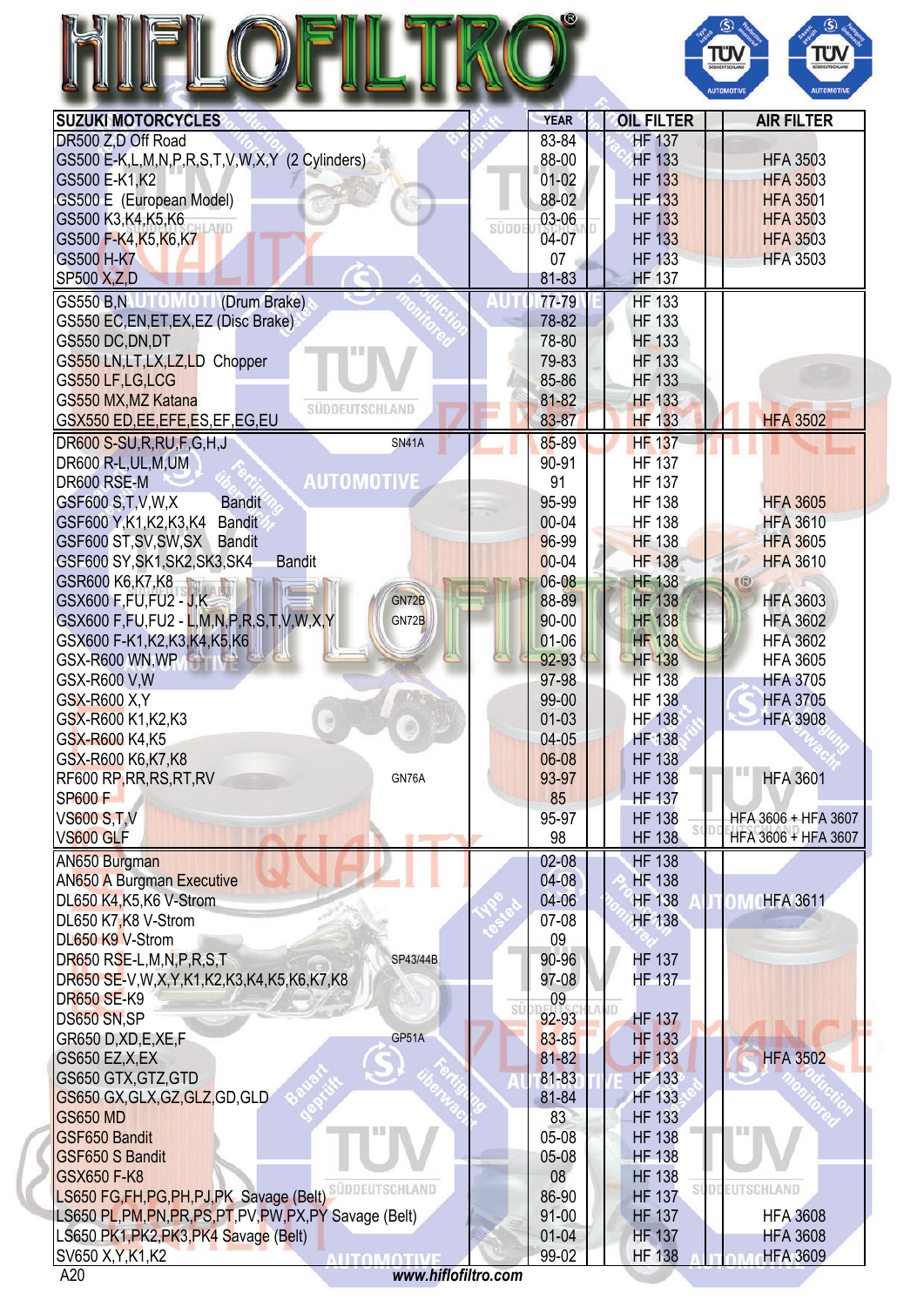# HIFLOFILTRO

| SUZUKI MOTORCYCLES | | YEAR | OIL FILTER | | AIR FILTER |
|---|---|---|---|---|---|
| DR500 Z,D Off Road | | 83-84 | HF 137 | | |
| GS500 E-K,L,M,N,P,R,S,T,V,W,X,Y (2 Cylinders) | | 88-00 | HF 133 | | HFA 3503 |
| GS500 E-K1,K2 | | 01-02 | HF 133 | | HFA 3503 |
| GS500 E (European Model) | | 88-02 | HF 133 | | HFA 3501 |
| GS500 K3,K4,K5,K6 | | 03-06 | HF 133 | | HFA 3503 |
| GS500 F-K4,K5,K6,K7 | | 04-07 | HF 133 | | HFA 3503 |
| GS500 H-K7 | | 07 | HF 133 | | HFA 3503 |
| SP500 X,Z,D | | 81-83 | HF 137 | | |
| GS550 B,N (Drum Brake) | | 77-79 | HF 133 | | |
| GS550 EC,EN,ET,EX,EZ (Disc Brake) | | 78-82 | HF 133 | | |
| GS550 DC,DN,DT | | 78-80 | HF 133 | | |
| GS550 LN,LT,LX,LZ,LD Chopper | | 79-83 | HF 133 | | |
| GS550 LF,LG,LCG | | 85-86 | HF 133 | | |
| GS550 MX,MZ Katana | | 81-82 | HF 133 | | |
| GSX550 ED,EE,EFE,ES,EF,EG,EU | | 83-87 | HF 133 | | HFA 3502 |
| DR600 S-SU,R,RU,F,G,H,J | SN41A | 85-89 | HF 137 | | |
| DR600 R-L,UL,M,UM | | 90-91 | HF 137 | | |
| DR600 RSE-M | | 91 | HF 137 | | |
| GSF600 S,T,V,W,X Bandit | | 95-99 | HF 138 | | HFA 3605 |
| GSF600 Y,K1,K2,K3,K4 Bandit | | 00-04 | HF 138 | | HFA 3610 |
| GSF600 ST,SV,SW,SX Bandit | | 96-99 | HF 138 | | HFA 3605 |
| GSF600 SY,SK1,SK2,SK3,SK4 Bandit | | 00-04 | HF 138 | | HFA 3610 |
| GSR600 K6,K7,K8 | | 06-08 | HF 138 | | |
| GSX600 F,FU,FU2 - J,K | GN72B | 88-89 | HF 138 | | HFA 3603 |
| GSX600 F,FU,FU2 - L,M,N,P,R,S,T,V,W,X,Y | GN72B | 90-00 | HF 138 | | HFA 3602 |
| GSX600 F-K1,K2,K3,K4,K5,K6 | | 01-06 | HF 138 | | HFA 3602 |
| GSX-R600 WN,WP | | 92-93 | HF 138 | | HFA 3605 |
| GSX-R600 V,W | | 97-98 | HF 138 | | HFA 3705 |
| GSX-R600 X,Y | | 99-00 | HF 138 | | HFA 3705 |
| GSX-R600 K1,K2,K3 | | 01-03 | HF 138 | | HFA 3908 |
| GSX-R600 K4,K5 | | 04-05 | HF 138 | | |
| GSX-R600 K6,K7,K8 | | 06-08 | HF 138 | | |
| RF600 RP,RR,RS,RT,RV | GN76A | 93-97 | HF 138 | | HFA 3601 |
| SP600 F | | 85 | HF 137 | | |
| VS600 S,T,V | | 95-97 | HF 138 | | HFA 3606 + HFA 3607 |
| VS600 GLF | | 98 | HF 138 | | HFA 3606 + HFA 3607 |
| AN650 Burgman | | 02-08 | HF 138 | | |
| AN650 A Burgman Executive | | 04-08 | HF 138 | | |
| DL650 K4,K5,K6 V-Strom | | 04-06 | HF 138 | | HFA 3611 |
| DL650 K7,K8 V-Strom | | 07-08 | HF 138 | | |
| DL650 K9 V-Strom | | 09 | | | |
| DR650 RSE-L,M,N,P,R,S,T | SP43/44B | 90-96 | HF 137 | | |
| DR650 SE-V,W,X,Y,K1,K2,K3,K4,K5,K6,K7,K8 | | 97-08 | HF 137 | | |
| DR650 SE-K9 | | 09 | | | |
| DS650 SN,SP | | 92-93 | HF 137 | | |
| GR650 D,XD,E,XE,F | GP51A | 83-85 | HF 133 | | |
| GS650 EZ,X,EX | | 81-82 | HF 133 | | HFA 3502 |
| GS650 GTX,GTZ,GTD | | 81-83 | HF 133 | | |
| GS650 GX,GLX,GZ,GLZ,GD,GLD | | 81-84 | HF 133 | | |
| GS650 MD | | 83 | HF 133 | | |
| GSF650 Bandit | | 05-08 | HF 138 | | |
| GSF650 S Bandit | | 05-08 | HF 138 | | |
| GSX650 F-K8 | | 08 | HF 138 | | |
| LS650 FG,FH,PG,PH,PJ,PK Savage (Belt) | | 86-90 | HF 137 | | |
| LS650 PL,PM,PN,PR,PS,PT,PV,PW,PX,PY Savage (Belt) | | 91-00 | HF 137 | | HFA 3608 |
| LS650 PK1,PK2,PK3,PK4 Savage (Belt) | | 01-04 | HF 137 | | HFA 3608 |
| SV650 X,Y,K1,K2 | | 99-02 | HF 138 | | HFA 3609 |

www.hiflofiltro.com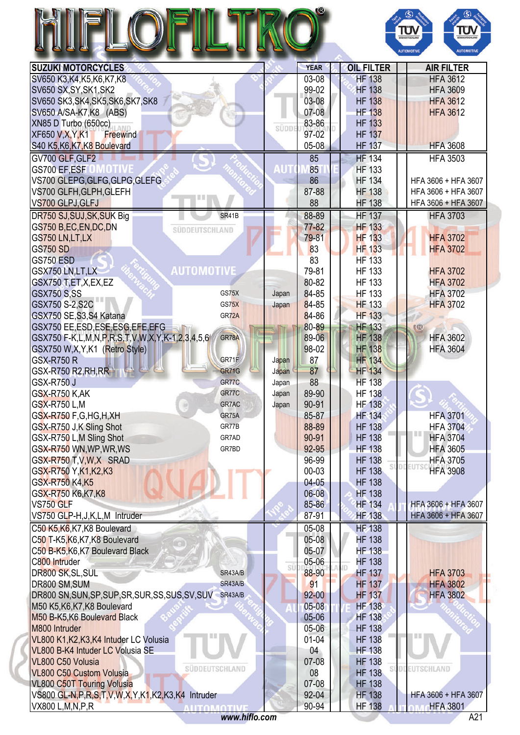# HIFLOFILTRO

| SUZUKI MOTORCYCLES | | | YEAR | OIL FILTER | AIR FILTER |
|---|---|---|---|---|---|
| SV650 K3,K4,K5,K6,K7,K8 | | | 03-08 | HF 138 | HFA 3612 |
| SV650 SX,SY,SK1,SK2 | | | 99-02 | HF 138 | HFA 3609 |
| SV650 SK3,SK4,SK5,SK6,SK7,SK8 | | | 03-08 | HF 138 | HFA 3612 |
| SV650 A/SA-K7,K8 (ABS) | | | 07-08 | HF 138 | HFA 3612 |
| XN85 D Turbo (650cc) | | | 83-86 | HF 133 | |
| XF650 V,X,Y,K1 Freewind | | | 97-02 | HF 137 | |
| S40 K5,K6,K7,K8 Boulevard | | | 05-08 | HF 137 | HFA 3608 |
| GV700 GLF,GLF2 | | | 85 | HF 134 | HFA 3503 |
| GS700 EF,ESF | | | 85 | HF 133 | |
| VS700 GLEPG,GLFG,GLPG,GLEFG | | | 86 | HF 134 | HFA 3606 + HFA 3607 |
| VS700 GLFH,GLPH,GLEFH | | | 87-88 | HF 138 | HFA 3606 + HFA 3607 |
| VS700 GLPJ,GLFJ | | | 88 | HF 138 | HFA 3606 + HFA 3607 |
| DR750 SJ,SUJ,SK,SUK Big | SR41B | | 88-89 | HF 137 | HFA 3703 |
| GS750 B,EC,EN,DC,DN | | | 77-82 | HF 133 | |
| GS750 LN,LT,LX | | | 79-81 | HF 133 | HFA 3702 |
| GS750 SD | | | 83 | HF 133 | HFA 3702 |
| GS750 ESD | | | 83 | HF 133 | |
| GSX750 LN,LT,LX | | | 79-81 | HF 133 | HFA 3702 |
| GSX750 T,ET,X,EX,EZ | | | 80-82 | HF 133 | HFA 3702 |
| GSX750 S,SS | GS75X | Japan | 84-85 | HF 133 | HFA 3702 |
| GSX750 S-2,S2C | GS75X | Japan | 84-85 | HF 133 | HFA 3702 |
| GSX750 SE,S3,S4 Katana | GR72A | | 84-86 | HF 133 | |
| GSX750 EE,ESD,ESE,ESG,EFE,EFG | | | 80-89 | HF 133 | |
| GSX750 F-K,L,M,N,P,R,S,T,V,W,X,Y,K-1,2,3,4,5,6 | GR78A | | 89-06 | HF 138 | HFA 3602 |
| GSX750 W,X,Y,K1 (Retro Style) | | | 98-02 | HF 138 | HFA 3604 |
| GSX-R750 R | GR71F | Japan | 87 | HF 134 | |
| GSX-R750 R2,RH,RR | GR71G | Japan | 87 | HF 134 | |
| GSX-R750 J | GR77C | Japan | 88 | HF 138 | |
| GSX-R750 K,AK | GR77C | Japan | 89-90 | HF 138 | |
| GSX-R750 L,M | GR7AC | Japan | 90-91 | HF 138 | |
| GSX-R750 F,G,HG,H,XH | GR75A | | 85-87 | HF 134 | HFA 3701 |
| GSX-R750 J,K Sling Shot | GR77B | | 88-89 | HF 138 | HFA 3704 |
| GSX-R750 L,M Sling Shot | GR7AD | | 90-91 | HF 138 | HFA 3704 |
| GSX-R750 WN,WP,WR,WS | GR7BD | | 92-95 | HF 138 | HFA 3605 |
| GSX-R750 T,V,W,X SRAD | | | 96-99 | HF 138 | HFA 3705 |
| GSX-R750 Y,K1,K2,K3 | | | 00-03 | HF 138 | HFA 3908 |
| GSX-R750 K4,K5 | | | 04-05 | HF 138 | |
| GSX-R750 K6,K7,K8 | | | 06-08 | HF 138 | |
| VS750 GLF | | | 85-86 | HF 134 | HFA 3606 + HFA 3607 |
| VS750 GLP-H,J,K,L,M Intruder | | | 87-91 | HF 138 | HFA 3606 + HFA 3607 |
| C50 K5,K6,K7,K8 Boulevard | | | 05-08 | HF 138 | |
| C50 T-K5,K6,K7,K8 Boulevard | | | 05-08 | HF 138 | |
| C50 B-K5,K6,K7 Boulevard Black | | | 05-07 | HF 138 | |
| C800 Intruder | | | 05-06 | HF 138 | |
| DR800 SK,SL,SUL | SR43A/B | | 88-90 | HF 137 | HFA 3703 |
| DR800 SM,SUM | SR43A/B | | 91 | HF 137 | HFA 3802 |
| DR800 SN,SUN,SP,SUP,SR,SUR,SS,SUS,SV,SUV | SR43A/B | | 92-00 | HF 137 | HFA 3802 |
| M50 K5,K6,K7,K8 Boulevard | | | 05-08 | HF 138 | |
| M50 B-K5,K6 Boulevard Black | | | 05-06 | HF 138 | |
| M800 Intruder | | | 05-06 | HF 138 | |
| VL800 K1,K2,K3,K4 Intuder LC Volusia | | | 01-04 | HF 138 | |
| VL800 B-K4 Intuder LC Volusia SE | | | 04 | HF 138 | |
| VL800 C50 Volusia | | | 07-08 | HF 138 | |
| VL800 C50 Custom Volusia | | | 08 | HF 138 | |
| VL800 C50T Touring Volusia | | | 07-08 | HF 138 | |
| VS800 GL-N,P,R,S,T,V,W,X,Y,K1,K2,K3,K4 Intruder | | | 92-04 | HF 138 | HFA 3606 + HFA 3607 |
| VX800 L,M,N,P,R | | | 90-94 | HF 138 | HFA 3801 |

www.hiflo.com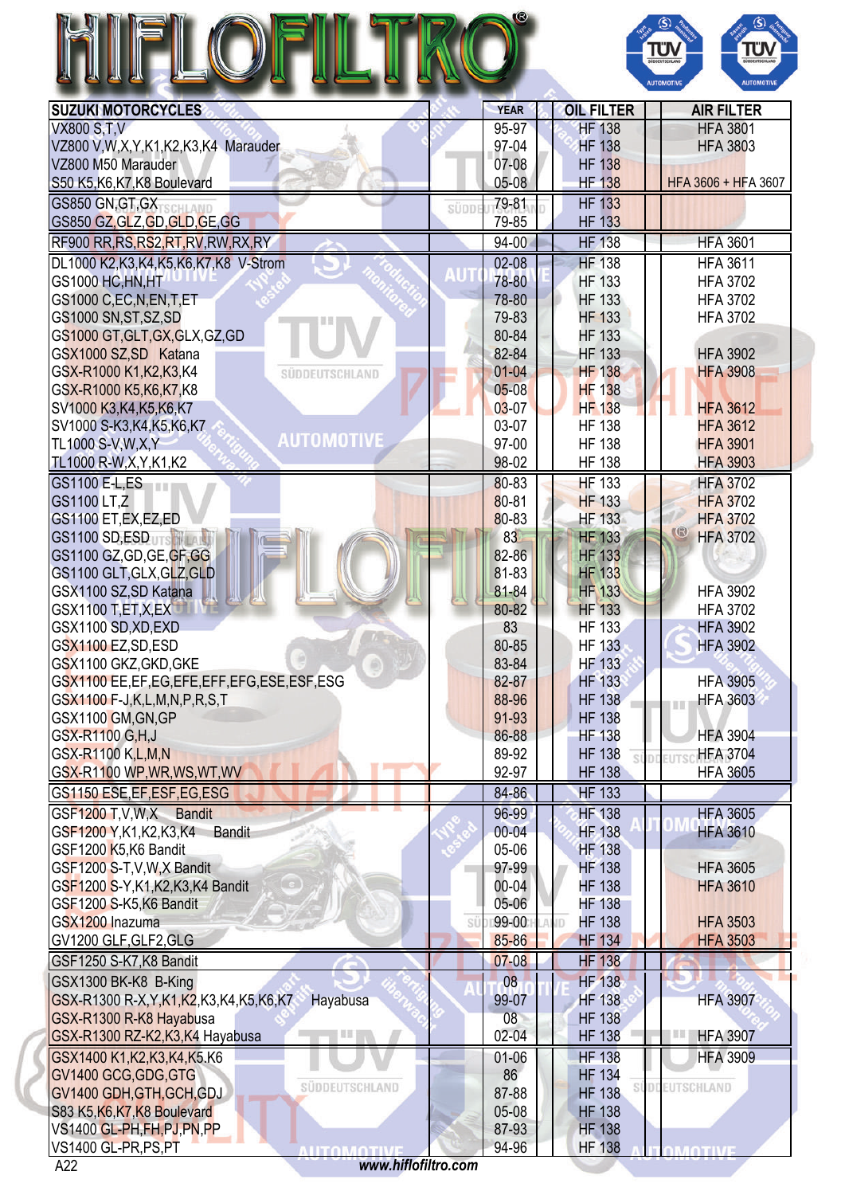# HIFLOFILTRO®

| SUZUKI MOTORCYCLES | YEAR | OIL FILTER | AIR FILTER |
|---|---|---|---|
| VX800 S,T,V | 95-97 | HF 138 | HFA 3801 |
| VZ800 V,W,X,Y,K1,K2,K3,K4 Marauder | 97-04 | HF 138 | HFA 3803 |
| VZ800 M50 Marauder | 07-08 | HF 138 | |
| S50 K5,K6,K7,K8 Boulevard | 05-08 | HF 138 | HFA 3606 + HFA 3607 |
| GS850 GN,GT,GX | 79-81 | HF 133 | |
| GS850 GZ,GLZ,GD,GLD,GE,GG | 79-85 | HF 133 | |
| RF900 RR,RS,RS2,RT,RV,RW,RX,RY | 94-00 | HF 138 | HFA 3601 |
| DL1000 K2,K3,K4,K5,K6,K7,K8 V-Strom | 02-08 | HF 138 | HFA 3611 |
| GS1000 HC,HN,HT | 78-80 | HF 133 | HFA 3702 |
| GS1000 C,EC,N,EN,T,ET | 78-80 | HF 133 | HFA 3702 |
| GS1000 SN,ST,SZ,SD | 79-83 | HF 133 | HFA 3702 |
| GS1000 GT,GLT,GX,GLX,GZ,GD | 80-84 | HF 133 | |
| GSX1000 SZ,SD Katana | 82-84 | HF 133 | HFA 3902 |
| GSX-R1000 K1,K2,K3,K4 | 01-04 | HF 138 | HFA 3908 |
| GSX-R1000 K5,K6,K7,K8 | 05-08 | HF 138 | |
| SV1000 K3,K4,K5,K6,K7 | 03-07 | HF 138 | HFA 3612 |
| SV1000 S-K3,K4,K5,K6,K7 | 03-07 | HF 138 | HFA 3612 |
| TL1000 S-V,W,X,Y | 97-00 | HF 138 | HFA 3901 |
| TL1000 R-W,X,Y,K1,K2 | 98-02 | HF 138 | HFA 3903 |
| GS1100 E-L,ES | 80-83 | HF 133 | HFA 3702 |
| GS1100 LT,Z | 80-81 | HF 133 | HFA 3702 |
| GS1100 ET,EX,EZ,ED | 80-83 | HF 133 | HFA 3702 |
| GS1100 SD,ESD | 83 | HF 133 | HFA 3702 |
| GS1100 GZ,GD,GE,GF,GG | 82-86 | HF 133 | |
| GS1100 GLT,GLX,GLZ,GLD | 81-83 | HF 133 | |
| GSX1100 SZ,SD Katana | 81-84 | HF 133 | HFA 3902 |
| GSX1100 T,ET,X,EX | 80-82 | HF 133 | HFA 3702 |
| GSX1100 SD,XD,EXD | 83 | HF 133 | HFA 3902 |
| GSX1100 EZ,SD,ESD | 80-85 | HF 133 | HFA 3902 |
| GSX1100 GKZ,GKD,GKE | 83-84 | HF 133 | |
| GSX1100 EE,EF,EG,EFE,EFF,EFG,ESE,ESF,ESG | 82-87 | HF 133 | HFA 3905 |
| GSX1100 F-J,K,L,M,N,P,R,S,T | 88-96 | HF 138 | HFA 3603 |
| GSX1100 GM,GN,GP | 91-93 | HF 138 | |
| GSX-R1100 G,H,J | 86-88 | HF 138 | HFA 3904 |
| GSX-R1100 K,L,M,N | 89-92 | HF 138 | HFA 3704 |
| GSX-R1100 WP,WR,WS,WT,WV | 92-97 | HF 138 | HFA 3605 |
| GS1150 ESE,EF,ESF,EG,ESG | 84-86 | HF 133 | |
| GSF1200 T,V,W,X Bandit | 96-99 | HF 138 | HFA 3605 |
| GSF1200 Y,K1,K2,K3,K4 Bandit | 00-04 | HF 138 | HFA 3610 |
| GSF1200 K5,K6 Bandit | 05-06 | HF 138 | |
| GSF1200 S-T,V,W,X Bandit | 97-99 | HF 138 | HFA 3605 |
| GSF1200 S-Y,K1,K2,K3,K4 Bandit | 00-04 | HF 138 | HFA 3610 |
| GSF1200 S-K5,K6 Bandit | 05-06 | HF 138 | |
| GSX1200 Inazuma | 99-00 | HF 138 | HFA 3503 |
| GV1200 GLF,GLF2,GLG | 85-86 | HF 134 | HFA 3503 |
| GSF1250 S-K7,K8 Bandit | 07-08 | HF 138 | |
| GSX1300 BK-K8 B-King | 08 | HF 138 | |
| GSX-R1300 R-X,Y,K1,K2,K3,K4,K5,K6,K7 Hayabusa | 99-07 | HF 138 | HFA 3907 |
| GSX-R1300 R-K8 Hayabusa | 08 | HF 138 | |
| GSX-R1300 RZ-K2,K3,K4 Hayabusa | 02-04 | HF 138 | HFA 3907 |
| GSX1400 K1,K2,K3,K4,K5,K6 | 01-06 | HF 138 | HFA 3909 |
| GV1400 GCG,GDG,GTG | 86 | HF 134 | |
| GV1400 GDH,GTH,GCH,GDJ | 87-88 | HF 138 | |
| S83 K5,K6,K7,K8 Boulevard | 05-08 | HF 138 | |
| VS1400 GL-PH,FH,PJ,PN,PP | 87-93 | HF 138 | |
| VS1400 GL-PR,PS,PT | 94-96 | HF 138 | |

A22 *www.hiflofiltro.com*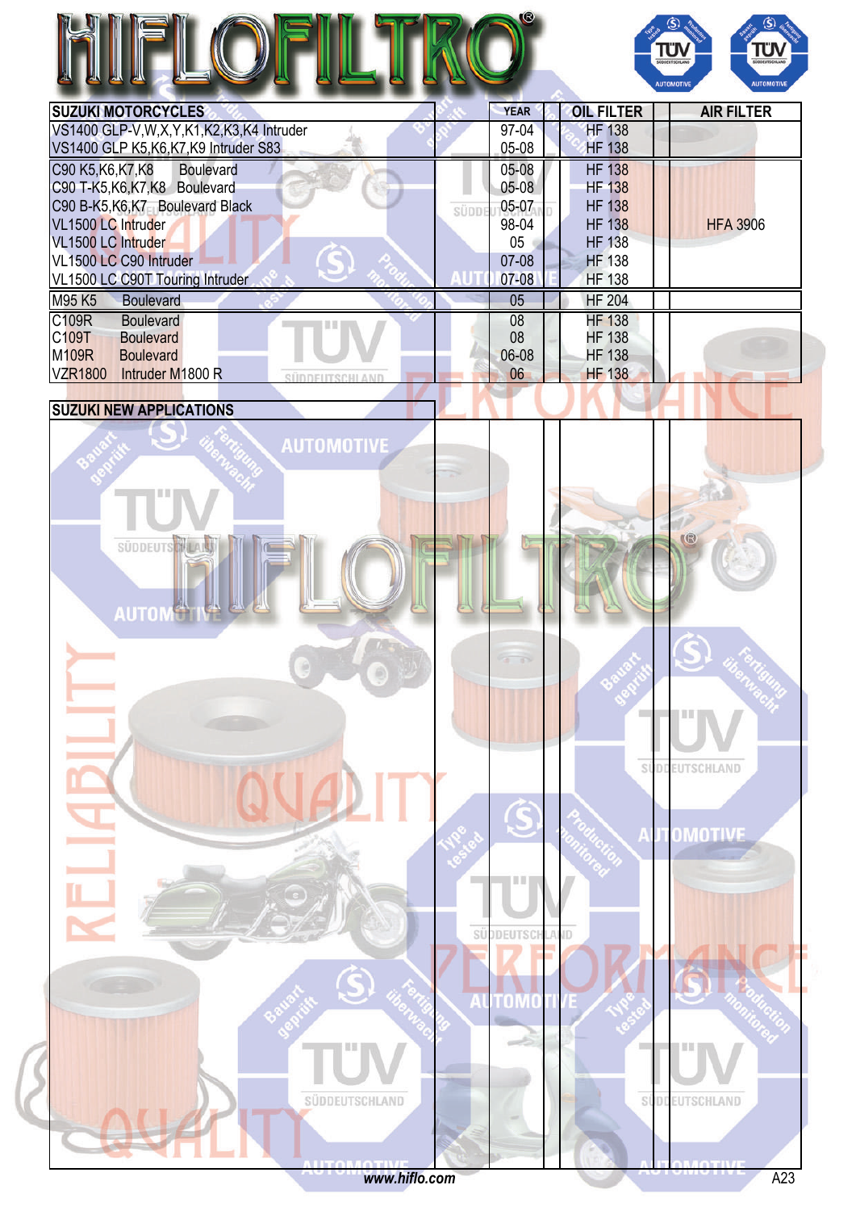# HIFLOFILTRO®

| SUZUKI MOTORCYCLES | YEAR | OIL FILTER | | AIR FILTER |
|---|---|---|---|---|
| VS1400 GLP-V,W,X,Y,K1,K2,K3,K4 Intruder | 97-04 | HF 138 | | |
| VS1400 GLP K5,K6,K7,K9 Intruder S83 | 05-08 | HF 138 | | |
| C90 K5,K6,K7,K8 Boulevard | 05-08 | HF 138 | | |
| C90 T-K5,K6,K7,K8 Boulevard | 05-08 | HF 138 | | |
| C90 B-K5,K6,K7 Boulevard Black | 05-07 | HF 138 | | |
| VL1500 LC Intruder | 98-04 | HF 138 | | HFA 3906 |
| VL1500 LC Intruder | 05 | HF 138 | | |
| VL1500 LC C90 Intruder | 07-08 | HF 138 | | |
| VL1500 LC C90T Touring Intruder | 07-08 | HF 138 | | |
| M95 K5 Boulevard | 05 | HF 204 | | |
| C109R Boulevard | 08 | HF 138 | | |
| C109T Boulevard | 08 | HF 138 | | |
| M109R Boulevard | 06-08 | HF 138 | | |
| VZR1800 Intruder M1800 R | 06 | HF 138 | | |

| SUZUKI NEW APPLICATIONS | | | | |
|---|---|---|---|---|
| | | | | |

www.hiflo.com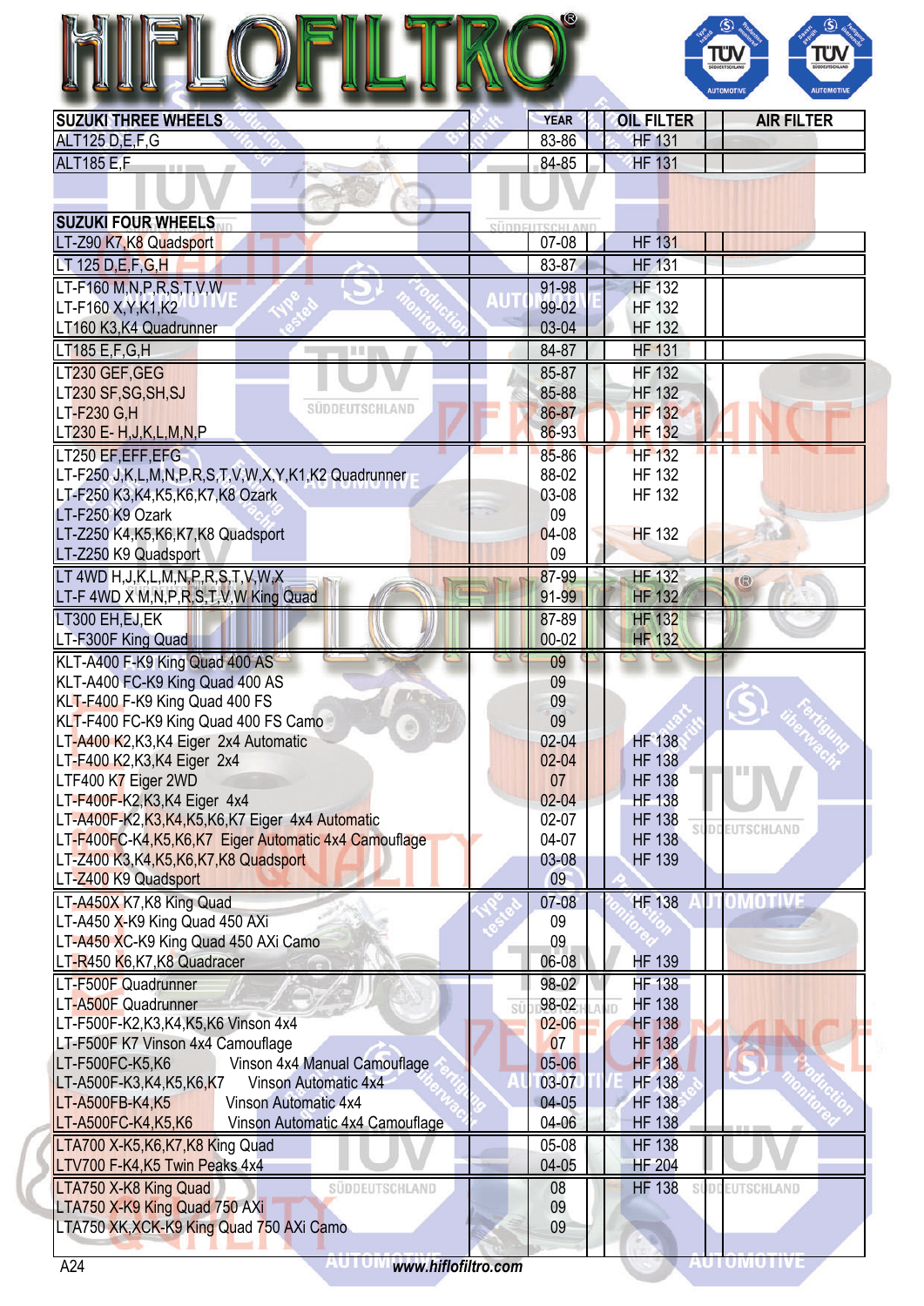# HIFLOFILTRO

| SUZUKI THREE WHEELS | YEAR | OIL FILTER | AIR FILTER |
|---|---|---|---|
| ALT125 D,E,F,G | 83-86 | HF 131 | |
| ALT185 E,F | 84-85 | HF 131 | |

| SUZUKI FOUR WHEELS | YEAR | OIL FILTER | AIR FILTER |
|---|---|---|---|
| LT-Z90 K7,K8 Quadsport | 07-08 | HF 131 | |
| LT 125 D,E,F,G,H | 83-87 | HF 131 | |
| LT-F160 M,N,P,R,S,T,V,W | 91-98 | HF 132 | |
| LT-F160 X,Y,K1,K2 | 99-02 | HF 132 | |
| LT160 K3,K4 Quadrunner | 03-04 | HF 132 | |
| LT185 E,F,G,H | 84-87 | HF 131 | |
| LT230 GEF,GEG | 85-87 | HF 132 | |
| LT230 SF,SG,SH,SJ | 85-88 | HF 132 | |
| LT-F230 G,H | 86-87 | HF 132 | |
| LT230 E- H,J,K,L,M,N,P | 86-93 | HF 132 | |
| LT250 EF,EFF,EFG | 85-86 | HF 132 | |
| LT-F250 J,K,L,M,N,P,R,S,T,V,W,X,Y,K1,K2 Quadrunner | 88-02 | HF 132 | |
| LT-F250 K3,K4,K5,K6,K7,K8 Ozark | 03-08 | HF 132 | |
| LT-F250 K9 Ozark | 09 | | |
| LT-Z250 K4,K5,K6,K7,K8 Quadsport | 04-08 | HF 132 | |
| LT-Z250 K9 Quadsport | 09 | | |
| LT 4WD H,J,K,L,M,N,P,R,S,T,V,W,X | 87-99 | HF 132 | |
| LT-F 4WD X M,N,P,R,S,T,V,W King Quad | 91-99 | HF 132 | |
| LT300 EH,EJ,EK | 87-89 | HF 132 | |
| LT-F300F King Quad | 00-02 | HF 132 | |
| KLT-A400 F-K9 King Quad 400 AS | 09 | | |
| KLT-A400 FC-K9 King Quad 400 AS | 09 | | |
| KLT-F400 F-K9 King Quad 400 FS | 09 | | |
| KLT-F400 FC-K9 King Quad 400 FS Camo | 09 | | |
| LT-A400 K2,K3,K4 Eiger 2x4 Automatic | 02-04 | HF 138 | |
| LT-F400 K2,K3,K4 Eiger 2x4 | 02-04 | HF 138 | |
| LTF400 K7 Eiger 2WD | 07 | HF 138 | |
| LT-F400F-K2,K3,K4 Eiger 4x4 | 02-04 | HF 138 | |
| LT-A400F-K2,K3,K4,K5,K6,K7 Eiger 4x4 Automatic | 02-07 | HF 138 | |
| LT-F400FC-K4,K5,K6,K7 Eiger Automatic 4x4 Camouflage | 04-07 | HF 138 | |
| LT-Z400 K3,K4,K5,K6,K7,K8 Quadsport | 03-08 | HF 139 | |
| LT-Z400 K9 Quadsport | 09 | | |
| LT-A450X K7,K8 King Quad | 07-08 | HF 138 | |
| LT-A450 X-K9 King Quad 450 AXi | 09 | | |
| LT-A450 XC-K9 King Quad 450 AXi Camo | 09 | | |
| LT-R450 K6,K7,K8 Quadracer | 06-08 | HF 139 | |
| LT-F500F Quadrunner | 98-02 | HF 138 | |
| LT-A500F Quadrunner | 98-02 | HF 138 | |
| LT-F500F-K2,K3,K4,K5,K6 Vinson 4x4 | 02-06 | HF 138 | |
| LT-F500F K7 Vinson 4x4 Camouflage | 07 | HF 138 | |
| LT-F500FC-K5,K6 Vinson 4x4 Manual Camouflage | 05-06 | HF 138 | |
| LT-A500F-K3,K4,K5,K6,K7 Vinson Automatic 4x4 | 03-07 | HF 138 | |
| LT-A500FB-K4,K5 Vinson Automatic 4x4 | 04-05 | HF 138 | |
| LT-A500FC-K4,K5,K6 Vinson Automatic 4x4 Camouflage | 04-06 | HF 138 | |
| LTA700 X-K5,K6,K7,K8 King Quad | 05-08 | HF 138 | |
| LTV700 F-K4,K5 Twin Peaks 4x4 | 04-05 | HF 204 | |
| LTA750 X-K8 King Quad | 08 | HF 138 | |
| LTA750 X-K9 King Quad 750 AXi | 09 | | |
| LTA750 XK,XCK-K9 King Quad 750 AXi Camo | 09 | | |

www.hiflofiltro.com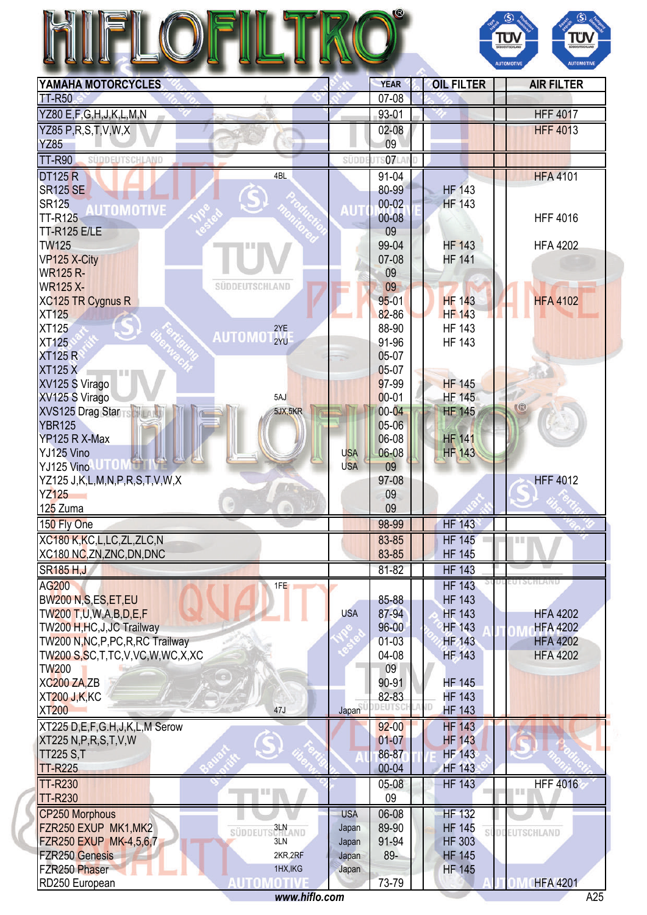# HIFLOFILTRO

| YAMAHA MOTORCYCLES | | | YEAR | OIL FILTER | | AIR FILTER |
|---|---|---|---|---|---|---|
| TT-R50 | | | 07-08 | | | |
| YZ80 E,F,G,H,J,K,L,M,N | | | 93-01 | | | HFF 4017 |
| YZ85 P,R,S,T,V,W,X | | | 02-08 | | | HFF 4013 |
| YZ85 | | | 09 | | | |
| TT-R90 | | | 07 | | | |
| DT125 R | 4BL | | 91-04 | | | HFA 4101 |
| SR125 SE | | | 80-99 | HF 143 | | |
| SR125 | | | 00-02 | HF 143 | | |
| TT-R125 | | | 00-08 | | | HFF 4016 |
| TT-R125 E/LE | | | 09 | | | |
| TW125 | | | 99-04 | HF 143 | | HFA 4202 |
| VP125 X-City | | | 07-08 | HF 141 | | |
| WR125 R- | | | 09 | | | |
| WR125 X- | | | 09 | | | |
| XC125 TR Cygnus R | | | 95-01 | HF 143 | | HFA 4102 |
| XT125 | | | 82-86 | HF 143 | | |
| XT125 | 2YE | | 88-90 | HF 143 | | |
| XT125 | 2YU | | 91-96 | HF 143 | | |
| XT125 R | | | 05-07 | | | |
| XT125 X | | | 05-07 | | | |
| XV125 S Virago | | | 97-99 | HF 145 | | |
| XV125 S Virago | 5AJ | | 00-01 | HF 145 | | |
| XVS125 Drag Star | 5JX,5KR | | 00-04 | HF 145 | | |
| YBR125 | | | 05-06 | | | |
| YP125 R X-Max | | | 06-08 | HF 141 | | |
| YJ125 Vino | | USA | 06-08 | HF 143 | | |
| YJ125 Vino | | USA | 09 | | | |
| YZ125 J,K,L,M,N,P,R,S,T,V,W,X | | | 97-08 | | | HFF 4012 |
| YZ125 | | | 09 | | | |
| 125 Zuma | | | 09 | | | |
| 150 Fly One | | | 98-99 | HF 143 | | |
| XC180 K,KC,L,LC,ZL,ZLC,N | | | 83-85 | HF 145 | | |
| XC180 NC,ZN,ZNC,DN,DNC | | | 83-85 | HF 145 | | |
| SR185 H,J | | | 81-82 | HF 143 | | |
| AG200 | 1FE | | | HF 143 | | |
| BW200 N,S,ES,ET,EU | | | 85-88 | HF 143 | | |
| TW200 T,U,W,A,B,D,E,F | | USA | 87-94 | HF 143 | | HFA 4202 |
| TW200 H,HC,J,JC Trailway | | | 96-00 | HF 143 | | HFA 4202 |
| TW200 N,NC,P,PC,R,RC Trailway | | | 01-03 | HF 143 | | HFA 4202 |
| TW200 S,SC,T,TC,V,VC,W,WC,X,XC | | | 04-08 | HF 143 | | HFA 4202 |
| TW200 | | | 09 | | | |
| XC200 ZA,ZB | | | 90-91 | HF 145 | | |
| XT200 J,K,KC | | | 82-83 | HF 143 | | |
| XT200 | 47J | Japan | | HF 143 | | |
| XT225 D,E,F,G.H,J,K,L,M Serow | | | 92-00 | HF 143 | | |
| XT225 N,P,R,S,T,V,W | | | 01-07 | HF 143 | | |
| TT225 S,T | | | 86-87 | HF 143 | | |
| TT-R225 | | | 00-04 | HF 143 | | |
| TT-R230 | | | 05-08 | HF 143 | | HFF 4016 |
| TT-R230 | | | 09 | | | |
| CP250 Morphous | | USA | 06-08 | HF 132 | | |
| FZR250 EXUP MK1,MK2 | 3LN | Japan | 89-90 | HF 145 | | |
| FZR250 EXUP MK-4,5,6,7 | 3LN | Japan | 91-94 | HF 303 | | |
| FZR250 Genesis | 2KR,2RF | Japan | 89- | HF 145 | | |
| FZR250 Phaser | 1HX,IKG | Japan | | HF 145 | | |
| RD250 European | | | 73-79 | | | HFA 4201 |

*www.hiflo.com*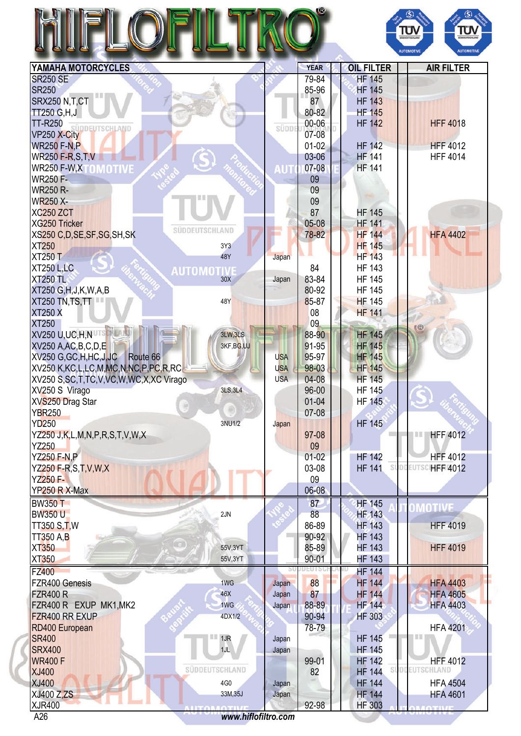# HIFLOFILTRO

| YAMAHA MOTORCYCLES | | | YEAR | OIL FILTER | | AIR FILTER |
|---|---|---|---|---|---|---|
| SR250 SE | | | 79-84 | HF 145 | | |
| SR250 | | | 85-96 | HF 145 | | |
| SRX250 N,T,CT | | | 87 | HF 143 | | |
| TT250 G,H,J | | | 80-82 | HF 145 | | |
| TT-R250 | | | 00-06 | HF 142 | | HFF 4018 |
| VP250 X-City | | | 07-08 | | | |
| WR250 F-N,P | | | 01-02 | HF 142 | | HFF 4012 |
| WR250 F-R,S,T,V | | | 03-06 | HF 141 | | HFF 4014 |
| WR250 F-W,X | | | 07-08 | HF 141 | | |
| WR250 F- | | | 09 | | | |
| WR250 R- | | | 09 | | | |
| WR250 X- | | | 09 | | | |
| XC250 ZCT | | | 87 | HF 145 | | |
| XG250 Tricker | | | 05-08 | HF 141 | | |
| XS250 C,D,SE,SF,SG,SH,SK | | | 78-82 | HF 144 | | HFA 4402 |
| XT250 | 3Y3 | | | HF 145 | | |
| XT250 T | 48Y | Japan | | HF 143 | | |
| XT250 L,LC | | | 84 | HF 143 | | |
| XT250 TL | 30X | Japan | 83-84 | HF 145 | | |
| XT250 G,H,J,K,W,A,B | | | 80-92 | HF 145 | | |
| XT250 TN,TS,TT | 48Y | | 85-87 | HF 145 | | |
| XT250 X | | | 08 | HF 141 | | |
| XT250 | | | 09 | | | |
| XV250 U,UC,H,N | 3LW,3LS | | 88-90 | HF 145 | | |
| XV250 A,AC,B,C,D,E | 3KF,BG,UJ | | 91-95 | HF 145 | | |
| XV250 G,GC,H,HC,J,JC Route 66 | | USA | 95-97 | HF 145 | | |
| XV250 K,KC,L,LC,M,MC,N,NC,P,PC,R,RC | | USA | 98-03 | HF 145 | | |
| XV250 S,SC,T,TC,V,VC,W,WC,X,XC Virago | | USA | 04-08 | HF 145 | | |
| XV250 S Virago | 3LS,3L4 | | 96-00 | HF 145 | | |
| XVS250 Drag Star | | | 01-04 | HF 145 | | |
| YBR250 | | | 07-08 | | | |
| YD250 | 3NU1/2 | Japan | | HF 145 | | |
| YZ250 J,K,L,M,N,P,R,S,T,V,W,X | | | 97-08 | | | HFF 4012 |
| YZ250 | | | 09 | | | |
| YZ250 F-N,P | | | 01-02 | HF 142 | | HFF 4012 |
| YZ250 F-R,S,T,V,W,X | | | 03-08 | HF 141 | | HFF 4012 |
| YZ250 F- | | | 09 | | | |
| YP250 R X-Max | | | 06-08 | | | |
| BW350 T | | | 87 | HF 145 | | |
| BW350 U | 2JN | | 88 | HF 143 | | |
| TT350 S,T,W | | | 86-89 | HF 143 | | HFF 4019 |
| TT350 A,B | | | 90-92 | HF 143 | | |
| XT350 | 55V,3YT | | 85-89 | HF 143 | | HFF 4019 |
| XT350 | 55V,3YT | | 90-01 | HF 143 | | |
| FZ400 | | | | HF 144 | | |
| FZR400 Genesis | 1WG | Japan | 88 | HF 144 | | HFA 4403 |
| FZR400 R | 46X | Japan | 87 | HF 144 | | HFA 4605 |
| FZR400 R EXUP MK1,MK2 | 1WG | Japan | 88-89 | HF 144 | | HFA 4403 |
| FZR400 RR EXUP | 4DX1/2 | | 90-94 | HF 303 | | |
| RD400 European | | | 78-79 | | | HFA 4201 |
| SR400 | 1JR | Japan | | HF 145 | | |
| SRX400 | 1JL | Japan | | HF 145 | | |
| WR400 F | | | 99-01 | HF 142 | | HFF 4012 |
| XJ400 | | | 82 | HF 144 | | |
| XJ400 | 4G0 | Japan | | HF 144 | | HFA 4504 |
| XJ400 Z,ZS | 33M,35J | Japan | | HF 144 | | HFA 4601 |
| XJR400 | | | 92-98 | HF 303 | | |

www.hiflofiltro.com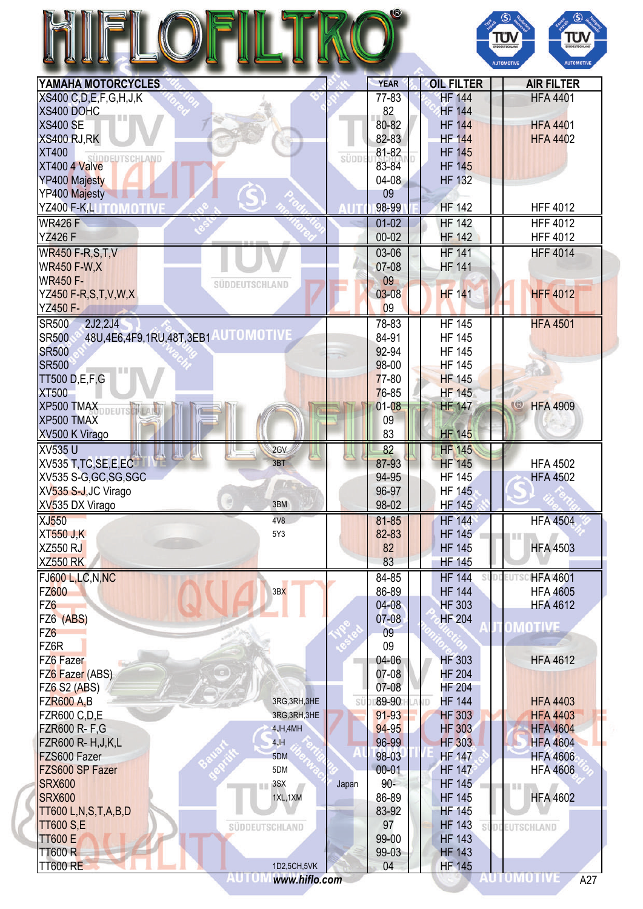# HIFLOFILTRO

| YAMAHA MOTORCYCLES | | | YEAR | OIL FILTER | | AIR FILTER |
|---|---|---|---|---|---|---|
| XS400 C,D,E,F,G,H,J,K | | | 77-83 | HF 144 | | HFA 4401 |
| XS400 DOHC | | | 82 | HF 144 | | |
| XS400 SE | | | 80-82 | HF 144 | | HFA 4401 |
| XS400 RJ,RK | | | 82-83 | HF 144 | | HFA 4402 |
| XT400 | | | 81-82 | HF 145 | | |
| XT400 4 Valve | | | 83-84 | HF 145 | | |
| YP400 Majesty | | | 04-08 | HF 132 | | |
| YP400 Majesty | | | 09 | | | |
| YZ400 F-K,L | | | 98-99 | HF 142 | | HFF 4012 |
| WR426 F | | | 01-02 | HF 142 | | HFF 4012 |
| YZ426 F | | | 00-02 | HF 142 | | HFF 4012 |
| WR450 F-R,S,T,V | | | 03-06 | HF 141 | | HFF 4014 |
| WR450 F-W,X | | | 07-08 | HF 141 | | |
| WR450 F- | | | 09 | | | |
| YZ450 F-R,S,T,V,W,X | | | 03-08 | HF 141 | | HFF 4012 |
| YZ450 F- | | | 09 | | | |
| SR500 2J2,2J4 | | | 78-83 | HF 145 | | HFA 4501 |
| SR500 48U,4E6,4F9,1RU,48T,3EB1 | | | 84-91 | HF 145 | | |
| SR500 | | | 92-94 | HF 145 | | |
| SR500 | | | 98-00 | HF 145 | | |
| TT500 D,E,F,G | | | 77-80 | HF 145 | | |
| XT500 | | | 76-85 | HF 145 | | |
| XP500 TMAX | | | 01-08 | HF 147 | | HFA 4909 |
| XP500 TMAX | | | 09 | | | |
| XV500 K Virago | | | 83 | HF 145 | | |
| XV535 U | 2GV | | 82 | HF 145 | | |
| XV535 T,TC,SE,E,EC | 3BT | | 87-93 | HF 145 | | HFA 4502 |
| XV535 S-G,GC,SG,SGC | | | 94-95 | HF 145 | | HFA 4502 |
| XV535 S-J,JC Virago | | | 96-97 | HF 145 | | |
| XV535 DX Virago | 3BM | | 98-02 | HF 145 | | |
| XJ550 | 4V8 | | 81-85 | HF 144 | | HFA 4504 |
| XT550 J,K | 5Y3 | | 82-83 | HF 145 | | |
| XZ550 RJ | | | 82 | HF 145 | | HFA 4503 |
| XZ550 RK | | | 83 | HF 145 | | |
| FJ600 L,LC,N,NC | | | 84-85 | HF 144 | | HFA 4601 |
| FZ600 | 3BX | | 86-89 | HF 144 | | HFA 4605 |
| FZ6 | | | 04-08 | HF 303 | | HFA 4612 |
| FZ6 (ABS) | | | 07-08 | HF 204 | | |
| FZ6 | | | 09 | | | |
| FZ6R | | | 09 | | | |
| FZ6 Fazer | | | 04-06 | HF 303 | | HFA 4612 |
| FZ6 Fazer (ABS) | | | 07-08 | HF 204 | | |
| FZ6 S2 (ABS) | | | 07-08 | HF 204 | | |
| FZR600 A,B | 3RG,3RH,3HE | | 89-90 | HF 144 | | HFA 4403 |
| FZR600 C,D,E | 3RG,3RH,3HE | | 91-93 | HF 303 | | HFA 4403 |
| FZR600 R- F,G | 4JH,4MH | | 94-95 | HF 303 | | HFA 4604 |
| FZR600 R- H,J,K,L | 4JH | | 96-99 | HF 303 | | HFA 4604 |
| FZS600 Fazer | 5DM | | 98-03 | HF 147 | | HFA 4606 |
| FZS600 SP Fazer | 5DM | | 00-01 | HF 147 | | HFA 4606 |
| SRX600 | 3SX | Japan | 90- | HF 145 | | |
| SRX600 | 1XL,1XM | | 86-89 | HF 145 | | HFA 4602 |
| TT600 L,N,S,T,A,B,D | | | 83-92 | HF 145 | | |
| TT600 S,E | | | 97 | HF 143 | | |
| TT600 E | | | 99-00 | HF 143 | | |
| TT600 R | | | 99-03 | HF 143 | | |
| TT600 RE | 1D2,5CH,5VK | | 04 | HF 145 | | |

www.hiflo.com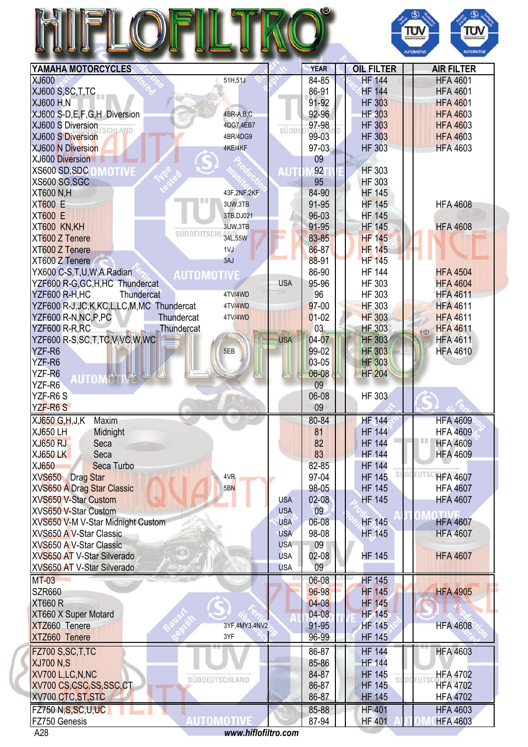# HIFLOFILTRO

| YAMAHA MOTORCYCLES | | | YEAR | OIL FILTER | | AIR FILTER |
|---|---|---|---|---|---|---|
| XJ600 | 51H,51J | | 84-85 | HF 144 | | HFA 4601 |
| XJ600 S,SC,T,TC | | | 86-91 | HF 144 | | HFA 4601 |
| XJ600 H,N | | | 91-92 | HF 303 | | HFA 4601 |
| XJ600 S-D,E,F,G,H Diversion | 4BR-A,B,C | | 92-96 | HF 303 | | HFA 4603 |
| XJ600 S Diversion | 4DG7,4EB7 | | 97-98 | HF 303 | | HFA 4603 |
| XJ600 S Diversion | 4BR/4DG9 | | 99-03 | HF 303 | | HFA 4603 |
| XJ600 N Diversion | 4KE/4KF | | 97-03 | HF 303 | | HFA 4603 |
| XJ600 Diversion | | | 09 | | | |
| XS600 SD,SDC | | | 92 | HF 303 | | |
| XS600 SG,SGC | | | 95 | HF 303 | | |
| XT600 N,H | 43F,2NF,2KF | | 84-90 | HF 145 | | |
| XT600 E | 3UW,3TB | | 91-95 | HF 145 | | HFA 4608 |
| XT600 E | 3TB,DJ021 | | 96-03 | HF 145 | | |
| XT600 KN,KH | 3UW,3TB | | 91-95 | HF 145 | | HFA 4608 |
| XT600 Z Tenere | 34L,55W | | 83-85 | HF 145 | | |
| XT600 Z Tenere | 1VJ | | 86-87 | HF 145 | | |
| XT600 Z Tenere | 3AJ | | 88-91 | HF 145 | | |
| YX600 C-S,T,U,W,A Radian | | | 86-90 | HF 144 | | HFA 4504 |
| YZF600 R-G,GC,H,HC Thundercat | | USA | 95-96 | HF 303 | | HFA 4604 |
| YZF600 R-H,HC Thundercat | 4TV/4WD | | 96 | HF 303 | | HFA 4611 |
| YZF600 R-J,JC,K,KC,L,LC,M,MC Thundercat | 4TV/4WD | | 97-00 | HF 303 | | HFA 4611 |
| YZF600 R-N,NC,P,PC Thundercat | 4TV/4WD | | 01-02 | HF 303 | | HFA 4611 |
| YZF600 R-R,RC Thundercat | | | 03 | HF 303 | | HFA 4611 |
| YZF600 R-S,SC,T,TC,V,VC,W,WC | | USA | 04-07 | HF 303 | | HFA 4611 |
| YZF-R6 | 5EB | | 99-02 | HF 303 | | HFA 4610 |
| YZF-R6 | | | 03-05 | HF 303 | | |
| YZF-R6 | | | 06-08 | HF 204 | | |
| YZF-R6 | | | 09 | | | |
| YZF-R6 S | | | 06-08 | HF 303 | | |
| YZF-R6 S | | | 09 | | | |
| XJ650 G,H,J,K Maxim | | | 80-84 | HF 144 | | HFA 4609 |
| XJ650 LH Midnight | | | 81 | HF 144 | | HFA 4609 |
| XJ650 RJ Seca | | | 82 | HF 144 | | HFA 4609 |
| XJ650 LK Seca | | | 83 | HF 144 | | HFA 4609 |
| XJ650 Seca Turbo | | | 82-85 | HF 144 | | |
| XVS650 Drag Star | 4VR | | 97-04 | HF 145 | | HFA 4607 |
| XVS650 A Drag Star Classic | 5BN | | 98-05 | HF 145 | | HFA 4607 |
| XVS650 V-Star Custom | | USA | 02-08 | HF 145 | | HFA 4607 |
| XVS650 V-Star Custom | | USA | 09 | | | |
| XVS650 V-M V-Star Midnight Custom | | USA | 06-08 | HF 145 | | HFA 4607 |
| XVS650 A V-Star Classic | | USA | 98-08 | HF 145 | | HFA 4607 |
| XVS650 A V-Star Classic | | USA | 09 | | | |
| XVS650 AT V-Star Silverado | | USA | 02-08 | HF 145 | | HFA 4607 |
| XVS650 AT V-Star Silverado | | USA | 09 | | | |
| MT-03 | | | 06-08 | HF 145 | | |
| SZR660 | | | 96-98 | HF 145 | | HFA 4905 |
| XT660 R | | | 04-08 | HF 145 | | |
| XT660 X Super Motard | | | 04-08 | HF 145 | | |
| XTZ660 Tenere | 3YF,4MY3,4NV2 | | 91-95 | HF 145 | | HFA 4608 |
| XTZ660 Tenere | 3YF | | 96-99 | HF 145 | | |
| FZ700 S,SC,T,TC | | | 86-87 | HF 144 | | HFA 4603 |
| XJ700 N,S | | | 85-86 | HF 144 | | |
| XV700 L,LC,N,NC | | | 84-87 | HF 145 | | HFA 4702 |
| XV700 CS,CSC,SS,SSC,CT | | | 86-87 | HF 145 | | HFA 4702 |
| XV700 CTC,ST,STC | | | 86-87 | HF 145 | | HFA 4702 |
| FZ750 N,S,SC,U,UC | | | 85-88 | HF 401 | | HFA 4603 |
| FZ750 Genesis | | | 87-94 | HF 401 | | HFA 4603 |

www.hiflofiltro.com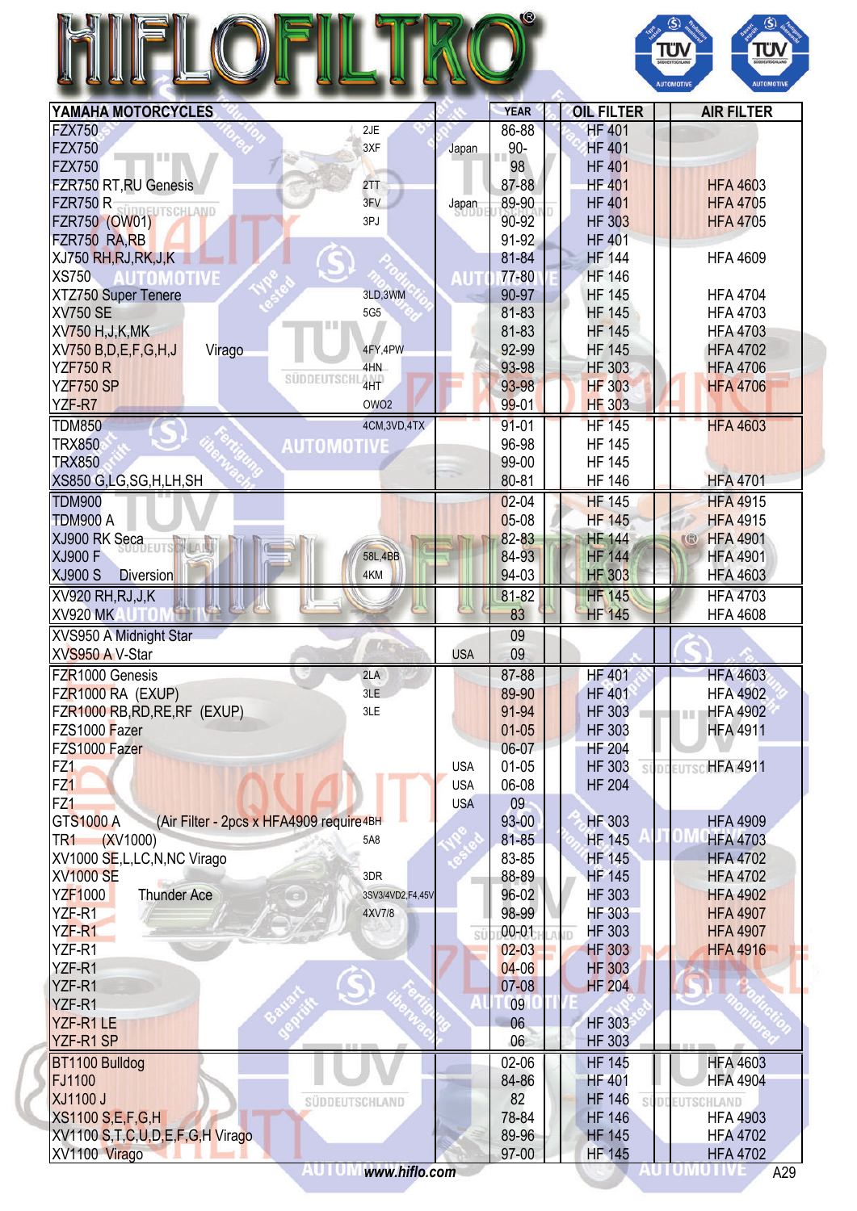# HIFLOFILTRO®

| YAMAHA MOTORCYCLES | | | YEAR | OIL FILTER | | AIR FILTER |
|---|---|---|---|---|---|---|
| FZX750 | 2JE | | 86-88 | HF 401 | | |
| FZX750 | 3XF | Japan | 90- | HF 401 | | |
| FZX750 | | | 98 | HF 401 | | |
| FZR750 RT,RU Genesis | 2TT | | 87-88 | HF 401 | | HFA 4603 |
| FZR750 R | 3FV | Japan | 89-90 | HF 401 | | HFA 4705 |
| FZR750 (OW01) | 3PJ | | 90-92 | HF 303 | | HFA 4705 |
| FZR750 RA,RB | | | 91-92 | HF 401 | | |
| XJ750 RH,RJ,RK,J,K | | | 81-84 | HF 144 | | HFA 4609 |
| XS750 | | | 77-80 | HF 146 | | |
| XTZ750 Super Tenere | 3LD,3WM | | 90-97 | HF 145 | | HFA 4704 |
| XV750 SE | 5G5 | | 81-83 | HF 145 | | HFA 4703 |
| XV750 H,J,K,MK | | | 81-83 | HF 145 | | HFA 4703 |
| XV750 B,D,E,F,G,H,J Virago | 4FY,4PW | | 92-99 | HF 145 | | HFA 4702 |
| YZF750 R | 4HN | | 93-98 | HF 303 | | HFA 4706 |
| YZF750 SP | 4HT | | 93-98 | HF 303 | | HFA 4706 |
| YZF-R7 | OW02 | | 99-01 | HF 303 | | |
| TDM850 | 4CM,3VD,4TX | | 91-01 | HF 145 | | HFA 4603 |
| TRX850 | | | 96-98 | HF 145 | | |
| TRX850 | | | 99-00 | HF 145 | | |
| XS850 G,LG,SG,H,LH,SH | | | 80-81 | HF 146 | | HFA 4701 |
| TDM900 | | | 02-04 | HF 145 | | HFA 4915 |
| TDM900 A | | | 05-08 | HF 145 | | HFA 4915 |
| XJ900 RK Seca | | | 82-83 | HF 144 | | HFA 4901 |
| XJ900 F | 58L,4BB | | 84-93 | HF 144 | | HFA 4901 |
| XJ900 S Diversion | 4KM | | 94-03 | HF 303 | | HFA 4603 |
| XV920 RH,RJ,J,K | | | 81-82 | HF 145 | | HFA 4703 |
| XV920 MK | | | 83 | HF 145 | | HFA 4608 |
| XVS950 A Midnight Star | | | 09 | | | |
| XVS950 A V-Star | | USA | 09 | | | |
| FZR1000 Genesis | 2LA | | 87-88 | HF 401 | | HFA 4603 |
| FZR1000 RA (EXUP) | 3LE | | 89-90 | HF 401 | | HFA 4902 |
| FZR1000 RB,RD,RE,RF (EXUP) | 3LE | | 91-94 | HF 303 | | HFA 4902 |
| FZS1000 Fazer | | | 01-05 | HF 303 | | HFA 4911 |
| FZS1000 Fazer | | | 06-07 | HF 204 | | |
| FZ1 | | USA | 01-05 | HF 303 | | HFA 4911 |
| FZ1 | | USA | 06-08 | HF 204 | | |
| FZ1 | | USA | 09 | | | |
| GTS1000 A (Air Filter - 2pcs x HFA4909 required) | 4BH | | 93-00 | HF 303 | | HFA 4909 |
| TR1 (XV1000) | 5A8 | | 81-85 | HF 145 | | HFA 4703 |
| XV1000 SE,L,LC,N,NC Virago | | | 83-85 | HF 145 | | HFA 4702 |
| XV1000 SE | 3DR | | 88-89 | HF 145 | | HFA 4702 |
| YZF1000 Thunder Ace | 3SV3/4VD2,F4,45V | | 96-02 | HF 303 | | HFA 4902 |
| YZF-R1 | 4XV7/8 | | 98-99 | HF 303 | | HFA 4907 |
| YZF-R1 | | | 00-01 | HF 303 | | HFA 4907 |
| YZF-R1 | | | 02-03 | HF 303 | | HFA 4916 |
| YZF-R1 | | | 04-06 | HF 303 | | |
| YZF-R1 | | | 07-08 | HF 204 | | |
| YZF-R1 | | | 09 | | | |
| YZF-R1 LE | | | 06 | HF 303 | | |
| YZF-R1 SP | | | 06 | HF 303 | | |
| BT1100 Bulldog | | | 02-06 | HF 145 | | HFA 4603 |
| FJ1100 | | | 84-86 | HF 401 | | HFA 4904 |
| XJ1100 J | | | 82 | HF 146 | | |
| XS1100 S,E,F,G,H | | | 78-84 | HF 146 | | HFA 4903 |
| XV1100 S,T,C,U,D,E,F,G,H Virago | | | 89-96 | HF 145 | | HFA 4702 |
| XV1100 Virago | | | 97-00 | HF 145 | | HFA 4702 |

www.hiflo.com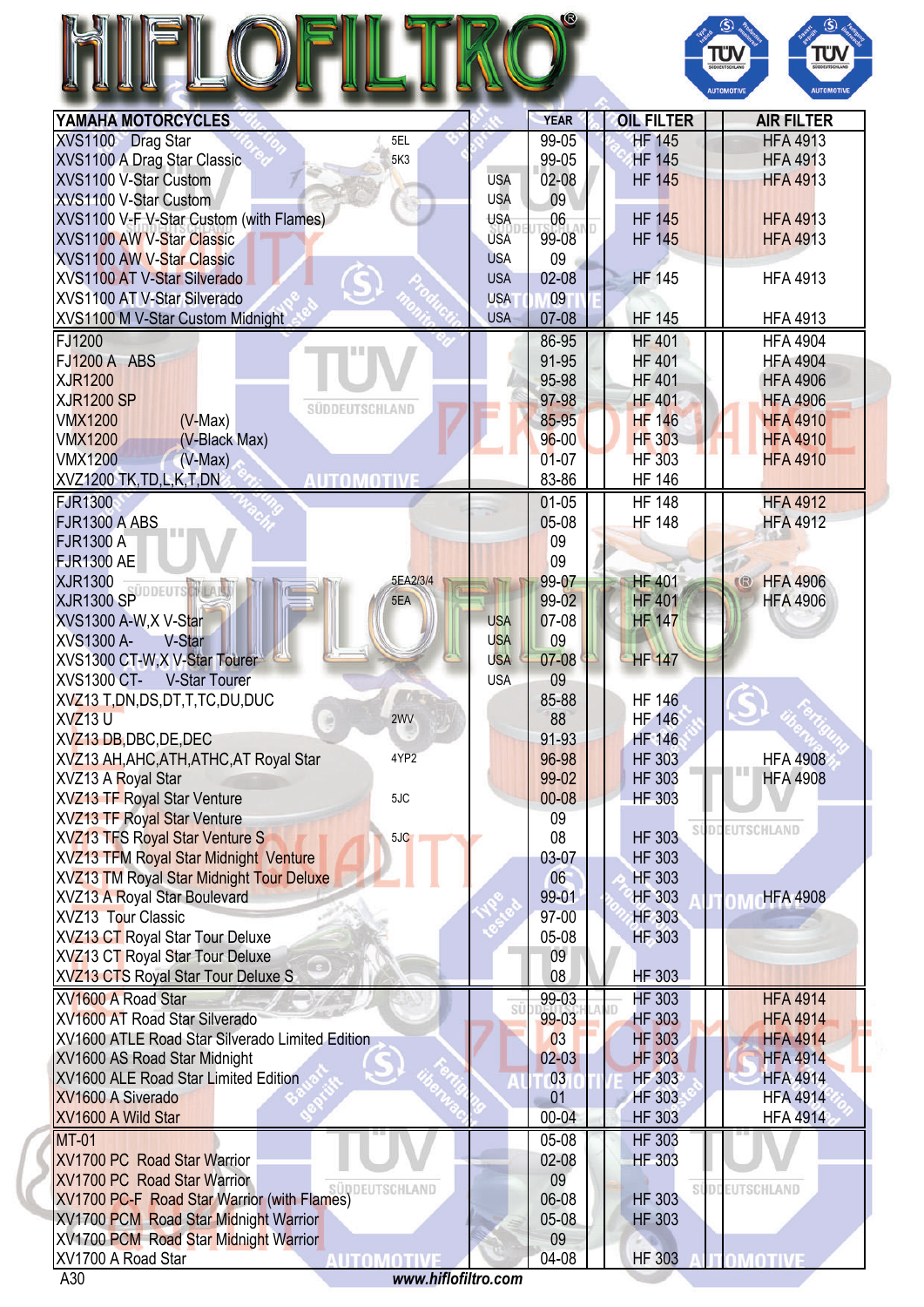# HIFLOFILTRO

| YAMAHA MOTORCYCLES | | | YEAR | OIL FILTER | AIR FILTER |
|---|---|---|---|---|---|
| XVS1100 Drag Star | 5EL | | 99-05 | HF 145 | HFA 4913 |
| XVS1100 A Drag Star Classic | 5K3 | | 99-05 | HF 145 | HFA 4913 |
| XVS1100 V-Star Custom | | USA | 02-08 | HF 145 | HFA 4913 |
| XVS1100 V-Star Custom | | USA | 09 | | |
| XVS1100 V-F V-Star Custom (with Flames) | | USA | 06 | HF 145 | HFA 4913 |
| XVS1100 AW V-Star Classic | | USA | 99-08 | HF 145 | HFA 4913 |
| XVS1100 AW V-Star Classic | | USA | 09 | | |
| XVS1100 AT V-Star Silverado | | USA | 02-08 | HF 145 | HFA 4913 |
| XVS1100 AT V-Star Silverado | | USA | 09 | | |
| XVS1100 M V-Star Custom Midnight | | USA | 07-08 | HF 145 | HFA 4913 |
| FJ1200 | | | 86-95 | HF 401 | HFA 4904 |
| FJ1200 A ABS | | | 91-95 | HF 401 | HFA 4904 |
| XJR1200 | | | 95-98 | HF 401 | HFA 4906 |
| XJR1200 SP | | | 97-98 | HF 401 | HFA 4906 |
| VMX1200 (V-Max) | | | 85-95 | HF 146 | HFA 4910 |
| VMX1200 (V-Black Max) | | | 96-00 | HF 303 | HFA 4910 |
| VMX1200 (V-Max) | | | 01-07 | HF 303 | HFA 4910 |
| XVZ1200 TK,TD,L,K,T,DN | | | 83-86 | HF 146 | |
| FJR1300 | | | 01-05 | HF 148 | HFA 4912 |
| FJR1300 A ABS | | | 05-08 | HF 148 | HFA 4912 |
| FJR1300 A | | | 09 | | |
| FJR1300 AE | | | 09 | | |
| XJR1300 | 5EA2/3/4 | | 99-07 | HF 401 | HFA 4906 |
| XJR1300 SP | 5EA | | 99-02 | HF 401 | HFA 4906 |
| XVS1300 A-W,X V-Star | | USA | 07-08 | HF 147 | |
| XVS1300 A- V-Star | | USA | 09 | | |
| XVS1300 CT-W,X V-Star Tourer | | USA | 07-08 | HF 147 | |
| XVS1300 CT- V-Star Tourer | | USA | 09 | | |
| XVZ13 T,DN,DS,DT,T,TC,DU,DUC | | | 85-88 | HF 146 | |
| XVZ13 U | 2WV | | 88 | HF 146 | |
| XVZ13 DB,DBC,DE,DEC | | | 91-93 | HF 146 | |
| XVZ13 AH,ACH,ATH,ATHC,AT Royal Star | 4YP2 | | 96-98 | HF 303 | HFA 4908 |
| XVZ13 A Royal Star | | | 99-02 | HF 303 | HFA 4908 |
| XVZ13 TF Royal Star Venture | 5JC | | 00-08 | HF 303 | |
| XVZ13 TF Royal Star Venture | | | 09 | | |
| XVZ13 TFS Royal Star Venture S | 5JC | | 08 | HF 303 | |
| XVZ13 TFM Royal Star Midnight Venture | | | 03-07 | HF 303 | |
| XVZ13 TM Royal Star Midnight Tour Deluxe | | | 06 | HF 303 | |
| XVZ13 A Royal Star Boulevard | | | 99-01 | HF 303 | HFA 4908 |
| XVZ13 Tour Classic | | | 97-00 | HF 303 | |
| XVZ13 CT Royal Star Tour Deluxe | | | 05-08 | HF 303 | |
| XVZ13 CT Royal Star Tour Deluxe | | | 09 | | |
| XVZ13 CTS Royal Star Tour Deluxe S | | | 08 | HF 303 | |
| XV1600 A Road Star | | | 99-03 | HF 303 | HFA 4914 |
| XV1600 AT Road Star Silverado | | | 99-03 | HF 303 | HFA 4914 |
| XV1600 ATLE Road Star Silverado Limited Edition | | | 03 | HF 303 | HFA 4914 |
| XV1600 AS Road Star Midnight | | | 02-03 | HF 303 | HFA 4914 |
| XV1600 ALE Road Star Limited Edition | | | 03 | HF 303 | HFA 4914 |
| XV1600 A Siverado | | | 01 | HF 303 | HFA 4914 |
| XV1600 A Wild Star | | | 00-04 | HF 303 | HFA 4914 |
| MT-01 | | | 05-08 | HF 303 | |
| XV1700 PC Road Star Warrior | | | 02-08 | HF 303 | |
| XV1700 PC Road Star Warrior | | | 09 | | |
| XV1700 PC-F Road Star Warrior (with Flames) | | | 06-08 | HF 303 | |
| XV1700 PCM Road Star Midnight Warrior | | | 05-08 | HF 303 | |
| XV1700 PCM Road Star Midnight Warrior | | | 09 | | |
| XV1700 A Road Star | | | 04-08 | HF 303 | |

www.hiflofiltro.com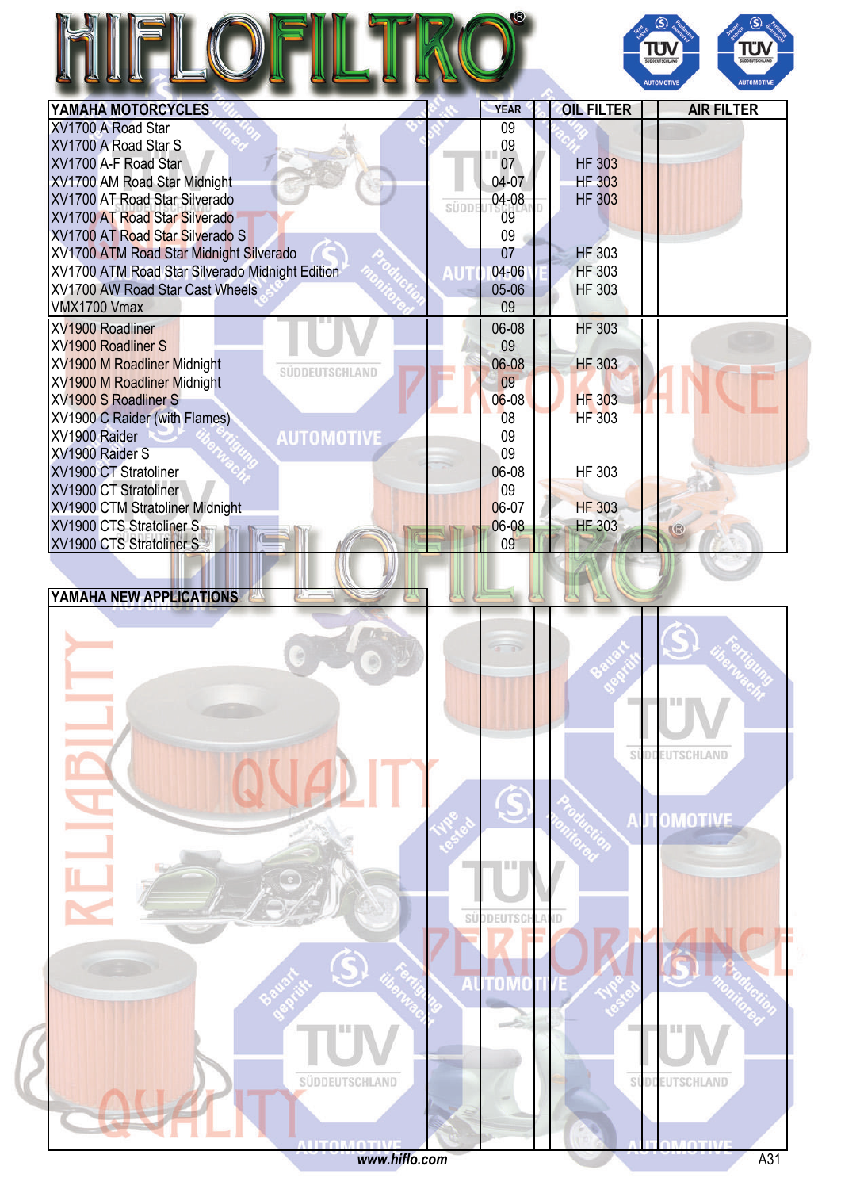| YAMAHA MOTORCYCLES | | YEAR | OIL FILTER | | AIR FILTER |
|---|---|---|---|---|---|
| XV1700 A Road Star | | 09 | | | |
| XV1700 A Road Star S | | 09 | | | |
| XV1700 A-F Road Star | | 07 | HF 303 | | |
| XV1700 AM Road Star Midnight | | 04-07 | HF 303 | | |
| XV1700 AT Road Star Silverado | | 04-08 | HF 303 | | |
| XV1700 AT Road Star Silverado | | 09 | | | |
| XV1700 AT Road Star Silverado S | | 09 | | | |
| XV1700 ATM Road Star Midnight Silverado | | 07 | HF 303 | | |
| XV1700 ATM Road Star Silverado Midnight Edition | | 04-06 | HF 303 | | |
| XV1700 AW Road Star Cast Wheels | | 05-06 | HF 303 | | |
| VMX1700 Vmax | | 09 | | | |
| XV1900 Roadliner | | 06-08 | HF 303 | | |
| XV1900 Roadliner S | | 09 | | | |
| XV1900 M Roadliner Midnight | | 06-08 | HF 303 | | |
| XV1900 M Roadliner Midnight | | 09 | | | |
| XV1900 S Roadliner S | | 06-08 | HF 303 | | |
| XV1900 C Raider (with Flames) | | 08 | HF 303 | | |
| XV1900 Raider | | 09 | | | |
| XV1900 Raider S | | 09 | | | |
| XV1900 CT Stratoliner | | 06-08 | HF 303 | | |
| XV1900 CT Stratoliner | | 09 | | | |
| XV1900 CTM Stratoliner Midnight | | 06-07 | HF 303 | | |
| XV1900 CTS Stratoliner S | | 06-08 | HF 303 | | |
| XV1900 CTS Stratoliner S | | 09 | | | |

| YAMAHA NEW APPLICATIONS | | | | | |
|---|---|---|---|---|---|
| | | | | | |

*www.hiflo.com*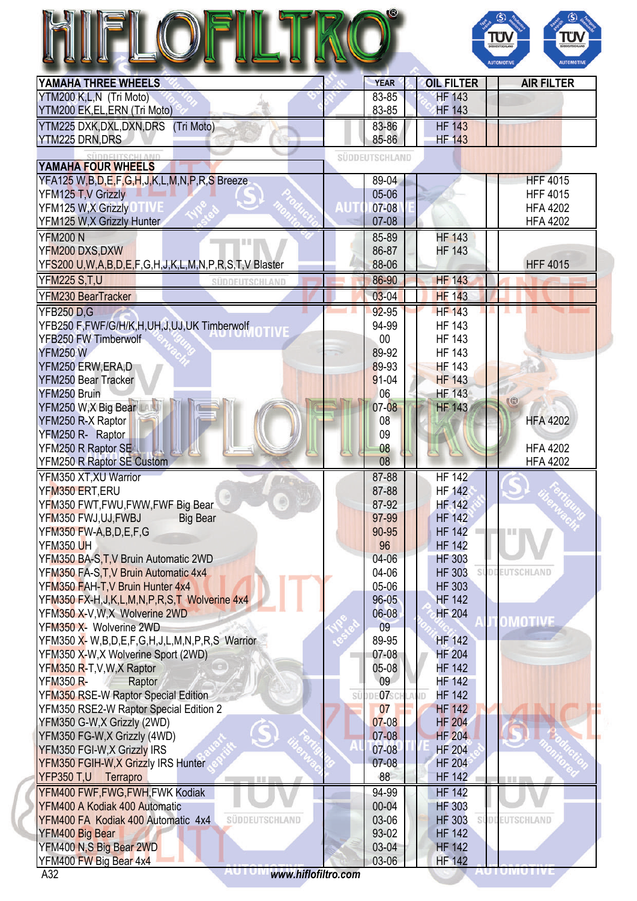# HIFLOFILTRO®

| YAMAHA THREE WHEELS | YEAR | OIL FILTER | AIR FILTER |
|---|---|---|---|
| YTM200 K,L,N (Tri Moto) | 83-85 | HF 143 | |
| YTM200 EK,EL,ERN (Tri Moto) | 83-85 | HF 143 | |
| YTM225 DXK,DXL,DXN,DRS (Tri Moto) | 83-86 | HF 143 | |
| YTM225 DRN,DRS | 85-86 | HF 143 | |

| YAMAHA FOUR WHEELS | YEAR | OIL FILTER | AIR FILTER |
|---|---|---|---|
| YFA125 W,B,D,E,F,G,H,J,K,L,M,N,P,R,S Breeze | 89-04 | | HFF 4015 |
| YFM125 T,V Grizzly | 05-06 | | HFF 4015 |
| YFM125 W,X Grizzly | 07-08 | | HFA 4202 |
| YFM125 W,X Grizzly Hunter | 07-08 | | HFA 4202 |
| YFM200 N | 85-89 | HF 143 | |
| YFM200 DXS,DXW | 86-87 | HF 143 | |
| YFS200 U,W,A,B,D,E,F,G,H,J,K,L,M,N,P,R,S,T,V Blaster | 88-06 | | HFF 4015 |
| YFM225 S,T,U | 86-90 | HF 143 | |
| YFM230 BearTracker | 03-04 | HF 143 | |
| YFB250 D,G | 92-95 | HF 143 | |
| YFB250 F,FWF/G/H/K,H,UH,J,UJ,UK Timberwolf | 94-99 | HF 143 | |
| YFB250 FW Timberwolf | 00 | HF 143 | |
| YFM250 W | 89-92 | HF 143 | |
| YFM250 ERW,ERA,D | 89-93 | HF 143 | |
| YFM250 Bear Tracker | 91-04 | HF 143 | |
| YFM250 Bruin | 06 | HF 143 | |
| YFM250 W,X Big Bear | 07-08 | HF 143 | |
| YFM250 R-X Raptor | 08 | | HFA 4202 |
| YFM250 R- Raptor | 09 | | |
| YFM250 R Raptor SE | 08 | | HFA 4202 |
| YFM250 R Raptor SE Custom | 08 | | HFA 4202 |
| YFM350 XT,XU Warrior | 87-88 | HF 142 | |
| YFM350 ERT,ERU | 87-88 | HF 142 | |
| YFM350 FWT,FWU,FWW,FWF Big Bear | 87-92 | HF 142 | |
| YFM350 FWJ,UJ,FWBJ Big Bear | 97-99 | HF 142 | |
| YFM350 FW-A,B,D,E,F,G | 90-95 | HF 142 | |
| YFM350 UH | 96 | HF 142 | |
| YFM350 BA-S,T,V Bruin Automatic 2WD | 04-06 | HF 303 | |
| YFM350 FA-S,T,V Bruin Automatic 4x4 | 04-06 | HF 303 | |
| YFM350 FAH-T,V Bruin Hunter 4x4 | 05-06 | HF 303 | |
| YFM350 FX-H,J,K,L,M,N,P,R,S,T Wolverine 4x4 | 96-05 | HF 142 | |
| YFM350 X-V,W,X Wolverine 2WD | 06-08 | HF 204 | |
| YFM350 X- Wolverine 2WD | 09 | | |
| YFM350 X- W,B,D,E,F,G,H,J,L,M,N,P,R,S Warrior | 89-95 | HF 142 | |
| YFM350 X-W,X Wolverine Sport (2WD) | 07-08 | HF 204 | |
| YFM350 R-T,V,W,X Raptor | 05-08 | HF 142 | |
| YFM350 R- Raptor | 09 | HF 142 | |
| YFM350 RSE-W Raptor Special Edition | 07 | HF 142 | |
| YFM350 RSE2-W Raptor Special Edition 2 | 07 | HF 142 | |
| YFM350 G-W,X Grizzly (2WD) | 07-08 | HF 204 | |
| YFM350 FG-W,X Grizzly (4WD) | 07-08 | HF 204 | |
| YFM350 FGI-W,X Grizzly IRS | 07-08 | HF 204 | |
| YFM350 FGIH-W,X Grizzly IRS Hunter | 07-08 | HF 204 | |
| YFP350 T,U Terrapro | 88 | HF 142 | |
| YFM400 FWF,FWG,FWH,FWK Kodiak | 94-99 | HF 142 | |
| YFM400 A Kodiak 400 Automatic | 00-04 | HF 303 | |
| YFM400 FA Kodiak 400 Automatic 4x4 | 03-06 | HF 303 | |
| YFM400 Big Bear | 93-02 | HF 142 | |
| YFM400 N,S Big Bear 2WD | 03-04 | HF 142 | |
| YFM400 FW Big Bear 4x4 | 03-06 | HF 142 | |

www.hiflofiltro.com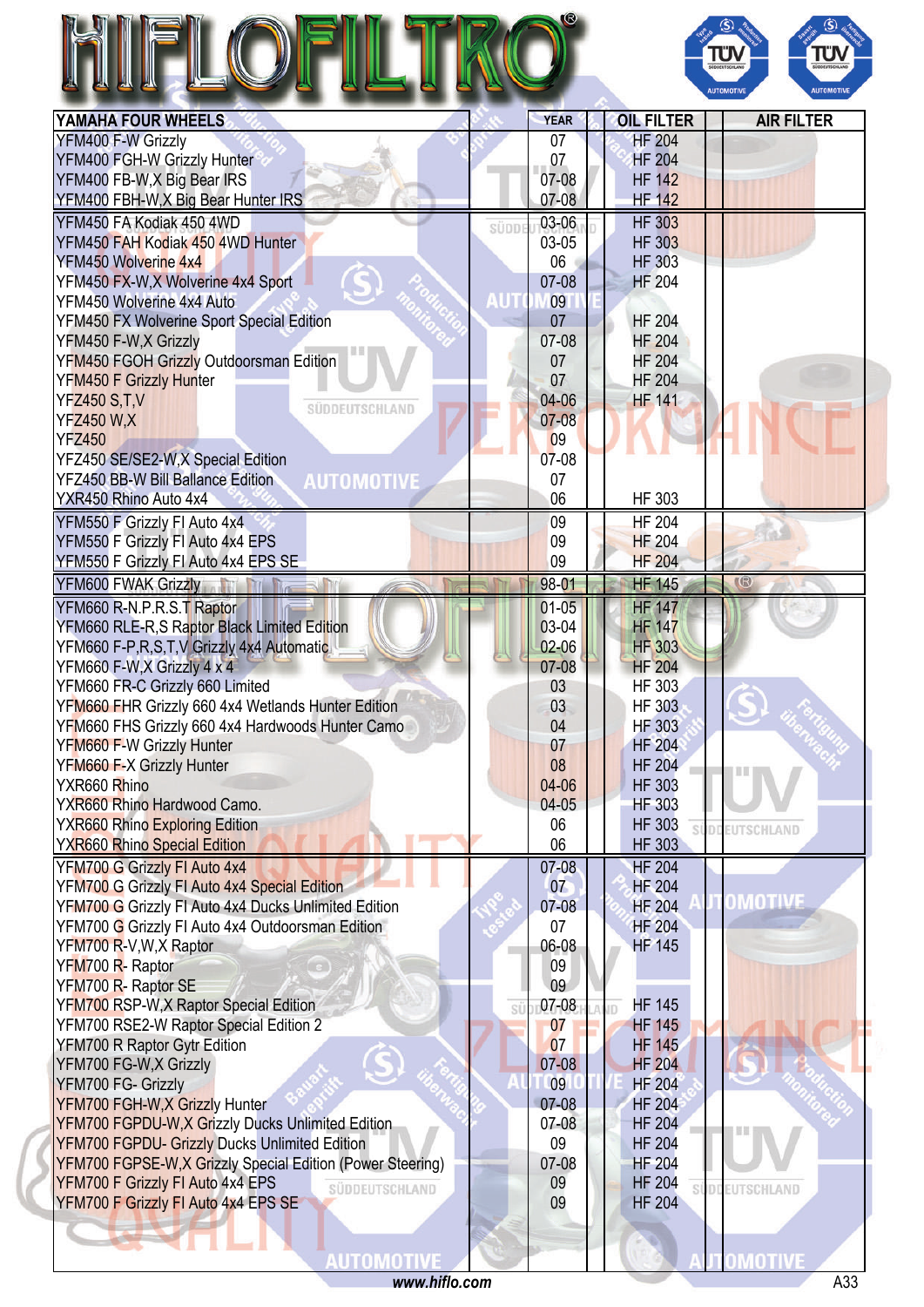# HIFLOFILTRO

| YAMAHA FOUR WHEELS | YEAR | OIL FILTER | AIR FILTER |
|---|---|---|---|
| YFM400 F-W Grizzly | 07 | HF 204 | |
| YFM400 FGH-W Grizzly Hunter | 07 | HF 204 | |
| YFM400 FB-W,X Big Bear IRS | 07-08 | HF 142 | |
| YFM400 FBH-W,X Big Bear Hunter IRS | 07-08 | HF 142 | |
| YFM450 FA Kodiak 450 4WD | 03-06 | HF 303 | |
| YFM450 FAH Kodiak 450 4WD Hunter | 03-05 | HF 303 | |
| YFM450 Wolverine 4x4 | 06 | HF 303 | |
| YFM450 FX-W,X Wolverine 4x4 Sport | 07-08 | HF 204 | |
| YFM450 Wolverine 4x4 Auto | 09 | | |
| YFM450 FX Wolverine Sport Special Edition | 07 | HF 204 | |
| YFM450 F-W,X Grizzly | 07-08 | HF 204 | |
| YFM450 FGOH Grizzly Outdoorsman Edition | 07 | HF 204 | |
| YFM450 F Grizzly Hunter | 07 | HF 204 | |
| YFZ450 S,T,V | 04-06 | HF 141 | |
| YFZ450 W,X | 07-08 | | |
| YFZ450 | 09 | | |
| YFZ450 SE/SE2-W,X Special Edition | 07-08 | | |
| YFZ450 BB-W Bill Ballance Edition | 07 | | |
| YXR450 Rhino Auto 4x4 | 06 | HF 303 | |
| YFM550 F Grizzly FI Auto 4x4 | 09 | HF 204 | |
| YFM550 F Grizzly FI Auto 4x4 EPS | 09 | HF 204 | |
| YFM550 F Grizzly FI Auto 4x4 EPS SE | 09 | HF 204 | |
| YFM600 FWAK Grizzly | 98-01 | HF 145 | |
| YFM660 R-N.P.R.S.T Raptor | 01-05 | HF 147 | |
| YFM660 RLE-R,S Raptor Black Limited Edition | 03-04 | HF 147 | |
| YFM660 F-P,R,S,T,V Grizzly 4x4 Automatic | 02-06 | HF 303 | |
| YFM660 F-W,X Grizzly 4 x 4 | 07-08 | HF 204 | |
| YFM660 FR-C Grizzly 660 Limited | 03 | HF 303 | |
| YFM660 FHR Grizzly 660 4x4 Wetlands Hunter Edition | 03 | HF 303 | |
| YFM660 FHS Grizzly 660 4x4 Hardwoods Hunter Camo | 04 | HF 303 | |
| YFM660 F-W Grizzly Hunter | 07 | HF 204 | |
| YFM660 F-X Grizzly Hunter | 08 | HF 204 | |
| YXR660 Rhino | 04-06 | HF 303 | |
| YXR660 Rhino Hardwood Camo. | 04-05 | HF 303 | |
| YXR660 Rhino Exploring Edition | 06 | HF 303 | |
| YXR660 Rhino Special Edition | 06 | HF 303 | |
| YFM700 G Grizzly FI Auto 4x4 | 07-08 | HF 204 | |
| YFM700 G Grizzly FI Auto 4x4 Special Edition | 07 | HF 204 | |
| YFM700 G Grizzly FI Auto 4x4 Ducks Unlimited Edition | 07-08 | HF 204 | |
| YFM700 G Grizzly FI Auto 4x4 Outdoorsman Edition | 07 | HF 204 | |
| YFM700 R-V,W,X Raptor | 06-08 | HF 145 | |
| YFM700 R- Raptor | 09 | | |
| YFM700 R- Raptor SE | 09 | | |
| YFM700 RSP-W,X Raptor Special Edition | 07-08 | HF 145 | |
| YFM700 RSE2-W Raptor Special Edition 2 | 07 | HF 145 | |
| YFM700 R Raptor Gytr Edition | 07 | HF 145 | |
| YFM700 FG-W,X Grizzly | 07-08 | HF 204 | |
| YFM700 FG- Grizzly | 09 | HF 204 | |
| YFM700 FGH-W,X Grizzly Hunter | 07-08 | HF 204 | |
| YFM700 FGPDU-W,X Grizzly Ducks Unlimited Edition | 07-08 | HF 204 | |
| YFM700 FGPDU- Grizzly Ducks Unlimited Edition | 09 | HF 204 | |
| YFM700 FGPSE-W,X Grizzly Special Edition (Power Steering) | 07-08 | HF 204 | |
| YFM700 F Grizzly FI Auto 4x4 EPS | 09 | HF 204 | |
| YFM700 F Grizzly FI Auto 4x4 EPS SE | 09 | HF 204 | |

www.hiflo.com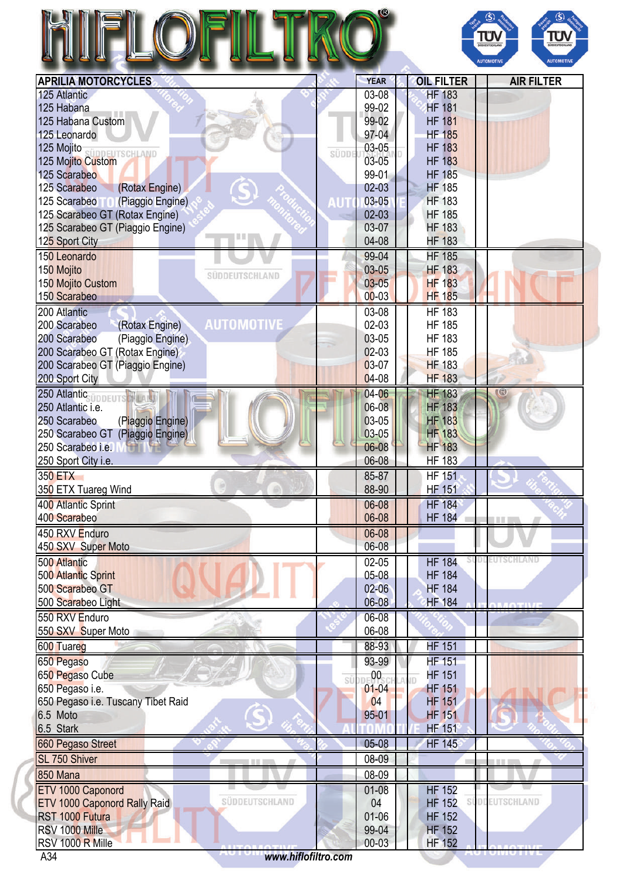# HIFLOFILTRO

| APRILIA MOTORCYCLES | YEAR | OIL FILTER | AIR FILTER |
|---|---|---|---|
| 125 Atlantic | 03-08 | HF 183 | |
| 125 Habana | 99-02 | HF 181 | |
| 125 Habana Custom | 99-02 | HF 181 | |
| 125 Leonardo | 97-04 | HF 185 | |
| 125 Mojito | 03-05 | HF 183 | |
| 125 Mojito Custom | 03-05 | HF 183 | |
| 125 Scarabeo | 99-01 | HF 185 | |
| 125 Scarabeo (Rotax Engine) | 02-03 | HF 185 | |
| 125 Scarabeo (Piaggio Engine) | 03-05 | HF 183 | |
| 125 Scarabeo GT (Rotax Engine) | 02-03 | HF 185 | |
| 125 Scarabeo GT (Piaggio Engine) | 03-07 | HF 183 | |
| 125 Sport City | 04-08 | HF 183 | |
| 150 Leonardo | 99-04 | HF 185 | |
| 150 Mojito | 03-05 | HF 183 | |
| 150 Mojito Custom | 03-05 | HF 183 | |
| 150 Scarabeo | 00-03 | HF 185 | |
| 200 Atlantic | 03-08 | HF 183 | |
| 200 Scarabeo (Rotax Engine) | 02-03 | HF 185 | |
| 200 Scarabeo (Piaggio Engine) | 03-05 | HF 183 | |
| 200 Scarabeo GT (Rotax Engine) | 02-03 | HF 185 | |
| 200 Scarabeo GT (Piaggio Engine) | 03-07 | HF 183 | |
| 200 Sport City | 04-08 | HF 183 | |
| 250 Atlantic | 04-06 | HF 183 | |
| 250 Atlantic i.e. | 06-08 | HF 183 | |
| 250 Scarabeo (Piaggio Engine) | 03-05 | HF 183 | |
| 250 Scarabeo GT (Piaggio Engine) | 03-05 | HF 183 | |
| 250 Scarabeo i.e. | 06-08 | HF 183 | |
| 250 Sport City i.e. | 06-08 | HF 183 | |
| 350 ETX | 85-87 | HF 151 | |
| 350 ETX Tuareg Wind | 88-90 | HF 151 | |
| 400 Atlantic Sprint | 06-08 | HF 184 | |
| 400 Scarabeo | 06-08 | HF 184 | |
| 450 RXV Enduro | 06-08 | | |
| 450 SXV Super Moto | 06-08 | | |
| 500 Atlantic | 02-05 | HF 184 | |
| 500 Atlantic Sprint | 05-08 | HF 184 | |
| 500 Scarabeo GT | 02-06 | HF 184 | |
| 500 Scarabeo Light | 06-08 | HF 184 | |
| 550 RXV Enduro | 06-08 | | |
| 550 SXV Super Moto | 06-08 | | |
| 600 Tuareg | 88-93 | HF 151 | |
| 650 Pegaso | 93-99 | HF 151 | |
| 650 Pegaso Cube | 00 | HF 151 | |
| 650 Pegaso i.e. | 01-04 | HF 151 | |
| 650 Pegaso i.e. Tuscany Tibet Raid | 04 | HF 151 | |
| 6.5 Moto | 95-01 | HF 151 | |
| 6.5 Stark | | HF 151 | |
| 660 Pegaso Street | 05-08 | HF 145 | |
| SL 750 Shiver | 08-09 | | |
| 850 Mana | 08-09 | | |
| ETV 1000 Caponord | 01-08 | HF 152 | |
| ETV 1000 Caponord Rally Raid | 04 | HF 152 | |
| RST 1000 Futura | 01-06 | HF 152 | |
| RSV 1000 Mille | 99-04 | HF 152 | |
| RSV 1000 R Mille | 00-03 | HF 152 | |

www.hiflofiltro.com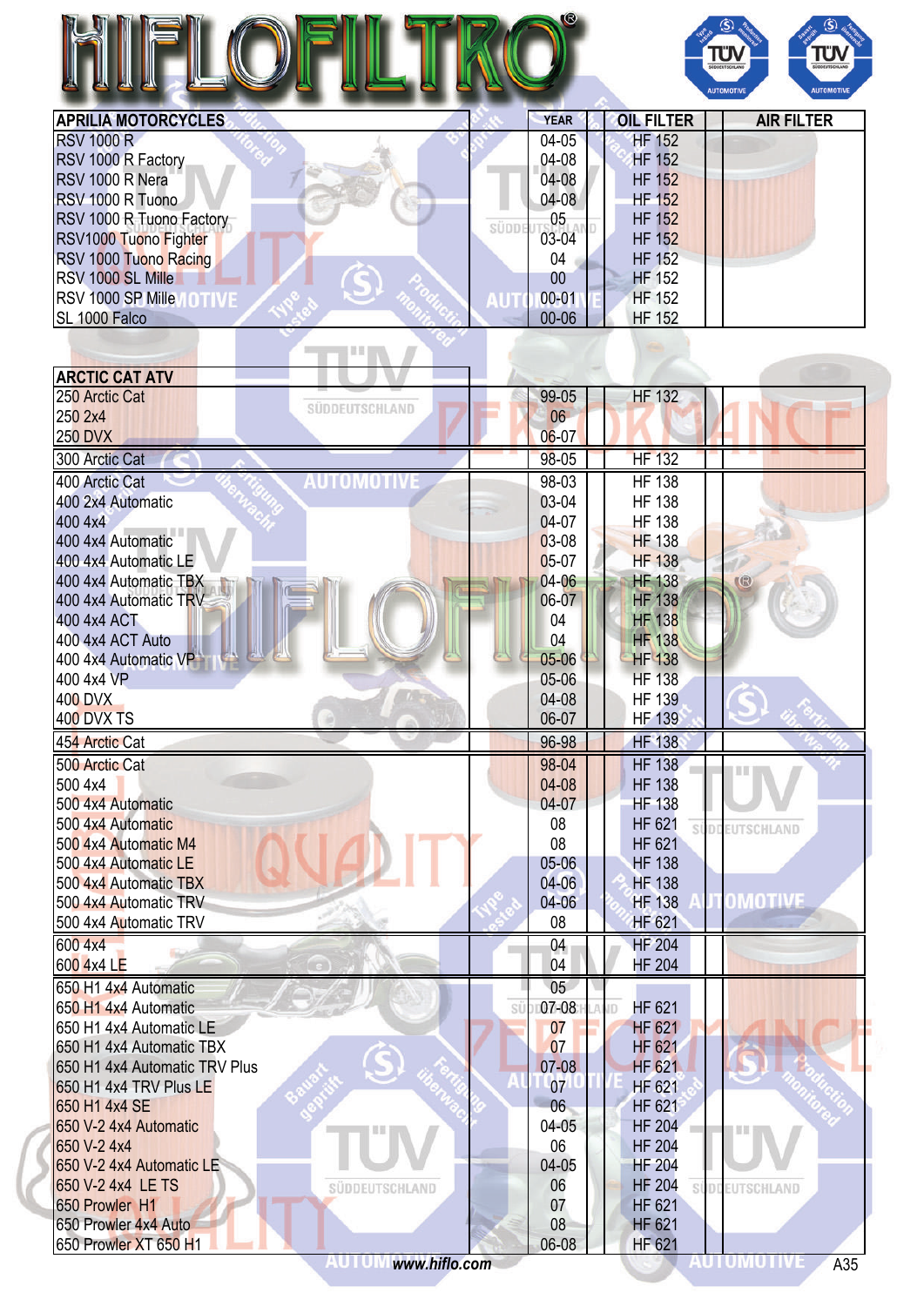# HIFLOFILTRO

| APRILIA MOTORCYCLES | YEAR | OIL FILTER | | AIR FILTER |
|---|---|---|---|---|
| RSV 1000 R | 04-05 | HF 152 | | |
| RSV 1000 R Factory | 04-08 | HF 152 | | |
| RSV 1000 R Nera | 04-08 | HF 152 | | |
| RSV 1000 R Tuono | 04-08 | HF 152 | | |
| RSV 1000 R Tuono Factory | 05 | HF 152 | | |
| RSV1000 Tuono Fighter | 03-04 | HF 152 | | |
| RSV 1000 Tuono Racing | 04 | HF 152 | | |
| RSV 1000 SL Mille | 00 | HF 152 | | |
| RSV 1000 SP Mille | 00-01 | HF 152 | | |
| SL 1000 Falco | 00-06 | HF 152 | | |

| ARCTIC CAT ATV | YEAR | OIL FILTER | | AIR FILTER |
|---|---|---|---|---|
| 250 Arctic Cat | 99-05 | HF 132 | | |
| 250 2x4 | 06 | | | |
| 250 DVX | 06-07 | | | |
| 300 Arctic Cat | 98-05 | HF 132 | | |
| 400 Arctic Cat | 98-03 | HF 138 | | |
| 400 2x4 Automatic | 03-04 | HF 138 | | |
| 400 4x4 | 04-07 | HF 138 | | |
| 400 4x4 Automatic | 03-08 | HF 138 | | |
| 400 4x4 Automatic LE | 05-07 | HF 138 | | |
| 400 4x4 Automatic TBX | 04-06 | HF 138 | | |
| 400 4x4 Automatic TRV | 06-07 | HF 138 | | |
| 400 4x4 ACT | 04 | HF 138 | | |
| 400 4x4 ACT Auto | 04 | HF 138 | | |
| 400 4x4 Automatic VP | 05-06 | HF 138 | | |
| 400 4x4 VP | 05-06 | HF 138 | | |
| 400 DVX | 04-08 | HF 139 | | |
| 400 DVX TS | 06-07 | HF 139 | | |
| 454 Arctic Cat | 96-98 | HF 138 | | |
| 500 Arctic Cat | 98-04 | HF 138 | | |
| 500 4x4 | 04-08 | HF 138 | | |
| 500 4x4 Automatic | 04-07 | HF 138 | | |
| 500 4x4 Automatic | 08 | HF 621 | | |
| 500 4x4 Automatic M4 | 08 | HF 621 | | |
| 500 4x4 Automatic LE | 05-06 | HF 138 | | |
| 500 4x4 Automatic TBX | 04-06 | HF 138 | | |
| 500 4x4 Automatic TRV | 04-06 | HF 138 | | |
| 500 4x4 Automatic TRV | 08 | HF 621 | | |
| 600 4x4 | 04 | HF 204 | | |
| 600 4x4 LE | 04 | HF 204 | | |
| 650 H1 4x4 Automatic | 05 | | | |
| 650 H1 4x4 Automatic | 07-08 | HF 621 | | |
| 650 H1 4x4 Automatic LE | 07 | HF 621 | | |
| 650 H1 4x4 Automatic TBX | 07 | HF 621 | | |
| 650 H1 4x4 Automatic TRV Plus | 07-08 | HF 621 | | |
| 650 H1 4x4 TRV Plus LE | 07 | HF 621 | | |
| 650 H1 4x4 SE | 06 | HF 621 | | |
| 650 V-2 4x4 Automatic | 04-05 | HF 204 | | |
| 650 V-2 4x4 | 06 | HF 204 | | |
| 650 V-2 4x4 Automatic LE | 04-05 | HF 204 | | |
| 650 V-2 4x4 LE TS | 06 | HF 204 | | |
| 650 Prowler H1 | 07 | HF 621 | | |
| 650 Prowler 4x4 Auto | 08 | HF 621 | | |
| 650 Prowler XT 650 H1 | 06-08 | HF 621 | | |

www.hiflo.com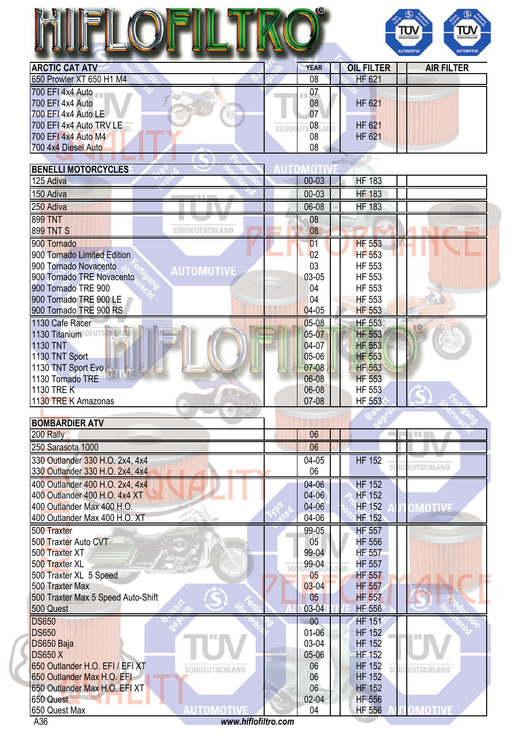# HIFLOFILTRO

| ARCTIC CAT ATV | YEAR | OIL FILTER | AIR FILTER |
|---|---|---|---|
| 650 Prowler XT 650 H1 M4 | 08 | HF 621 | |
| 700 EFI 4x4 Auto | 07 | | |
| 700 EFI 4x4 Auto | 08 | HF 621 | |
| 700 EFI 4x4 Auto LE | 07 | | |
| 700 EFI 4x4 Auto TRV LE | 08 | HF 621 | |
| 700 EFI 4x4 Auto M4 | 08 | HF 621 | |
| 700 4x4 Diesel Auto | 08 | | |
| **BENELLI MOTORCYCLES** | | | |
| 125 Adiva | 00-03 | HF 183 | |
| 150 Adiva | 00-03 | HF 183 | |
| 250 Adiva | 06-08 | HF 183 | |
| 899 TNT | 08 | | |
| 899 TNT S | 08 | | |
| 900 Tornado | 01 | HF 553 | |
| 900 Tornado Limited Edition | 02 | HF 553 | |
| 900 Tornado Novacento | 03 | HF 553 | |
| 900 Tornado TRE Novacento | 03-05 | HF 553 | |
| 900 Tornado TRE 900 | 04 | HF 553 | |
| 900 Tornado TRE 900 LE | 04 | HF 553 | |
| 900 Tornado TRE 900 RS | 04-05 | HF 553 | |
| 1130 Cafe Racer | 05-08 | HF 553 | |
| 1130 Titanium | 05-07 | HF 553 | |
| 1130 TNT | 04-07 | HF 553 | |
| 1130 TNT Sport | 05-06 | HF 553 | |
| 1130 TNT Sport Evo | 07-08 | HF 553 | |
| 1130 Tornado TRE | 06-08 | HF 553 | |
| 1130 TRE K | 06-08 | HF 553 | |
| 1130 TRE K Amazonas | 07-08 | HF 553 | |
| **BOMBARDIER ATV** | | | |
| 200 Rally | 06 | | |
| 250 Sarasota 1000 | 06 | | |
| 330 Outlander 330 H.O. 2x4, 4x4 | 04-05 | HF 152 | |
| 330 Outlander 330 H.O. 2x4, 4x4 | 06 | | |
| 400 Outlander 400 H.O. 2x4, 4x4 | 04-06 | HF 152 | |
| 400 Outlander 400 H.O. 4x4 XT | 04-06 | HF 152 | |
| 400 Outlander Max 400 H.O. | 04-06 | HF 152 | |
| 400 Outlander Max 400 H.O. XT | 04-06 | HF 152 | |
| 500 Traxter | 99-05 | HF 557 | |
| 500 Traxter Auto CVT | 05 | HF 556 | |
| 500 Traxter XT | 99-04 | HF 557 | |
| 500 Traxter XL | 99-04 | HF 557 | |
| 500 Traxter XL 5 Speed | 05 | HF 557 | |
| 500 Traxter Max | 03-04 | HF 557 | |
| 500 Traxter Max 5 Speed Auto-Shift | 05 | HF 557 | |
| 500 Quest | 03-04 | HF 556 | |
| DS650 | 00 | HF 151 | |
| DS650 | 01-06 | HF 152 | |
| DS650 Baja | 03-04 | HF 152 | |
| DS650 X | 05-06 | HF 152 | |
| 650 Outlander H.O. EFI / EFI XT | 06 | HF 152 | |
| 650 Outlander Max H.O. EFI | 06 | HF 152 | |
| 650 Outlander Max H.O. EFI XT | 06 | HF 152 | |
| 650 Quest | 02-04 | HF 556 | |
| 650 Quest Max | 04 | HF 556 | |

www.hiflofiltro.com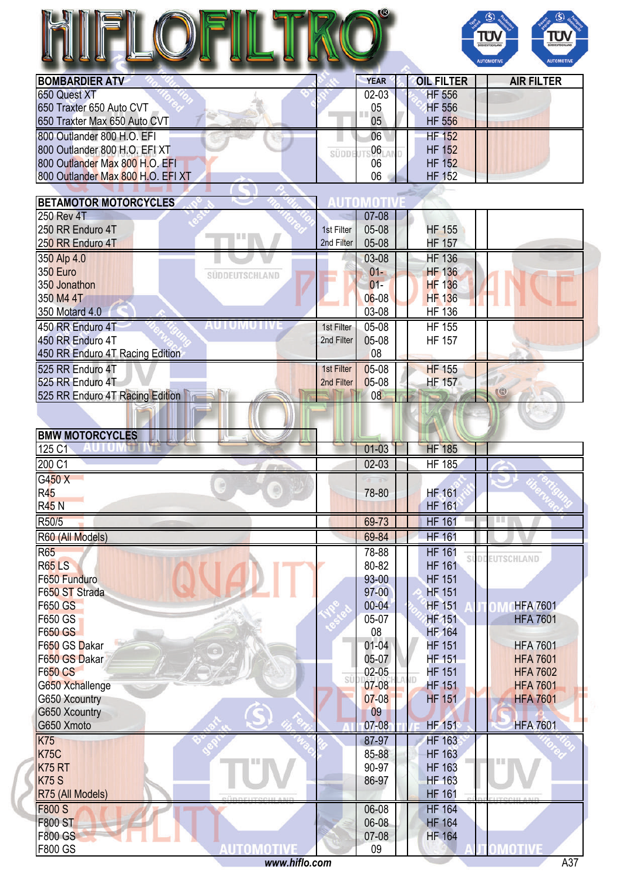# HIFLOFILTRO

| BOMBARDIER ATV | | YEAR | OIL FILTER | | AIR FILTER |
|---|---|---|---|---|---|
| 650 Quest XT | | 02-03 | HF 556 | | |
| 650 Traxter 650 Auto CVT | | 05 | HF 556 | | |
| 650 Traxter Max 650 Auto CVT | | 05 | HF 556 | | |
| 800 Outlander 800 H.O. EFI | | 06 | HF 152 | | |
| 800 Outlander 800 H.O. EFI XT | | 06 | HF 152 | | |
| 800 Outlander Max 800 H.O. EFI | | 06 | HF 152 | | |
| 800 Outlander Max 800 H.O. EFI XT | | 06 | HF 152 | | |

| BETAMOTOR MOTORCYCLES | | | | | |
|---|---|---|---|---|---|
| 250 Rev 4T | | 07-08 | | | |
| 250 RR Enduro 4T | 1st Filter | 05-08 | HF 155 | | |
| 250 RR Enduro 4T | 2nd Filter | 05-08 | HF 157 | | |
| 350 Alp 4.0 | | 03-08 | HF 136 | | |
| 350 Euro | | 01- | HF 136 | | |
| 350 Jonathon | | 01- | HF 136 | | |
| 350 M4 4T | | 06-08 | HF 136 | | |
| 350 Motard 4.0 | | 03-08 | HF 136 | | |
| 450 RR Enduro 4T | 1st Filter | 05-08 | HF 155 | | |
| 450 RR Enduro 4T | 2nd Filter | 05-08 | HF 157 | | |
| 450 RR Enduro 4T Racing Edition | | 08 | | | |
| 525 RR Enduro 4T | 1st Filter | 05-08 | HF 155 | | |
| 525 RR Enduro 4T | 2nd Filter | 05-08 | HF 157 | | |
| 525 RR Enduro 4T Racing Edition | | 08 | | | |

| BMW MOTORCYCLES | | | | | |
|---|---|---|---|---|---|
| 125 C1 | | 01-03 | HF 185 | | |
| 200 C1 | | 02-03 | HF 185 | | |
| G450 X | | | | | |
| R45 | | 78-80 | HF 161 | | |
| R45 N | | | HF 161 | | |
| R50/5 | | 69-73 | HF 161 | | |
| R60 (All Models) | | 69-84 | HF 161 | | |
| R65 | | 78-88 | HF 161 | | |
| R65 LS | | 80-82 | HF 161 | | |
| F650 Funduro | | 93-00 | HF 151 | | |
| F650 ST Strada | | 97-00 | HF 151 | | |
| F650 GS | | 00-04 | HF 151 | | HFA 7601 |
| F650 GS | | 05-07 | HF 151 | | HFA 7601 |
| F650 GS | | 08 | HF 164 | | |
| F650 GS Dakar | | 01-04 | HF 151 | | HFA 7601 |
| F650 GS Dakar | | 05-07 | HF 151 | | HFA 7601 |
| F650 CS | | 02-05 | HF 151 | | HFA 7602 |
| G650 Xchallenge | | 07-08 | HF 151 | | HFA 7601 |
| G650 Xcountry | | 07-08 | HF 151 | | HFA 7601 |
| G650 Xcountry | | 09 | | | |
| G650 Xmoto | | 07-08 | HF 151 | | HFA 7601 |
| K75 | | 87-97 | HF 163 | | |
| K75C | | 85-88 | HF 163 | | |
| K75 RT | | 90-97 | HF 163 | | |
| K75 S | | 86-97 | HF 163 | | |
| R75 (All Models) | | | HF 161 | | |
| F800 S | | 06-08 | HF 164 | | |
| F800 ST | | 06-08 | HF 164 | | |
| F800 GS | | 07-08 | HF 164 | | |
| F800 GS | | 09 | | | |

*www.hiflo.com*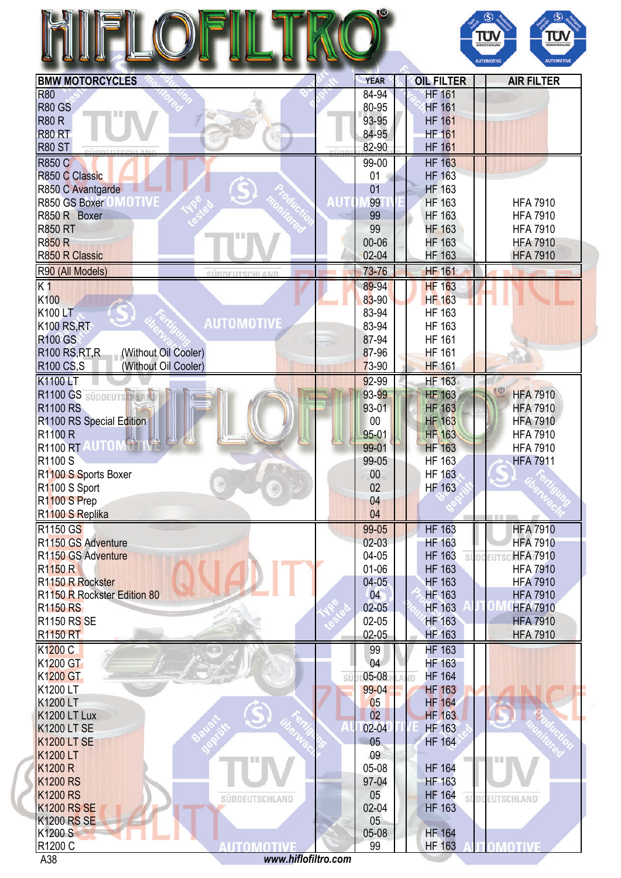# HIFLOFILTRO

| BMW MOTORCYCLES | YEAR | OIL FILTER | AIR FILTER |
|---|---|---|---|
| R80 | 84-94 | HF 161 | |
| R80 GS | 80-95 | HF 161 | |
| R80 R | 93-95 | HF 161 | |
| R80 RT | 84-95 | HF 161 | |
| R80 ST | 82-90 | HF 161 | |
| R850 C | 99-00 | HF 163 | |
| R850 C Classic | 01 | HF 163 | |
| R850 C Avantgarde | 01 | HF 163 | |
| R850 GS Boxer | 99 | HF 163 | HFA 7910 |
| R850 R Boxer | 99 | HF 163 | HFA 7910 |
| R850 RT | 99 | HF 163 | HFA 7910 |
| R850 R | 00-06 | HF 163 | HFA 7910 |
| R850 R Classic | 02-04 | HF 163 | HFA 7910 |
| R90 (All Models) | 73-76 | HF 161 | |
| K 1 | 89-94 | HF 163 | |
| K100 | 83-90 | HF 163 | |
| K100 LT | 83-94 | HF 163 | |
| K100 RS,RT | 83-94 | HF 163 | |
| R100 GS | 87-94 | HF 161 | |
| R100 RS,RT,R (Without Oil Cooler) | 87-96 | HF 161 | |
| R100 CS,S (Without Oil Cooler) | 73-90 | HF 161 | |
| K1100 LT | 92-99 | HF 163 | |
| R1100 GS | 93-99 | HF 163 | HFA 7910 |
| R1100 RS | 93-01 | HF 163 | HFA 7910 |
| R1100 RS Special Edition | 00 | HF 163 | HFA 7910 |
| R1100 R | 95-01 | HF 163 | HFA 7910 |
| R1100 RT | 99-01 | HF 163 | HFA 7910 |
| R1100 S | 99-05 | HF 163 | HFA 7911 |
| R1100 S Sports Boxer | 00 | HF 163 | |
| R1100 S Sport | 02 | HF 163 | |
| R1100 S Prep | 04 | | |
| R1100 S Replika | 04 | | |
| R1150 GS | 99-05 | HF 163 | HFA 7910 |
| R1150 GS Adventure | 02-03 | HF 163 | HFA 7910 |
| R1150 GS Adventure | 04-05 | HF 163 | HFA 7910 |
| R1150 R | 01-06 | HF 163 | HFA 7910 |
| R1150 R Rockster | 04-05 | HF 163 | HFA 7910 |
| R1150 R Rockster Edition 80 | 04 | HF 163 | HFA 7910 |
| R1150 RS | 02-05 | HF 163 | HFA 7910 |
| R1150 RS SE | 02-05 | HF 163 | HFA 7910 |
| R1150 RT | 02-05 | HF 163 | HFA 7910 |
| K1200 C | 99 | HF 163 | |
| K1200 GT | 04 | HF 163 | |
| K1200 GT | 05-08 | HF 164 | |
| K1200 LT | 99-04 | HF 163 | |
| K1200 LT | 05 | HF 164 | |
| K1200 LT Lux | 02 | HF 163 | |
| K1200 LT SE | 02-04 | HF 163 | |
| K1200 LT SE | 05 | HF 164 | |
| K1200 LT | 09 | | |
| K1200 R | 05-08 | HF 164 | |
| K1200 RS | 97-04 | HF 163 | |
| K1200 RS | 05 | HF 164 | |
| K1200 RS SE | 02-04 | HF 163 | |
| K1200 RS SE | 05 | | |
| K1200 S | 05-08 | HF 164 | |
| R1200 C | 99 | HF 163 | |

www.hiflofiltro.com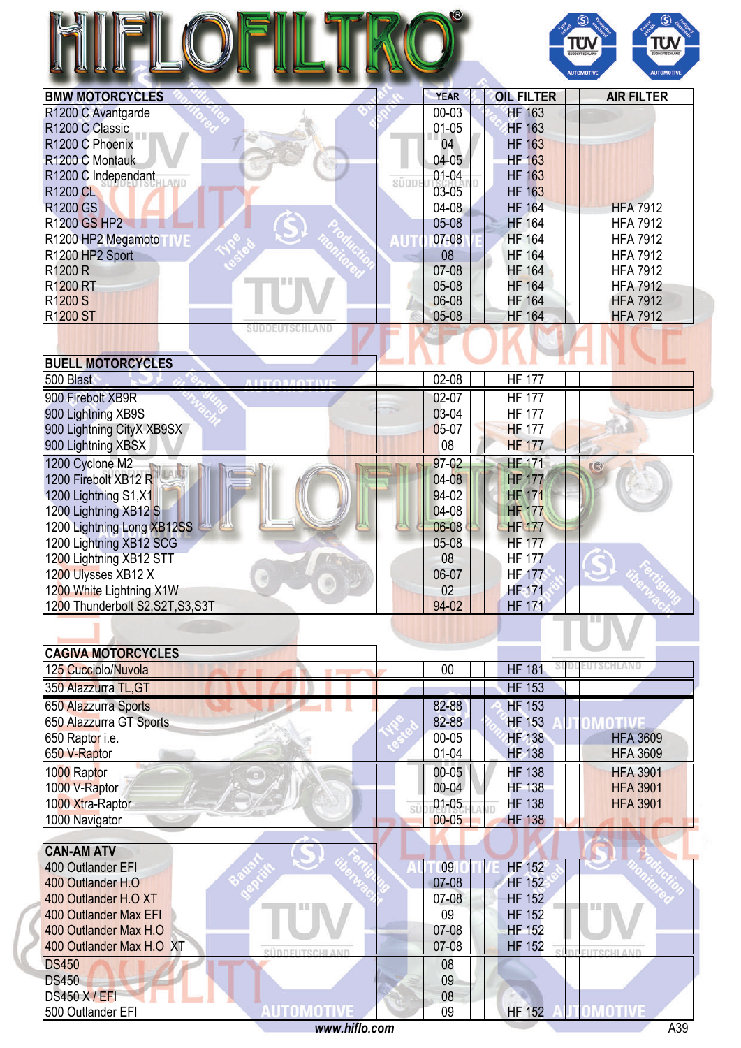# HIFLOFILTRO

| BMW MOTORCYCLES | YEAR | OIL FILTER | AIR FILTER |
|---|---|---|---|
| R1200 C Avantgarde | 00-03 | HF 163 | |
| R1200 C Classic | 01-05 | HF 163 | |
| R1200 C Phoenix | 04 | HF 163 | |
| R1200 C Montauk | 04-05 | HF 163 | |
| R1200 C Independant | 01-04 | HF 163 | |
| R1200 CL | 03-05 | HF 163 | |
| R1200 GS | 04-08 | HF 164 | HFA 7912 |
| R1200 GS HP2 | 05-08 | HF 164 | HFA 7912 |
| R1200 HP2 Megamoto | 07-08 | HF 164 | HFA 7912 |
| R1200 HP2 Sport | 08 | HF 164 | HFA 7912 |
| R1200 R | 07-08 | HF 164 | HFA 7912 |
| R1200 RT | 05-08 | HF 164 | HFA 7912 |
| R1200 S | 06-08 | HF 164 | HFA 7912 |
| R1200 ST | 05-08 | HF 164 | HFA 7912 |

| BUELL MOTORCYCLES | YEAR | OIL FILTER | AIR FILTER |
|---|---|---|---|
| 500 Blast | 02-08 | HF 177 | |
| 900 Firebolt XB9R | 02-07 | HF 177 | |
| 900 Lightning XB9S | 03-04 | HF 177 | |
| 900 Lightning CityX XB9SX | 05-07 | HF 177 | |
| 900 Lightning XBSX | 08 | HF 177 | |
| 1200 Cyclone M2 | 97-02 | HF 171 | |
| 1200 Firebolt XB12 R | 04-08 | HF 177 | |
| 1200 Lightning S1,X1 | 94-02 | HF 171 | |
| 1200 Lightning XB12 S | 04-08 | HF 177 | |
| 1200 Lightning Long XB12SS | 06-08 | HF 177 | |
| 1200 Lightning XB12 SCG | 05-08 | HF 177 | |
| 1200 Lightning XB12 STT | 08 | HF 177 | |
| 1200 Ulysses XB12 X | 06-07 | HF 177 | |
| 1200 White Lightning X1W | 02 | HF 171 | |
| 1200 Thunderbolt S2,S2T,S3,S3T | 94-02 | HF 171 | |

| CAGIVA MOTORCYCLES | YEAR | OIL FILTER | AIR FILTER |
|---|---|---|---|
| 125 Cucciolo/Nuvola | 00 | HF 181 | |
| 350 Alazzurra TL,GT | | HF 153 | |
| 650 Alazzurra Sports | 82-88 | HF 153 | |
| 650 Alazzurra GT Sports | 82-88 | HF 153 | |
| 650 Raptor i.e. | 00-05 | HF 138 | HFA 3609 |
| 650 V-Raptor | 01-04 | HF 138 | HFA 3609 |
| 1000 Raptor | 00-05 | HF 138 | HFA 3901 |
| 1000 V-Raptor | 00-04 | HF 138 | HFA 3901 |
| 1000 Xtra-Raptor | 01-05 | HF 138 | HFA 3901 |
| 1000 Navigator | 00-05 | HF 138 | |

| CAN-AM ATV | YEAR | OIL FILTER | AIR FILTER |
|---|---|---|---|
| 400 Outlander EFI | 09 | HF 152 | |
| 400 Outlander H.O | 07-08 | HF 152 | |
| 400 Outlander H.O XT | 07-08 | HF 152 | |
| 400 Outlander Max EFI | 09 | HF 152 | |
| 400 Outlander Max H.O | 07-08 | HF 152 | |
| 400 Outlander Max H.O XT | 07-08 | HF 152 | |
| DS450 | 08 | | |
| DS450 | 09 | | |
| DS450 X / EFI | 08 | | |
| 500 Outlander EFI | 09 | HF 152 | |

www.hiflo.com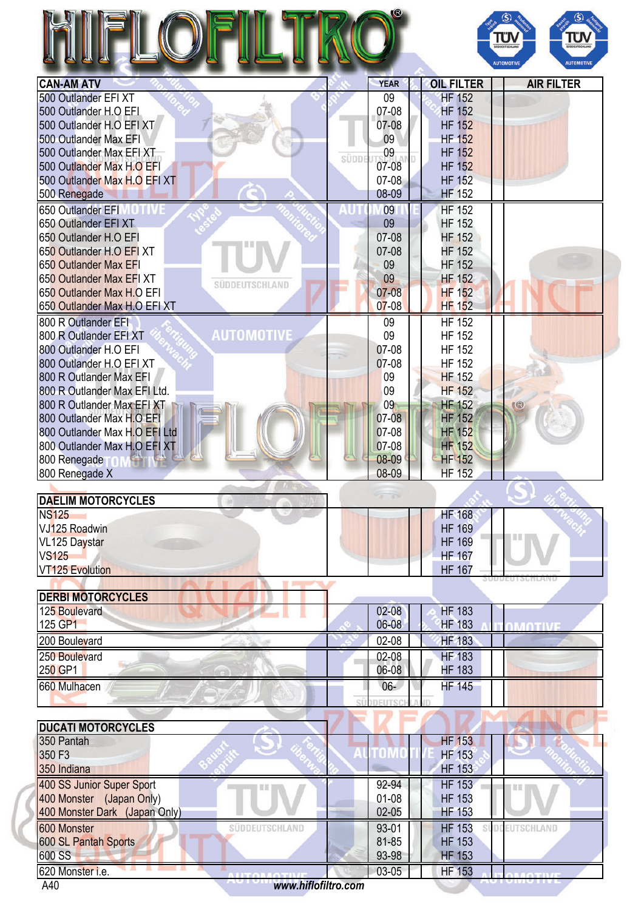# HIFLOFILTRO

| CAN-AM ATV | YEAR | OIL FILTER | | AIR FILTER |
|---|---|---|---|---|
| 500 Outlander EFI XT | 09 | HF 152 | | |
| 500 Outlander H.O EFI | 07-08 | HF 152 | | |
| 500 Outlander H.O EFI XT | 07-08 | HF 152 | | |
| 500 Outlander Max EFI | 09 | HF 152 | | |
| 500 Outlander Max EFI XT | 09 | HF 152 | | |
| 500 Outlander Max H.O EFI | 07-08 | HF 152 | | |
| 500 Outlander Max H.O EFI XT | 07-08 | HF 152 | | |
| 500 Renegade | 08-09 | HF 152 | | |
| 650 Outlander EFI | 09 | HF 152 | | |
| 650 Outlander EFI XT | 09 | HF 152 | | |
| 650 Outlander H.O EFI | 07-08 | HF 152 | | |
| 650 Outlander H.O EFI XT | 07-08 | HF 152 | | |
| 650 Outlander Max EFI | 09 | HF 152 | | |
| 650 Outlander Max EFI XT | 09 | HF 152 | | |
| 650 Outlander Max H.O EFI | 07-08 | HF 152 | | |
| 650 Outlander Max H.O EFI XT | 07-08 | HF 152 | | |
| 800 R Outlander EFI | 09 | HF 152 | | |
| 800 R Outlander EFI XT | 09 | HF 152 | | |
| 800 Outlander H.O EFI | 07-08 | HF 152 | | |
| 800 Outlander H.O EFI XT | 07-08 | HF 152 | | |
| 800 R Outlander Max EFI | 09 | HF 152 | | |
| 800 R Outlander Max EFI Ltd. | 09 | HF 152 | | |
| 800 R Outlander Max EFI XT | 09 | HF 152 | | |
| 800 Outlander Max H.O EFI | 07-08 | HF 152 | | |
| 800 Outlander Max H.O EFI Ltd | 07-08 | HF 152 | | |
| 800 Outlander Max H.O EFI XT | 07-08 | HF 152 | | |
| 800 Renegade | 08-09 | HF 152 | | |
| 800 Renegade X | 08-09 | HF 152 | | |

| DAELIM MOTORCYCLES | YEAR | OIL FILTER | | AIR FILTER |
|---|---|---|---|---|
| NS125 | | HF 168 | | |
| VJ125 Roadwin | | HF 169 | | |
| VL125 Daystar | | HF 169 | | |
| VS125 | | HF 167 | | |
| VT125 Evolution | | HF 167 | | |

| DERBI MOTORCYCLES | YEAR | OIL FILTER | | AIR FILTER |
|---|---|---|---|---|
| 125 Boulevard | 02-08 | HF 183 | | |
| 125 GP1 | 06-08 | HF 183 | | |
| 200 Boulevard | 02-08 | HF 183 | | |
| 250 Boulevard | 02-08 | HF 183 | | |
| 250 GP1 | 06-08 | HF 183 | | |
| 660 Mulhacen | 06- | HF 145 | | |

| DUCATI MOTORCYCLES | YEAR | OIL FILTER | | AIR FILTER |
|---|---|---|---|---|
| 350 Pantah | | HF 153 | | |
| 350 F3 | | HF 153 | | |
| 350 Indiana | | HF 153 | | |
| 400 SS Junior Super Sport | 92-94 | HF 153 | | |
| 400 Monster (Japan Only) | 01-08 | HF 153 | | |
| 400 Monster Dark (Japan Only) | 02-05 | HF 153 | | |
| 600 Monster | 93-01 | HF 153 | | |
| 600 SL Pantah Sports | 81-85 | HF 153 | | |
| 600 SS | 93-98 | HF 153 | | |
| 620 Monster i.e. | 03-05 | HF 153 | | |

A40 www.hiflofiltro.com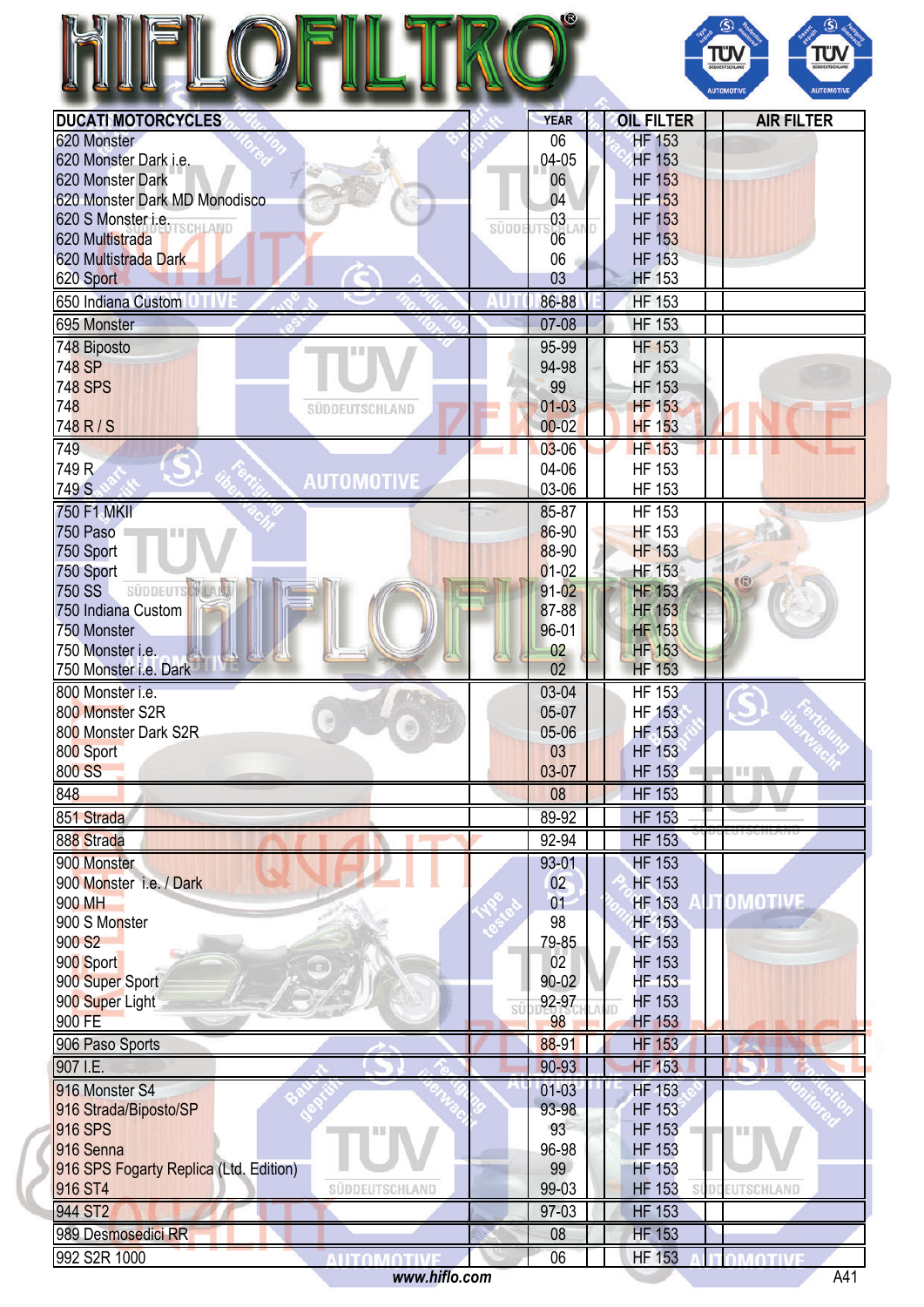# HIFLOFILTRO

| DUCATI MOTORCYCLES | | YEAR | | OIL FILTER | | AIR FILTER |
|---|---|---|---|---|---|---|
| 620 Monster | | 06 | | HF 153 | | |
| 620 Monster Dark i.e. | | 04-05 | | HF 153 | | |
| 620 Monster Dark | | 06 | | HF 153 | | |
| 620 Monster Dark MD Monodisco | | 04 | | HF 153 | | |
| 620 S Monster i.e. | | 03 | | HF 153 | | |
| 620 Multistrada | | 06 | | HF 153 | | |
| 620 Multistrada Dark | | 06 | | HF 153 | | |
| 620 Sport | | 03 | | HF 153 | | |
| 650 Indiana Custom | | 86-88 | | HF 153 | | |
| 695 Monster | | 07-08 | | HF 153 | | |
| 748 Biposto | | 95-99 | | HF 153 | | |
| 748 SP | | 94-98 | | HF 153 | | |
| 748 SPS | | 99 | | HF 153 | | |
| 748 | | 01-03 | | HF 153 | | |
| 748 R / S | | 00-02 | | HF 153 | | |
| 749 | | 03-06 | | HF 153 | | |
| 749 R | | 04-06 | | HF 153 | | |
| 749 S | | 03-06 | | HF 153 | | |
| 750 F1 MKII | | 85-87 | | HF 153 | | |
| 750 Paso | | 86-90 | | HF 153 | | |
| 750 Sport | | 88-90 | | HF 153 | | |
| 750 Sport | | 01-02 | | HF 153 | | |
| 750 SS | | 91-02 | | HF 153 | | |
| 750 Indiana Custom | | 87-88 | | HF 153 | | |
| 750 Monster | | 96-01 | | HF 153 | | |
| 750 Monster i.e. | | 02 | | HF 153 | | |
| 750 Monster i.e. Dark | | 02 | | HF 153 | | |
| 800 Monster i.e. | | 03-04 | | HF 153 | | |
| 800 Monster S2R | | 05-07 | | HF 153 | | |
| 800 Monster Dark S2R | | 05-06 | | HF 153 | | |
| 800 Sport | | 03 | | HF 153 | | |
| 800 SS | | 03-07 | | HF 153 | | |
| 848 | | 08 | | HF 153 | | |
| 851 Strada | | 89-92 | | HF 153 | | |
| 888 Strada | | 92-94 | | HF 153 | | |
| 900 Monster | | 93-01 | | HF 153 | | |
| 900 Monster i.e. / Dark | | 02 | | HF 153 | | |
| 900 MH | | 01 | | HF 153 | | |
| 900 S Monster | | 98 | | HF 153 | | |
| 900 S2 | | 79-85 | | HF 153 | | |
| 900 Sport | | 02 | | HF 153 | | |
| 900 Super Sport | | 90-02 | | HF 153 | | |
| 900 Super Light | | 92-97 | | HF 153 | | |
| 900 FE | | 98 | | HF 153 | | |
| 906 Paso Sports | | 88-91 | | HF 153 | | |
| 907 I.E. | | 90-93 | | HF 153 | | |
| 916 Monster S4 | | 01-03 | | HF 153 | | |
| 916 Strada/Biposto/SP | | 93-98 | | HF 153 | | |
| 916 SPS | | 93 | | HF 153 | | |
| 916 Senna | | 96-98 | | HF 153 | | |
| 916 SPS Fogarty Replica (Ltd. Edition) | | 99 | | HF 153 | | |
| 916 ST4 | | 99-03 | | HF 153 | | |
| 944 ST2 | | 97-03 | | HF 153 | | |
| 989 Desmosedici RR | | 08 | | HF 153 | | |
| 992 S2R 1000 | | 06 | | HF 153 | | |

www.hiflo.com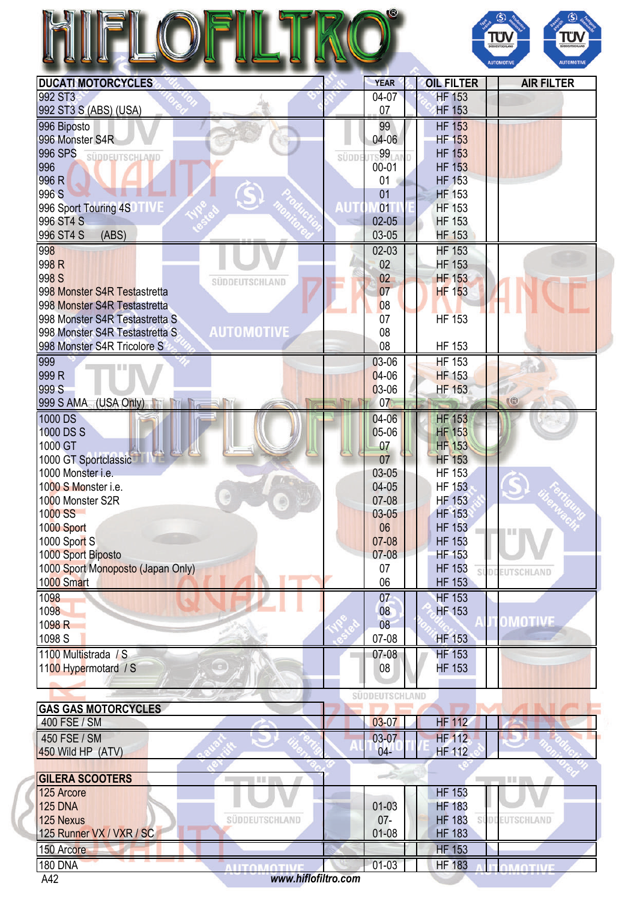# HIFLOFILTRO

| DUCATI MOTORCYCLES | YEAR | OIL FILTER | AIR FILTER |
|---|---|---|---|
| 992 ST3 | 04-07 | HF 153 | |
| 992 ST3 S (ABS) (USA) | 07 | HF 153 | |
| 996 Biposto | 99 | HF 153 | |
| 996 Monster S4R | 04-06 | HF 153 | |
| 996 SPS | 99 | HF 153 | |
| 996 | 00-01 | HF 153 | |
| 996 R | 01 | HF 153 | |
| 996 S | 01 | HF 153 | |
| 996 Sport Touring 4S | 01 | HF 153 | |
| 996 ST4 S | 02-05 | HF 153 | |
| 996 ST4 S (ABS) | 03-05 | HF 153 | |
| 998 | 02-03 | HF 153 | |
| 998 R | 02 | HF 153 | |
| 998 S | 02 | HF 153 | |
| 998 Monster S4R Testastretta | 07 | HF 153 | |
| 998 Monster S4R Testastretta | 08 | | |
| 998 Monster S4R Testastretta S | 07 | HF 153 | |
| 998 Monster S4R Testastretta S | 08 | | |
| 998 Monster S4R Tricolore S | 08 | HF 153 | |
| 999 | 03-06 | HF 153 | |
| 999 R | 04-06 | HF 153 | |
| 999 S | 03-06 | HF 153 | |
| 999 S AMA (USA Only) | 07 | | |
| 1000 DS | 04-06 | HF 153 | |
| 1000 DS S | 05-06 | HF 153 | |
| 1000 GT | 07 | HF 153 | |
| 1000 GT Sportclassic | 07 | HF 153 | |
| 1000 Monster i.e. | 03-05 | HF 153 | |
| 1000 S Monster i.e. | 04-05 | HF 153 | |
| 1000 Monster S2R | 07-08 | HF 153 | |
| 1000 SS | 03-05 | HF 153 | |
| 1000 Sport | 06 | HF 153 | |
| 1000 Sport S | 07-08 | HF 153 | |
| 1000 Sport Biposto | 07-08 | HF 153 | |
| 1000 Sport Monoposto (Japan Only) | 07 | HF 153 | |
| 1000 Smart | 06 | HF 153 | |
| 1098 | 07 | HF 153 | |
| 1098 | 08 | HF 153 | |
| 1098 R | 08 | | |
| 1098 S | 07-08 | HF 153 | |
| 1100 Multistrada / S | 07-08 | HF 153 | |
| 1100 Hypermotard / S | 08 | HF 153 | |

| GAS GAS MOTORCYCLES | YEAR | OIL FILTER | AIR FILTER |
|---|---|---|---|
| 400 FSE / SM | 03-07 | HF 112 | |
| 450 FSE / SM | 03-07 | HF 112 | |
| 450 Wild HP (ATV) | 04- | HF 112 | |

| GILERA SCOOTERS | YEAR | OIL FILTER | AIR FILTER |
|---|---|---|---|
| 125 Arcore | | HF 153 | |
| 125 DNA | 01-03 | HF 183 | |
| 125 Nexus | 07- | HF 183 | |
| 125 Runner VX / VXR / SC | 01-08 | HF 183 | |
| 150 Arcore | | HF 153 | |
| 180 DNA | 01-03 | HF 183 | |

www.hiflofiltro.com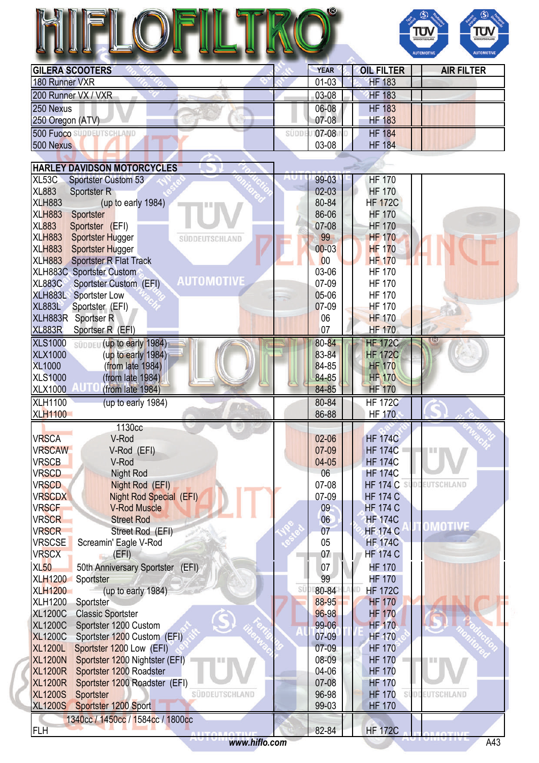# HIFLOFILTRO

| GILERA SCOOTERS | YEAR | OIL FILTER | AIR FILTER |
|---|---|---|---|
| 180 Runner VXR | 01-03 | HF 183 | |
| 200 Runner VX / VXR | 03-08 | HF 183 | |
| 250 Nexus | 06-08 | HF 183 | |
| 250 Oregon (ATV) | 07-08 | HF 183 | |
| 500 Fuoco | 07-08 | HF 184 | |
| 500 Nexus | 03-08 | HF 184 | |

| HARLEY DAVIDSON MOTORCYCLES | YEAR | OIL FILTER | AIR FILTER |
|---|---|---|---|
| XL53C Sportster Custom 53 | 99-03 | HF 170 | |
| XL883 Sportster R | 02-03 | HF 170 | |
| XLH883 (up to early 1984) | 80-84 | HF 172C | |
| XLH883 Sportster | 86-06 | HF 170 | |
| XL883 Sportster (EFI) | 07-08 | HF 170 | |
| XLH883 Sportster Hugger | 99 | HF 170 | |
| XLH883 Sportster Hugger | 00-03 | HF 170 | |
| XLH883 Sportster R Flat Track | 00 | HF 170 | |
| XLH883C Sportster Custom | 03-06 | HF 170 | |
| XL883C Sportster Custom (EFI) | 07-09 | HF 170 | |
| XLH883L Sportster Low | 05-06 | HF 170 | |
| XL883L Sportster (EFI) | 07-09 | HF 170 | |
| XLH883R Sportster R | 06 | HF 170 | |
| XL883R Sportster R (EFI) | 07 | HF 170 | |
| XLS1000 (up to early 1984) | 80-84 | HF 172C | |
| XLX1000 (up to early 1984) | 83-84 | HF 172C | |
| XL1000 (from late 1984) | 84-85 | HF 170 | |
| XLS1000 (from late 1984) | 84-85 | HF 170 | |
| XLX1000 (from late 1984) | 84-85 | HF 170 | |
| XLH1100 (up to early 1984) | 80-84 | HF 172C | |
| XLH1100 | 86-88 | HF 170 | |
| 1130cc | | | |
| VRSCA V-Rod | 02-06 | HF 174C | |
| VRSCAW V-Rod (EFI) | 07-09 | HF 174C | |
| VRSCB V-Rod | 04-05 | HF 174C | |
| VRSCD Night Rod | 06 | HF 174C | |
| VRSCD Night Rod (EFI) | 07-08 | HF 174 C | |
| VRSCDX Night Rod Special (EFI) | 07-09 | HF 174 C | |
| VRSCF V-Rod Muscle | 09 | HF 174 C | |
| VRSCR Street Rod | 06 | HF 174C | |
| VRSCR Street Rod (EFI) | 07 | HF 174 C | |
| VRSCSE Screamin' Eagle V-Rod | 05 | HF 174C | |
| VRSCX (EFI) | 07 | HF 174 C | |
| XL50 50th Anniversary Sportster (EFI) | 07 | HF 170 | |
| XLH1200 Sportster | 99 | HF 170 | |
| XLH1200 (up to early 1984) | 80-84 | HF 172C | |
| XLH1200 Sportster | 88-95 | HF 170 | |
| XL1200C Classic Sportster | 96-98 | HF 170 | |
| XL1200C Sportster 1200 Custom | 99-06 | HF 170 | |
| XL1200C Sportster 1200 Custom (EFI) | 07-09 | HF 170 | |
| XL1200L Sportster 1200 Low (EFI) | 07-09 | HF 170 | |
| XL1200N Sportster 1200 Nightster (EFI) | 08-09 | HF 170 | |
| XL1200R Sportster 1200 Roadster | 04-06 | HF 170 | |
| XL1200R Sportster 1200 Roadster (EFI) | 07-08 | HF 170 | |
| XL1200S Sportster | 96-98 | HF 170 | |
| XL1200S Sportster 1200 Sport | 99-03 | HF 170 | |
| 1340cc / 1450cc / 1584cc / 1800cc | | | |
| FLH | 82-84 | HF 172C | |

www.hiflo.com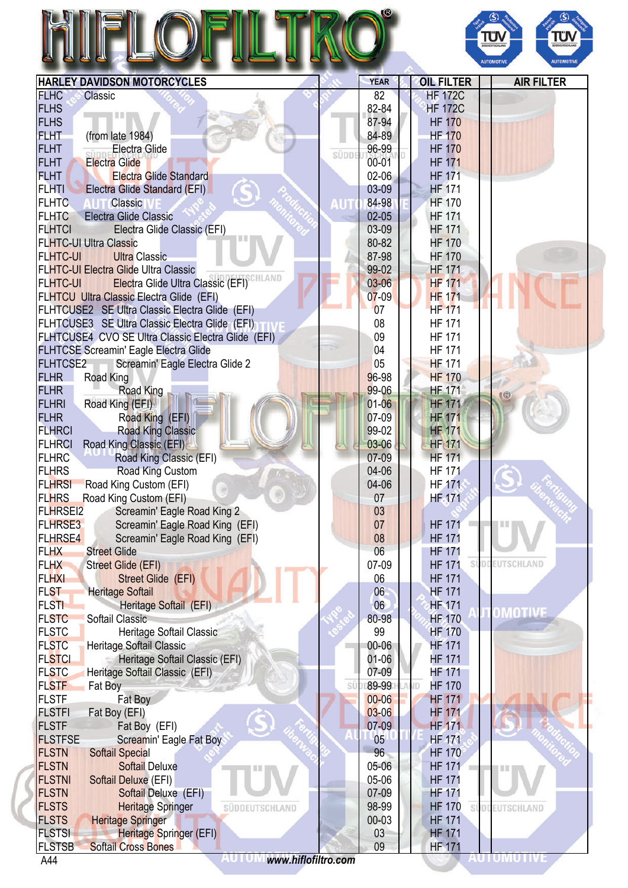# HIFLOFILTRO

| HARLEY DAVIDSON MOTORCYCLES | | YEAR | OIL FILTER | | AIR FILTER |
|---|---|---|---|---|---|
| FLHC | Classic | 82 | HF 172C | | |
| FLHS | | 82-84 | HF 172C | | |
| FLHS | | 87-94 | HF 170 | | |
| FLHT | (from late 1984) | 84-89 | HF 170 | | |
| FLHT | Electra Glide | 96-99 | HF 170 | | |
| FLHT | Electra Glide | 00-01 | HF 171 | | |
| FLHT | Electra Glide Standard | 02-06 | HF 171 | | |
| FLHTI | Electra Glide Standard (EFI) | 03-09 | HF 171 | | |
| FLHTC | Classic | 84-98 | HF 170 | | |
| FLHTC | Electra Glide Classic | 02-05 | HF 171 | | |
| FLHTCI | Electra Glide Classic (EFI) | 03-09 | HF 171 | | |
| FLHTC-UI | Ultra Classic | 80-82 | HF 170 | | |
| FLHTC-UI | Ultra Classic | 87-98 | HF 170 | | |
| FLHTC-UI | Electra Glide Ultra Classic | 99-02 | HF 171 | | |
| FLHTC-UI | Electra Glide Ultra Classic (EFI) | 03-06 | HF 171 | | |
| FLHTCU | Ultra Classic Electra Glide (EFI) | 07-09 | HF 171 | | |
| FLHTCUSE2 | SE Ultra Classic Electra Glide (EFI) | 07 | HF 171 | | |
| FLHTCUSE3 | SE Ultra Classic Electra Glide (EFI) | 08 | HF 171 | | |
| FLHTCUSE4 | CVO SE Ultra Classic Electra Glide (EFI) | 09 | HF 171 | | |
| FLHTCSE | Screamin' Eagle Electra Glide | 04 | HF 171 | | |
| FLHTCSE2 | Screamin' Eagle Electra Glide 2 | 05 | HF 171 | | |
| FLHR | Road King | 96-98 | HF 170 | | |
| FLHR | Road King | 99-06 | HF 171 | | |
| FLHRI | Road King (EFI) | 01-06 | HF 171 | | |
| FLHR | Road King (EFI) | 07-09 | HF 171 | | |
| FLHRCI | Road King Classic | 99-02 | HF 171 | | |
| FLHRCI | Road King Classic (EFI) | 03-06 | HF 171 | | |
| FLHRC | Road King Classic (EFI) | 07-09 | HF 171 | | |
| FLHRS | Road King Custom | 04-06 | HF 171 | | |
| FLHRSI | Road King Custom (EFI) | 04-06 | HF 171 | | |
| FLHRS | Road King Custom (EFI) | 07 | HF 171 | | |
| FLHRSEI2 | Screamin' Eagle Road King 2 | 03 | | | |
| FLHRSE3 | Screamin' Eagle Road King (EFI) | 07 | HF 171 | | |
| FLHRSE4 | Screamin' Eagle Road King (EFI) | 08 | HF 171 | | |
| FLHX | Street Glide | 06 | HF 171 | | |
| FLHX | Street Glide (EFI) | 07-09 | HF 171 | | |
| FLHXI | Street Glide (EFI) | 06 | HF 171 | | |
| FLST | Heritage Softail | 06 | HF 171 | | |
| FLSTI | Heritage Softail (EFI) | 06 | HF 171 | | |
| FLSTC | Softail Classic | 80-98 | HF 170 | | |
| FLSTC | Heritage Softail Classic | 99 | HF 170 | | |
| FLSTC | Heritage Softail Classic | 00-06 | HF 171 | | |
| FLSTCI | Heritage Softail Classic (EFI) | 01-06 | HF 171 | | |
| FLSTC | Heritage Softail Classic (EFI) | 07-09 | HF 171 | | |
| FLSTF | Fat Boy | 89-99 | HF 170 | | |
| FLSTF | Fat Boy | 00-06 | HF 171 | | |
| FLSTFI | Fat Boy (EFI) | 03-06 | HF 171 | | |
| FLSTF | Fat Boy (EFI) | 07-09 | HF 171 | | |
| FLSTFSE | Screamin' Eagle Fat Boy | 05 | HF 171 | | |
| FLSTN | Softail Special | 96 | HF 170 | | |
| FLSTN | Softail Deluxe | 05-06 | HF 171 | | |
| FLSTNI | Softail Deluxe (EFI) | 05-06 | HF 171 | | |
| FLSTN | Softail Deluxe (EFI) | 07-09 | HF 171 | | |
| FLSTS | Heritage Springer | 98-99 | HF 170 | | |
| FLSTS | Heritage Springer | 00-03 | HF 171 | | |
| FLSTSI | Heritage Springer (EFI) | 03 | HF 171 | | |
| FLSTSB | Softail Cross Bones | 09 | HF 171 | | |

www.hiflofiltro.com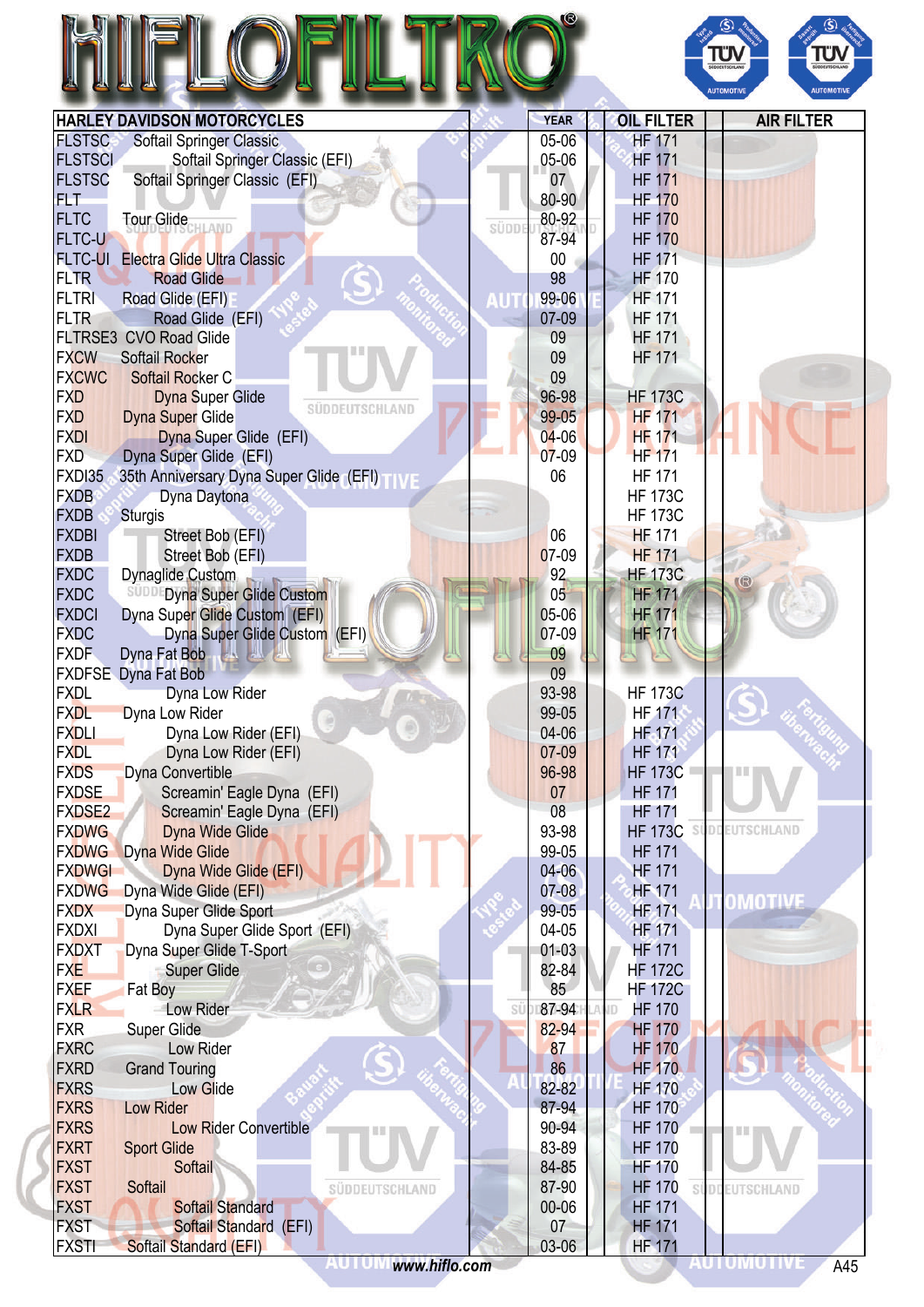# HIFLOFILTRO

| HARLEY DAVIDSON MOTORCYCLES | | YEAR | OIL FILTER | | AIR FILTER |
|---|---|---|---|---|---|
| FLSTSC | Softail Springer Classic | 05-06 | HF 171 | | |
| FLSTSCI | Softail Springer Classic (EFI) | 05-06 | HF 171 | | |
| FLSTSC | Softail Springer Classic (EFI) | 07 | HF 171 | | |
| FLT | | 80-90 | HF 170 | | |
| FLTC | Tour Glide | 80-92 | HF 170 | | |
| FLTC-U | | 87-94 | HF 170 | | |
| FLTC-UI | Electra Glide Ultra Classic | 00 | HF 171 | | |
| FLTR | Road Glide | 98 | HF 170 | | |
| FLTRI | Road Glide (EFI) | 99-06 | HF 171 | | |
| FLTR | Road Glide (EFI) | 07-09 | HF 171 | | |
| FLTRSE3 | CVO Road Glide | 09 | HF 171 | | |
| FXCW | Softail Rocker | 09 | HF 171 | | |
| FXCWC | Softail Rocker C | 09 | | | |
| FXD | Dyna Super Glide | 96-98 | HF 173C | | |
| FXD | Dyna Super Glide | 99-05 | HF 171 | | |
| FXDI | Dyna Super Glide (EFI) | 04-06 | HF 171 | | |
| FXD | Dyna Super Glide (EFI) | 07-09 | HF 171 | | |
| FXDI35 | 35th Anniversary Dyna Super Glide (EFI) | 06 | HF 171 | | |
| FXDB | Dyna Daytona | | HF 173C | | |
| FXDB | Sturgis | | HF 173C | | |
| FXDBI | Street Bob (EFI) | 06 | HF 171 | | |
| FXDB | Street Bob (EFI) | 07-09 | HF 171 | | |
| FXDC | Dynaglide Custom | 92 | HF 173C | | |
| FXDC | Dyna Super Glide Custom | 05 | HF 171 | | |
| FXDCI | Dyna Super Glide Custom (EFI) | 05-06 | HF 171 | | |
| FXDC | Dyna Super Glide Custom (EFI) | 07-09 | HF 171 | | |
| FXDF | Dyna Fat Bob | 09 | | | |
| FXDFSE | Dyna Fat Bob | 09 | | | |
| FXDL | Dyna Low Rider | 93-98 | HF 173C | | |
| FXDL | Dyna Low Rider | 99-05 | HF 171 | | |
| FXDLI | Dyna Low Rider (EFI) | 04-06 | HF 171 | | |
| FXDL | Dyna Low Rider (EFI) | 07-09 | HF 171 | | |
| FXDS | Dyna Convertible | 96-98 | HF 173C | | |
| FXDSE | Screamin' Eagle Dyna (EFI) | 07 | HF 171 | | |
| FXDSE2 | Screamin' Eagle Dyna (EFI) | 08 | HF 171 | | |
| FXDWG | Dyna Wide Glide | 93-98 | HF 173C | | |
| FXDWG | Dyna Wide Glide | 99-05 | HF 171 | | |
| FXDWGI | Dyna Wide Glide (EFI) | 04-06 | HF 171 | | |
| FXDWG | Dyna Wide Glide (EFI) | 07-08 | HF 171 | | |
| FXDX | Dyna Super Glide Sport | 99-05 | HF 171 | | |
| FXDXI | Dyna Super Glide Sport (EFI) | 04-05 | HF 171 | | |
| FXDXT | Dyna Super Glide T-Sport | 01-03 | HF 171 | | |
| FXE | Super Glide | 82-84 | HF 172C | | |
| FXEF | Fat Boy | 85 | HF 172C | | |
| FXLR | Low Rider | 87-94 | HF 170 | | |
| FXR | Super Glide | 82-94 | HF 170 | | |
| FXRC | Low Rider | 87 | HF 170 | | |
| FXRD | Grand Touring | 86 | HF 170 | | |
| FXRS | Low Glide | 82-82 | HF 170 | | |
| FXRS | Low Rider | 87-94 | HF 170 | | |
| FXRS | Low Rider Convertible | 90-94 | HF 170 | | |
| FXRT | Sport Glide | 83-89 | HF 170 | | |
| FXST | Softail | 84-85 | HF 170 | | |
| FXST | Softail | 87-90 | HF 170 | | |
| FXST | Softail Standard | 00-06 | HF 171 | | |
| FXST | Softail Standard (EFI) | 07 | HF 171 | | |
| FXSTI | Softail Standard (EFI) | 03-06 | HF 171 | | |

www.hiflo.com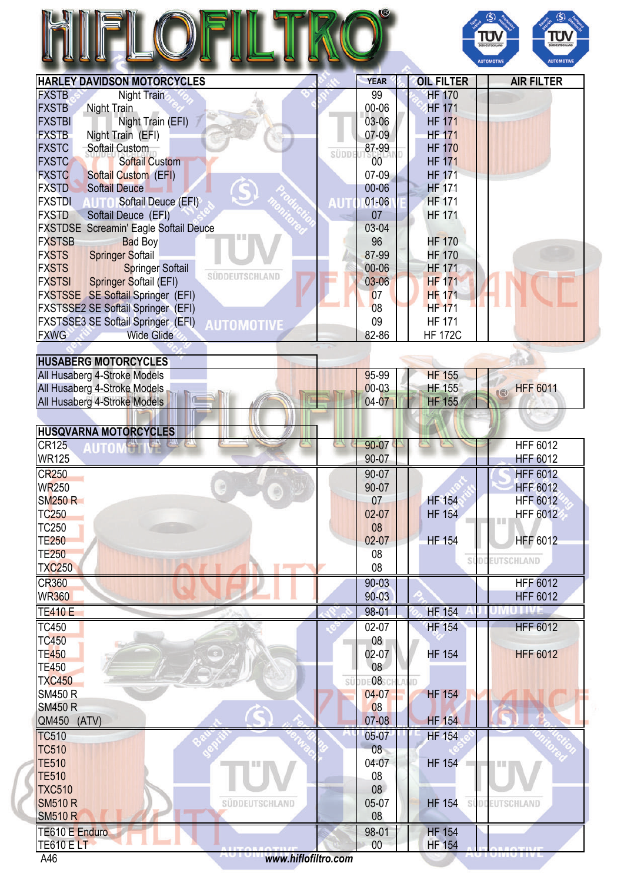# HIFLOFILTRO

| HARLEY DAVIDSON MOTORCYCLES | YEAR | OIL FILTER | AIR FILTER |
|---|---|---|---|
| FXSTB Night Train | 99 | HF 170 | |
| FXSTB Night Train | 00-06 | HF 171 | |
| FXSTBI Night Train (EFI) | 03-06 | HF 171 | |
| FXSTB Night Train (EFI) | 07-09 | HF 171 | |
| FXSTC Softail Custom | 87-99 | HF 170 | |
| FXSTC Softail Custom | 00 | HF 171 | |
| FXSTC Softail Custom (EFI) | 07-09 | HF 171 | |
| FXSTD Softail Deuce | 00-06 | HF 171 | |
| FXSTDI Softail Deuce (EFI) | 01-06 | HF 171 | |
| FXSTD Softail Deuce (EFI) | 07 | HF 171 | |
| FXSTDSE Screamin' Eagle Softail Deuce | 03-04 | | |
| FXSTSB Bad Boy | 96 | HF 170 | |
| FXSTS Springer Softail | 87-99 | HF 170 | |
| FXSTS Springer Softail | 00-06 | HF 171 | |
| FXSTSI Springer Softail (EFI) | 03-06 | HF 171 | |
| FXSTSSE SE Softail Springer (EFI) | 07 | HF 171 | |
| FXSTSSE2 SE Softail Springer (EFI) | 08 | HF 171 | |
| FXSTSSE3 SE Softail Springer (EFI) | 09 | HF 171 | |
| FXWG Wide Glide | 82-86 | HF 172C | |

| HUSABERG MOTORCYCLES | YEAR | OIL FILTER | AIR FILTER |
|---|---|---|---|
| All Husaberg 4-Stroke Models | 95-99 | HF 155 | |
| All Husaberg 4-Stroke Models | 00-03 | HF 155 | HFF 6011 |
| All Husaberg 4-Stroke Models | 04-07 | HF 155 | |

| HUSQVARNA MOTORCYCLES | YEAR | OIL FILTER | AIR FILTER |
|---|---|---|---|
| CR125 | 90-07 | | HFF 6012 |
| WR125 | 90-07 | | HFF 6012 |
| CR250 | 90-07 | | HFF 6012 |
| WR250 | 90-07 | | HFF 6012 |
| SM250 R | 07 | HF 154 | HFF 6012 |
| TC250 | 02-07 | HF 154 | HFF 6012 |
| TC250 | 08 | | |
| TE250 | 02-07 | HF 154 | HFF 6012 |
| TE250 | 08 | | |
| TXC250 | 08 | | |
| CR360 | 90-03 | | HFF 6012 |
| WR360 | 90-03 | | HFF 6012 |
| TE410 E | 98-01 | HF 154 | |
| TC450 | 02-07 | HF 154 | HFF 6012 |
| TC450 | 08 | | |
| TE450 | 02-07 | HF 154 | HFF 6012 |
| TE450 | 08 | | |
| TXC450 | 08 | | |
| SM450 R | 04-07 | HF 154 | |
| SM450 R | 08 | | |
| QM450 (ATV) | 07-08 | HF 154 | |
| TC510 | 05-07 | HF 154 | |
| TC510 | 08 | | |
| TE510 | 04-07 | HF 154 | |
| TE510 | 08 | | |
| TXC510 | 08 | | |
| SM510 R | 05-07 | HF 154 | |
| SM510 R | 08 | | |
| TE610 E Enduro | 98-01 | HF 154 | |
| TE610 E LT | 00 | HF 154 | |

www.hiflofiltro.com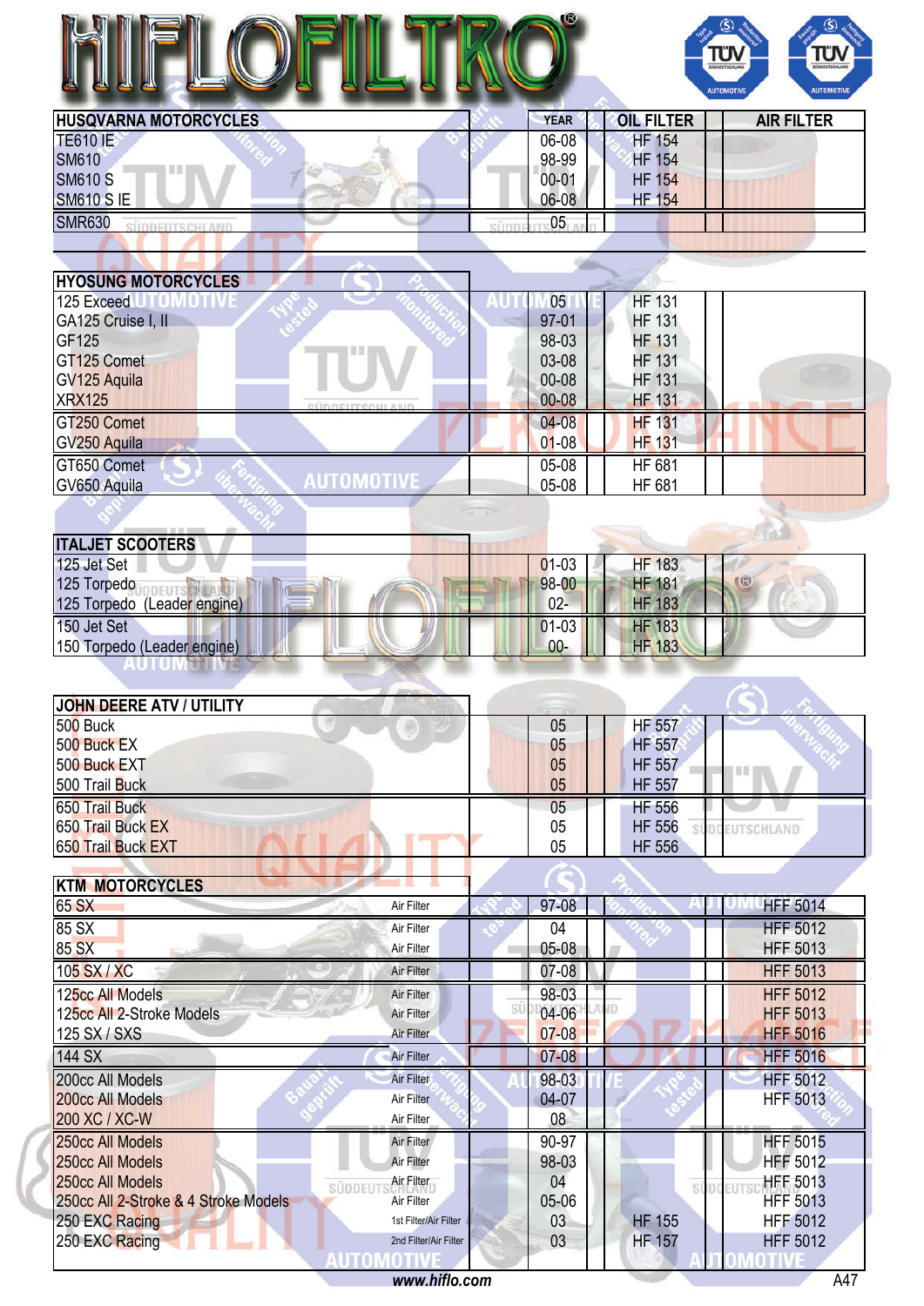# HIFLOFILTRO

| HUSQVARNA MOTORCYCLES | | YEAR | OIL FILTER | AIR FILTER |
|---|---|---|---|---|
| TE610 IE | | 06-08 | HF 154 | |
| SM610 | | 98-99 | HF 154 | |
| SM610 S | | 00-01 | HF 154 | |
| SM610 S IE | | 06-08 | HF 154 | |
| SMR630 | | 05 | | |

| HYOSUNG MOTORCYCLES | | YEAR | OIL FILTER | AIR FILTER |
|---|---|---|---|---|
| 125 Exceed | | 05 | HF 131 | |
| GA125 Cruise I, II | | 97-01 | HF 131 | |
| GF125 | | 98-03 | HF 131 | |
| GT125 Comet | | 03-08 | HF 131 | |
| GV125 Aquila | | 00-08 | HF 131 | |
| XRX125 | | 00-08 | HF 131 | |
| GT250 Comet | | 04-08 | HF 131 | |
| GV250 Aquila | | 01-08 | HF 131 | |
| GT650 Comet | | 05-08 | HF 681 | |
| GV650 Aquila | | 05-08 | HF 681 | |

| ITALJET SCOOTERS | | YEAR | OIL FILTER | AIR FILTER |
|---|---|---|---|---|
| 125 Jet Set | | 01-03 | HF 183 | |
| 125 Torpedo | | 98-00 | HF 181 | |
| 125 Torpedo (Leader engine) | | 02- | HF 183 | |
| 150 Jet Set | | 01-03 | HF 183 | |
| 150 Torpedo (Leader engine) | | 00- | HF 183 | |

| JOHN DEERE ATV / UTILITY | | YEAR | OIL FILTER | AIR FILTER |
|---|---|---|---|---|
| 500 Buck | | 05 | HF 557 | |
| 500 Buck EX | | 05 | HF 557 | |
| 500 Buck EXT | | 05 | HF 557 | |
| 500 Trail Buck | | 05 | HF 557 | |
| 650 Trail Buck | | 05 | HF 556 | |
| 650 Trail Buck EX | | 05 | HF 556 | |
| 650 Trail Buck EXT | | 05 | HF 556 | |

| KTM MOTORCYCLES | | YEAR | OIL FILTER | AIR FILTER |
|---|---|---|---|---|
| 65 SX | Air Filter | 97-08 | | HFF 5014 |
| 85 SX | Air Filter | 04 | | HFF 5012 |
| 85 SX | Air Filter | 05-08 | | HFF 5013 |
| 105 SX / XC | Air Filter | 07-08 | | HFF 5013 |
| 125cc All Models | Air Filter | 98-03 | | HFF 5012 |
| 125cc All 2-Stroke Models | Air Filter | 04-06 | | HFF 5013 |
| 125 SX / SXS | Air Filter | 07-08 | | HFF 5016 |
| 144 SX | Air Filter | 07-08 | | HFF 5016 |
| 200cc All Models | Air Filter | 98-03 | | HFF 5012 |
| 200cc All Models | Air Filter | 04-07 | | HFF 5013 |
| 200 XC / XC-W | Air Filter | 08 | | |
| 250cc All Models | Air Filter | 90-97 | | HFF 5015 |
| 250cc All Models | Air Filter | 98-03 | | HFF 5012 |
| 250cc All Models | Air Filter | 04 | | HFF 5013 |
| 250cc All 2-Stroke & 4 Stroke Models | Air Filter | 05-06 | | HFF 5013 |
| 250 EXC Racing | 1st Filter/Air Filter | 03 | HF 155 | HFF 5012 |
| 250 EXC Racing | 2nd Filter/Air Filter | 03 | HF 157 | HFF 5012 |

www.hiflo.com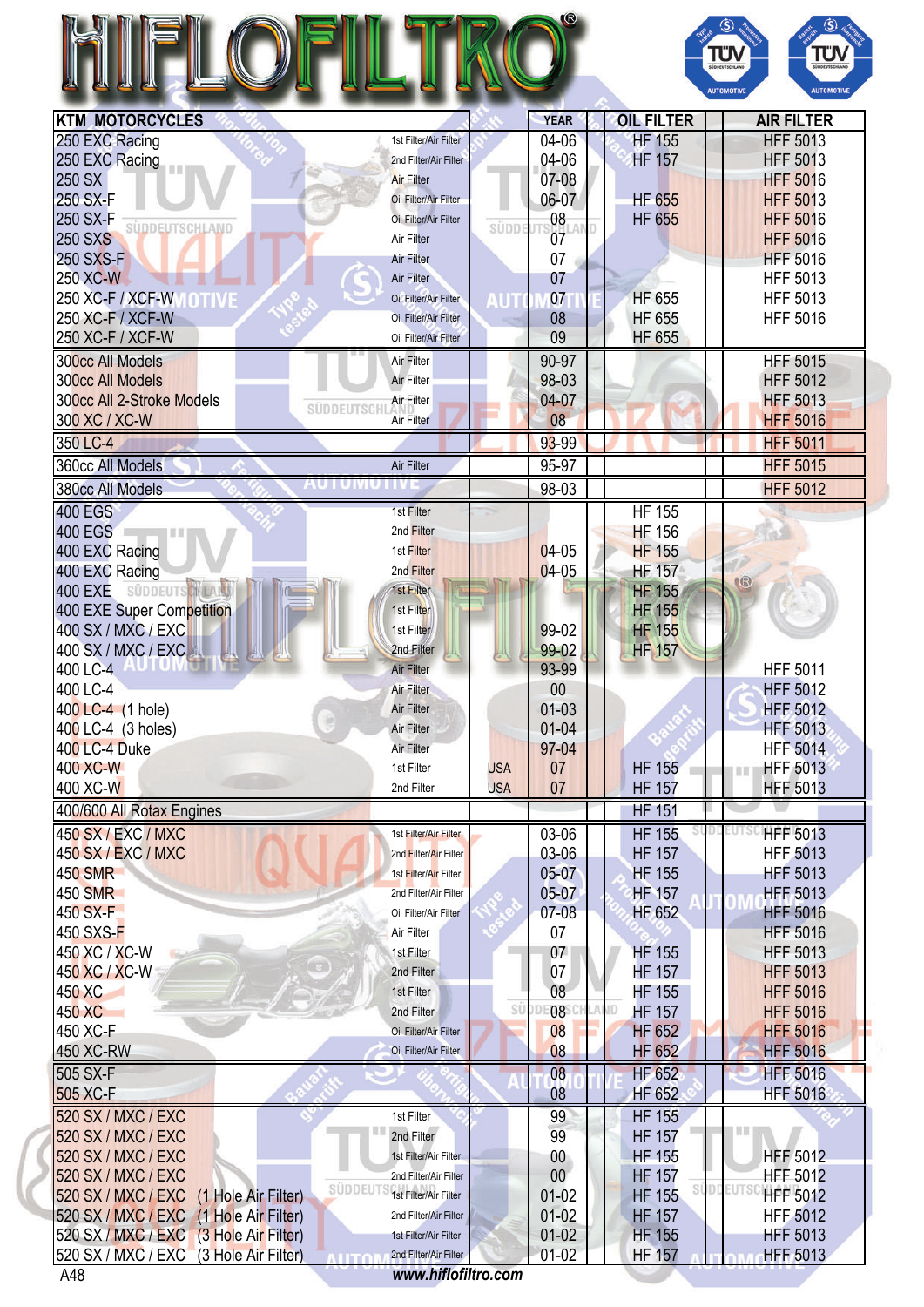# HIFLOFILTRO

| KTM MOTORCYCLES | | | YEAR | OIL FILTER | AIR FILTER |
|---|---|---|---|---|---|
| 250 EXC Racing | 1st Filter/Air Filter | | 04-06 | HF 155 | HFF 5013 |
| 250 EXC Racing | 2nd Filter/Air Filter | | 04-06 | HF 157 | HFF 5013 |
| 250 SX | Air Filter | | 07-08 | | HFF 5016 |
| 250 SX-F | Oil Filter/Air Filter | | 06-07 | HF 655 | HFF 5013 |
| 250 SX-F | Oil Filter/Air Filter | | 08 | HF 655 | HFF 5016 |
| 250 SXS | Air Filter | | 07 | | HFF 5016 |
| 250 SXS-F | Air Filter | | 07 | | HFF 5016 |
| 250 XC-W | Air Filter | | 07 | | HFF 5013 |
| 250 XC-F / XCF-W | Oil Filter/Air Filter | | 07 | HF 655 | HFF 5013 |
| 250 XC-F / XCF-W | Oil Filter/Air Filter | | 08 | HF 655 | HFF 5016 |
| 250 XC-F / XCF-W | Oil Filter/Air Filter | | 09 | HF 655 | |
| 300cc All Models | Air Filter | | 90-97 | | HFF 5015 |
| 300cc All Models | Air Filter | | 98-03 | | HFF 5012 |
| 300cc All 2-Stroke Models | Air Filter | | 04-07 | | HFF 5013 |
| 300 XC / XC-W | Air Filter | | 08 | | HFF 5016 |
| 350 LC-4 | | | 93-99 | | HFF 5011 |
| 360cc All Models | Air Filter | | 95-97 | | HFF 5015 |
| 380cc All Models | | | 98-03 | | HFF 5012 |
| 400 EGS | 1st Filter | | | HF 155 | |
| 400 EGS | 2nd Filter | | | HF 156 | |
| 400 EXC Racing | 1st Filter | | 04-05 | HF 155 | |
| 400 EXC Racing | 2nd Filter | | 04-05 | HF 157 | |
| 400 EXE | 1st Filter | | | HF 155 | |
| 400 EXE Super Competition | 1st Filter | | | HF 155 | |
| 400 SX / MXC / EXC | 1st Filter | | 99-02 | HF 155 | |
| 400 SX / MXC / EXC | 2nd Filter | | 99-02 | HF 157 | |
| 400 LC-4 | Air Filter | | 93-99 | | HFF 5011 |
| 400 LC-4 | Air Filter | | 00 | | HFF 5012 |
| 400 LC-4 (1 hole) | Air Filter | | 01-03 | | HFF 5012 |
| 400 LC-4 (3 holes) | Air Filter | | 01-04 | | HFF 5013 |
| 400 LC-4 Duke | Air Filter | | 97-04 | | HFF 5014 |
| 400 XC-W | 1st Filter | USA | 07 | HF 155 | HFF 5013 |
| 400 XC-W | 2nd Filter | USA | 07 | HF 157 | HFF 5013 |
| 400/600 All Rotax Engines | | | | HF 151 | |
| 450 SX / EXC / MXC | 1st Filter/Air Filter | | 03-06 | HF 155 | HFF 5013 |
| 450 SX / EXC / MXC | 2nd Filter/Air Filter | | 03-06 | HF 157 | HFF 5013 |
| 450 SMR | 1st Filter/Air Filter | | 05-07 | HF 155 | HFF 5013 |
| 450 SMR | 2nd Filter/Air Filter | | 05-07 | HF 157 | HFF 5013 |
| 450 SX-F | Oil Filter/Air Filter | | 07-08 | HF 652 | HFF 5016 |
| 450 SXS-F | Air Filter | | 07 | | HFF 5016 |
| 450 XC / XC-W | 1st Filter | | 07 | HF 155 | HFF 5013 |
| 450 XC / XC-W | 2nd Filter | | 07 | HF 157 | HFF 5013 |
| 450 XC | 1st Filter | | 08 | HF 155 | HFF 5016 |
| 450 XC | 2nd Filter | | 08 | HF 157 | HFF 5016 |
| 450 XC-F | Oil Filter/Air Filter | | 08 | HF 652 | HFF 5016 |
| 450 XC-RW | Oil Filter/Air Filter | | 08 | HF 652 | HFF 5016 |
| 505 SX-F | | | 08 | HF 652 | HFF 5016 |
| 505 XC-F | | | 08 | HF 652 | HFF 5016 |
| 520 SX / MXC / EXC | 1st Filter | | 99 | HF 155 | |
| 520 SX / MXC / EXC | 2nd Filter | | 99 | HF 157 | |
| 520 SX / MXC / EXC | 1st Filter/Air Filter | | 00 | HF 155 | HFF 5012 |
| 520 SX / MXC / EXC | 2nd Filter/Air Filter | | 00 | HF 157 | HFF 5012 |
| 520 SX / MXC / EXC (1 Hole Air Filter) | 1st Filter/Air Filter | | 01-02 | HF 155 | HFF 5012 |
| 520 SX / MXC / EXC (1 Hole Air Filter) | 2nd Filter/Air Filter | | 01-02 | HF 157 | HFF 5012 |
| 520 SX / MXC / EXC (3 Hole Air Filter) | 1st Filter/Air Filter | | 01-02 | HF 155 | HFF 5013 |
| 520 SX / MXC / EXC (3 Hole Air Filter) | 2nd Filter/Air Filter | | 01-02 | HF 157 | HFF 5013 |

A48 www.hiflofiltro.com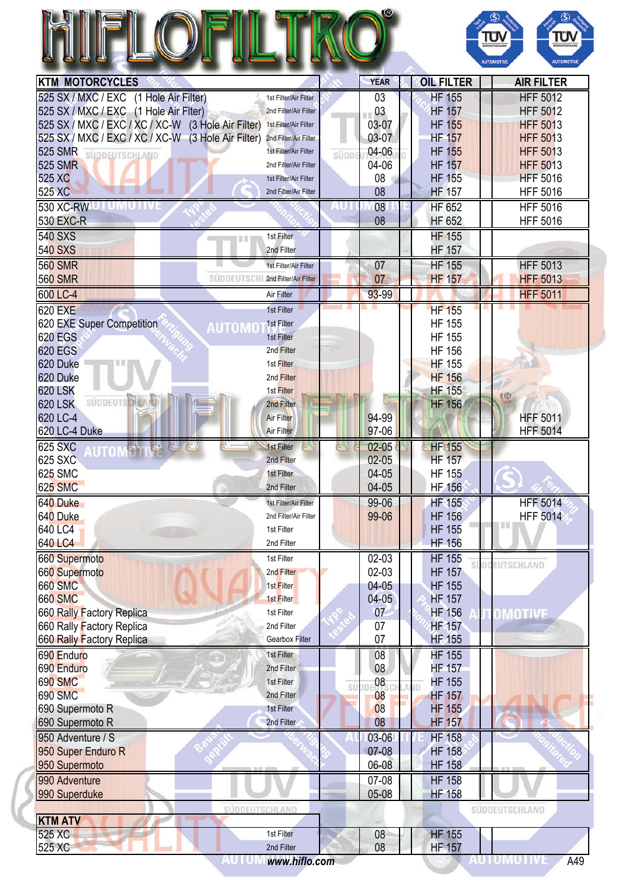# HIFLOFILTRO®

| KTM MOTORCYCLES | | YEAR | OIL FILTER | AIR FILTER |
|---|---|---|---|---|
| 525 SX / MXC / EXC (1 Hole Air Filter) | 1st Filter/Air Filter | 03 | HF 155 | HFF 5012 |
| 525 SX / MXC / EXC (1 Hole Air Flter) | 2nd Filter/Air Filter | 03 | HF 157 | HFF 5012 |
| 525 SX / MXC / EXC / XC / XC-W (3 Hole Air Filter) | 1st Filter/Air Filter | 03-07 | HF 155 | HFF 5013 |
| 525 SX / MXC / EXC / XC / XC-W (3 Hole Air Filter) | 2nd Filter/Air Filter | 03-07 | HF 157 | HFF 5013 |
| 525 SMR | 1st Filter/Air Filter | 04-06 | HF 155 | HFF 5013 |
| 525 SMR | 2nd Filter/Air Filter | 04-06 | HF 157 | HFF 5013 |
| 525 XC | 1st Filter/Air Filter | 08 | HF 155 | HFF 5016 |
| 525 XC | 2nd Filter/Air Filter | 08 | HF 157 | HFF 5016 |
| 530 XC-RW | | 08 | HF 652 | HFF 5016 |
| 530 EXC-R | | 08 | HF 652 | HFF 5016 |
| 540 SXS | 1st Filter | | HF 155 | |
| 540 SXS | 2nd Filter | | HF 157 | |
| 560 SMR | 1st Filter/Air Filter | 07 | HF 155 | HFF 5013 |
| 560 SMR | 2nd Filter/Air Filter | 07 | HF 157 | HFF 5013 |
| 600 LC-4 | Air Filter | 93-99 | | HFF 5011 |
| 620 EXE | 1st Filter | | HF 155 | |
| 620 EXE Super Competition | 1st Filter | | HF 155 | |
| 620 EGS | 1st Filter | | HF 155 | |
| 620 EGS | 2nd Filter | | HF 156 | |
| 620 Duke | 1st Filter | | HF 155 | |
| 620 Duke | 2nd Filter | | HF 156 | |
| 620 LSK | 1st Filter | | HF 155 | |
| 620 LSK | 2nd Filter | | HF 156 | |
| 620 LC-4 | Air Filter | 94-99 | | HFF 5011 |
| 620 LC-4 Duke | Air Filter | 97-06 | | HFF 5014 |
| 625 SXC | 1st Filter | 02-05 | HF 155 | |
| 625 SXC | 2nd Filter | 02-05 | HF 157 | |
| 625 SMC | 1st Filter | 04-05 | HF 155 | |
| 625 SMC | 2nd Filter | 04-05 | HF 156 | |
| 640 Duke | 1st Filter/Air Filter | 99-06 | HF 155 | HFF 5014 |
| 640 Duke | 2nd Filter/Air Filter | 99-06 | HF 156 | HFF 5014 |
| 640 LC4 | 1st Filter | | HF 155 | |
| 640 LC4 | 2nd Filter | | HF 156 | |
| 660 Supermoto | 1st Filter | 02-03 | HF 155 | |
| 660 Supermoto | 2nd Filter | 02-03 | HF 157 | |
| 660 SMC | 1st Filter | 04-05 | HF 155 | |
| 660 SMC | 1st Filter | 04-05 | HF 157 | |
| 660 Rally Factory Replica | 1st Filter | 07 | HF 156 | |
| 660 Rally Factory Replica | 2nd Filter | 07 | HF 157 | |
| 660 Rally Factory Replica | Gearbox Filter | 07 | HF 155 | |
| 690 Enduro | 1st Filter | 08 | HF 155 | |
| 690 Enduro | 2nd Filter | 08 | HF 157 | |
| 690 SMC | 1st Filter | 08 | HF 155 | |
| 690 SMC | 2nd Filter | 08 | HF 157 | |
| 690 Supermoto R | 1st Filter | 08 | HF 155 | |
| 690 Supermoto R | 2nd Filter | 08 | HF 157 | |
| 950 Adventure / S | | 03-06 | HF 158 | |
| 950 Super Enduro R | | 07-08 | HF 158 | |
| 950 Supermoto | | 06-08 | HF 158 | |
| 990 Adventure | | 07-08 | HF 158 | |
| 990 Superduke | | 05-08 | HF 158 | |

| KTM ATV | | YEAR | OIL FILTER | AIR FILTER |
|---|---|---|---|---|
| 525 XC | 1st Filter | 08 | HF 155 | |
| 525 XC | 2nd Filter | 08 | HF 157 | |

www.hiflo.com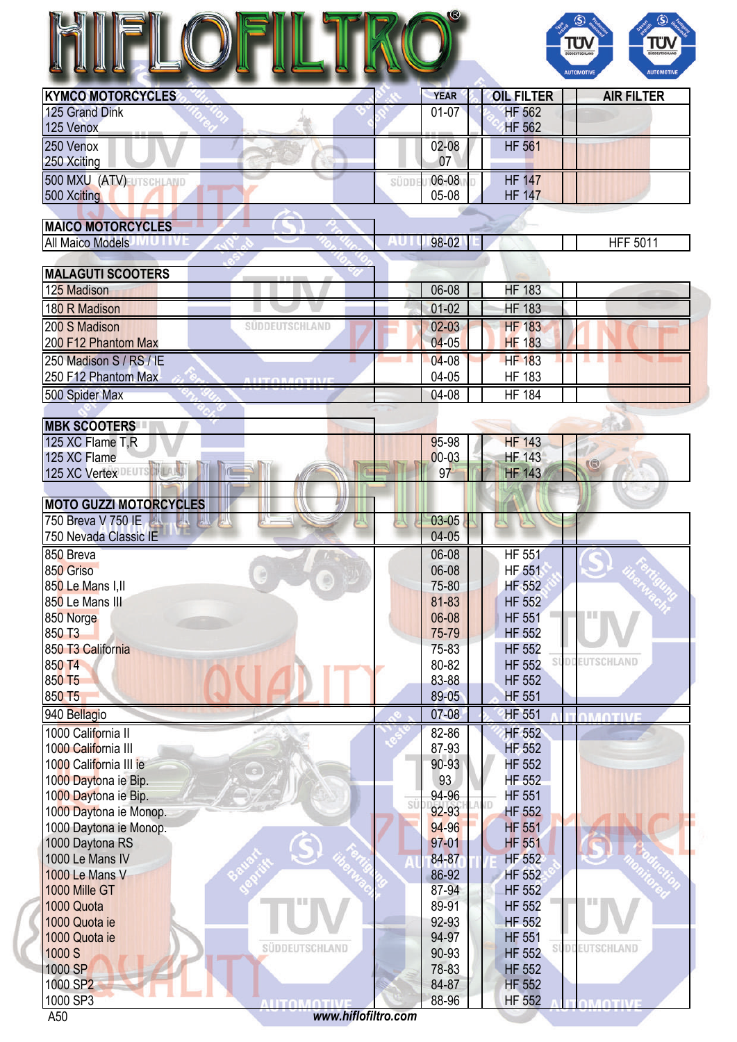# HIFLOFILTRO

| KYMCO MOTORCYCLES | YEAR | OIL FILTER | | AIR FILTER |
|---|---|---|---|---|
| 125 Grand Dink | 01-07 | HF 562 | | |
| 125 Venox | | HF 562 | | |
| 250 Venox | 02-08 | HF 561 | | |
| 250 Xciting | 07 | | | |
| 500 MXU (ATV) | 06-08 | HF 147 | | |
| 500 Xciting | 05-08 | HF 147 | | |
| **MAICO MOTORCYCLES** | | | | |
| All Maico Models | 98-02 | | | HFF 5011 |
| **MALAGUTI SCOOTERS** | | | | |
| 125 Madison | 06-08 | HF 183 | | |
| 180 R Madison | 01-02 | HF 183 | | |
| 200 S Madison | 02-03 | HF 183 | | |
| 200 F12 Phantom Max | 04-05 | HF 183 | | |
| 250 Madison S / RS / IE | 04-08 | HF 183 | | |
| 250 F12 Phantom Max | 04-05 | HF 183 | | |
| 500 Spider Max | 04-08 | HF 184 | | |
| **MBK SCOOTERS** | | | | |
| 125 XC Flame T,R | 95-98 | HF 143 | | |
| 125 XC Flame | 00-03 | HF 143 | | |
| 125 XC Vertex | 97 | HF 143 | | |
| **MOTO GUZZI MOTORCYCLES** | | | | |
| 750 Breva V 750 IE | 03-05 | | | |
| 750 Nevada Classic IE | 04-05 | | | |
| 850 Breva | 06-08 | HF 551 | | |
| 850 Griso | 06-08 | HF 551 | | |
| 850 Le Mans I,II | 75-80 | HF 552 | | |
| 850 Le Mans III | 81-83 | HF 552 | | |
| 850 Norge | 06-08 | HF 551 | | |
| 850 T3 | 75-79 | HF 552 | | |
| 850 T3 California | 75-83 | HF 552 | | |
| 850 T4 | 80-82 | HF 552 | | |
| 850 T5 | 83-88 | HF 552 | | |
| 850 T5 | 89-05 | HF 551 | | |
| 940 Bellagio | 07-08 | HF 551 | | |
| 1000 California II | 82-86 | HF 552 | | |
| 1000 California III | 87-93 | HF 552 | | |
| 1000 California III ie | 90-93 | HF 552 | | |
| 1000 Daytona ie Bip. | 93 | HF 552 | | |
| 1000 Daytona ie Bip. | 94-96 | HF 551 | | |
| 1000 Daytona ie Monop. | 92-93 | HF 552 | | |
| 1000 Daytona ie Monop. | 94-96 | HF 551 | | |
| 1000 Daytona RS | 97-01 | HF 551 | | |
| 1000 Le Mans IV | 84-87 | HF 552 | | |
| 1000 Le Mans V | 86-92 | HF 552 | | |
| 1000 Mille GT | 87-94 | HF 552 | | |
| 1000 Quota | 89-91 | HF 552 | | |
| 1000 Quota ie | 92-93 | HF 552 | | |
| 1000 Quota ie | 94-97 | HF 551 | | |
| 1000 S | 90-93 | HF 552 | | |
| 1000 SP | 78-83 | HF 552 | | |
| 1000 SP2 | 84-87 | HF 552 | | |
| 1000 SP3 | 88-96 | HF 552 | | |

www.hiflofiltro.com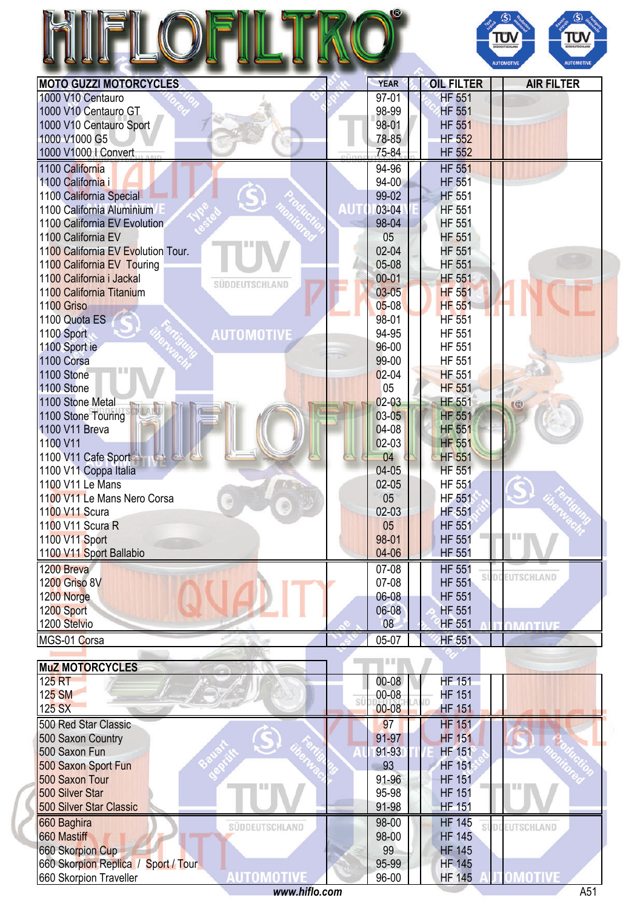# HIFLOFILTRO

| MOTO GUZZI MOTORCYCLES | YEAR | OIL FILTER | | AIR FILTER |
|---|---|---|---|---|
| 1000 V10 Centauro | 97-01 | HF 551 | | |
| 1000 V10 Centauro GT | 98-99 | HF 551 | | |
| 1000 V10 Centauro Sport | 98-01 | HF 551 | | |
| 1000 V1000 G5 | 78-85 | HF 552 | | |
| 1000 V1000 I Convert | 75-84 | HF 552 | | |
| 1100 California | 94-96 | HF 551 | | |
| 1100 California i | 94-00 | HF 551 | | |
| 1100 California Special | 99-02 | HF 551 | | |
| 1100 California Aluminium | 03-04 | HF 551 | | |
| 1100 California EV Evolution | 98-04 | HF 551 | | |
| 1100 California EV | 05 | HF 551 | | |
| 1100 California EV Evolution Tour. | 02-04 | HF 551 | | |
| 1100 California EV Touring | 05-08 | HF 551 | | |
| 1100 California i Jackal | 00-01 | HF 551 | | |
| 1100 California Titanium | 03-05 | HF 551 | | |
| 1100 Griso | 05-08 | HF 551 | | |
| 1100 Quota ES | 98-01 | HF 551 | | |
| 1100 Sport | 94-95 | HF 551 | | |
| 1100 Sport ie | 96-00 | HF 551 | | |
| 1100 Corsa | 99-00 | HF 551 | | |
| 1100 Stone | 02-04 | HF 551 | | |
| 1100 Stone | 05 | HF 551 | | |
| 1100 Stone Metal | 02-03 | HF 551 | | |
| 1100 Stone Touring | 03-05 | HF 551 | | |
| 1100 V11 Breva | 04-08 | HF 551 | | |
| 1100 V11 | 02-03 | HF 551 | | |
| 1100 V11 Cafe Sport | 04 | HF 551 | | |
| 1100 V11 Coppa Italia | 04-05 | HF 551 | | |
| 1100 V11 Le Mans | 02-05 | HF 551 | | |
| 1100 V11 Le Mans Nero Corsa | 05 | HF 551 | | |
| 1100 V11 Scura | 02-03 | HF 551 | | |
| 1100 V11 Scura R | 05 | HF 551 | | |
| 1100 V11 Sport | 98-01 | HF 551 | | |
| 1100 V11 Sport Ballabio | 04-06 | HF 551 | | |
| 1200 Breva | 07-08 | HF 551 | | |
| 1200 Griso 8V | 07-08 | HF 551 | | |
| 1200 Norge | 06-08 | HF 551 | | |
| 1200 Sport | 06-08 | HF 551 | | |
| 1200 Stelvio | 08 | HF 551 | | |
| MGS-01 Corsa | 05-07 | HF 551 | | |

| MuZ MOTORCYCLES | YEAR | OIL FILTER | | AIR FILTER |
|---|---|---|---|---|
| 125 RT | 00-08 | HF 151 | | |
| 125 SM | 00-08 | HF 151 | | |
| 125 SX | 00-08 | HF 151 | | |
| 500 Red Star Classic | 97 | HF 151 | | |
| 500 Saxon Country | 91-97 | HF 151 | | |
| 500 Saxon Fun | 91-93 | HF 151 | | |
| 500 Saxon Sport Fun | 93 | HF 151 | | |
| 500 Saxon Tour | 91-96 | HF 151 | | |
| 500 Silver Star | 95-98 | HF 151 | | |
| 500 Silver Star Classic | 91-98 | HF 151 | | |
| 660 Baghira | 98-00 | HF 145 | | |
| 660 Mastiff | 98-00 | HF 145 | | |
| 660 Skorpion Cup | 99 | HF 145 | | |
| 660 Skorpion Replica / Sport / Tour | 95-99 | HF 145 | | |
| 660 Skorpion Traveller | 96-00 | HF 145 | | |

www.hiflo.com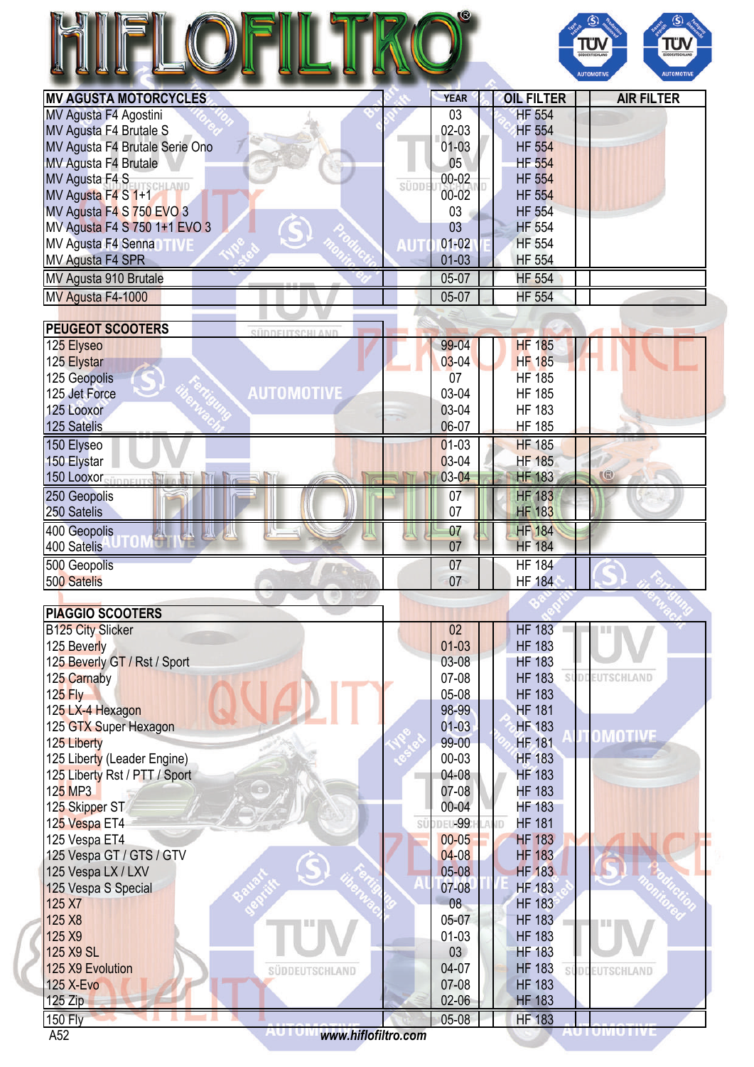# HIFLOFILTRO

| MV AGUSTA MOTORCYCLES | YEAR | OIL FILTER | AIR FILTER |
|---|---|---|---|
| MV Agusta F4 Agostini | 03 | HF 554 | |
| MV Agusta F4 Brutale S | 02-03 | HF 554 | |
| MV Agusta F4 Brutale Serie Ono | 01-03 | HF 554 | |
| MV Agusta F4 Brutale | 05 | HF 554 | |
| MV Agusta F4 S | 00-02 | HF 554 | |
| MV Agusta F4 S 1+1 | 00-02 | HF 554 | |
| MV Agusta F4 S 750 EVO 3 | 03 | HF 554 | |
| MV Agusta F4 S 750 1+1 EVO 3 | 03 | HF 554 | |
| MV Agusta F4 Senna | 01-02 | HF 554 | |
| MV Agusta F4 SPR | 01-03 | HF 554 | |
| MV Agusta 910 Brutale | 05-07 | HF 554 | |
| MV Agusta F4-1000 | 05-07 | HF 554 | |

| PEUGEOT SCOOTERS | YEAR | OIL FILTER | AIR FILTER |
|---|---|---|---|
| 125 Elyseo | 99-04 | HF 185 | |
| 125 Elystar | 03-04 | HF 185 | |
| 125 Geopolis | 07 | HF 185 | |
| 125 Jet Force | 03-04 | HF 185 | |
| 125 Looxor | 03-04 | HF 183 | |
| 125 Satelis | 06-07 | HF 185 | |
| 150 Elyseo | 01-03 | HF 185 | |
| 150 Elystar | 03-04 | HF 185 | |
| 150 Looxor | 03-04 | HF 183 | |
| 250 Geopolis | 07 | HF 183 | |
| 250 Satelis | 07 | HF 183 | |
| 400 Geopolis | 07 | HF 184 | |
| 400 Satelis | 07 | HF 184 | |
| 500 Geopolis | 07 | HF 184 | |
| 500 Satelis | 07 | HF 184 | |

| PIAGGIO SCOOTERS | YEAR | OIL FILTER | AIR FILTER |
|---|---|---|---|
| B125 City Slicker | 02 | HF 183 | |
| 125 Beverly | 01-03 | HF 183 | |
| 125 Beverly GT / Rst / Sport | 03-08 | HF 183 | |
| 125 Carnaby | 07-08 | HF 183 | |
| 125 Fly | 05-08 | HF 183 | |
| 125 LX-4 Hexagon | 98-99 | HF 181 | |
| 125 GTX Super Hexagon | 01-03 | HF 183 | |
| 125 Liberty | 99-00 | HF 181 | |
| 125 Liberty (Leader Engine) | 00-03 | HF 183 | |
| 125 Liberty Rst / PTT / Sport | 04-08 | HF 183 | |
| 125 MP3 | 07-08 | HF 183 | |
| 125 Skipper ST | 00-04 | HF 183 | |
| 125 Vespa ET4 | -99 | HF 181 | |
| 125 Vespa ET4 | 00-05 | HF 183 | |
| 125 Vespa GT / GTS / GTV | 04-08 | HF 183 | |
| 125 Vespa LX / LXV | 05-08 | HF 183 | |
| 125 Vespa S Special | 07-08 | HF 183 | |
| 125 X7 | 08 | HF 183 | |
| 125 X8 | 05-07 | HF 183 | |
| 125 X9 | 01-03 | HF 183 | |
| 125 X9 SL | 03 | HF 183 | |
| 125 X9 Evolution | 04-07 | HF 183 | |
| 125 X-Evo | 07-08 | HF 183 | |
| 125 Zip | 02-06 | HF 183 | |
| 150 Fly | 05-08 | HF 183 | |

www.hiflofiltro.com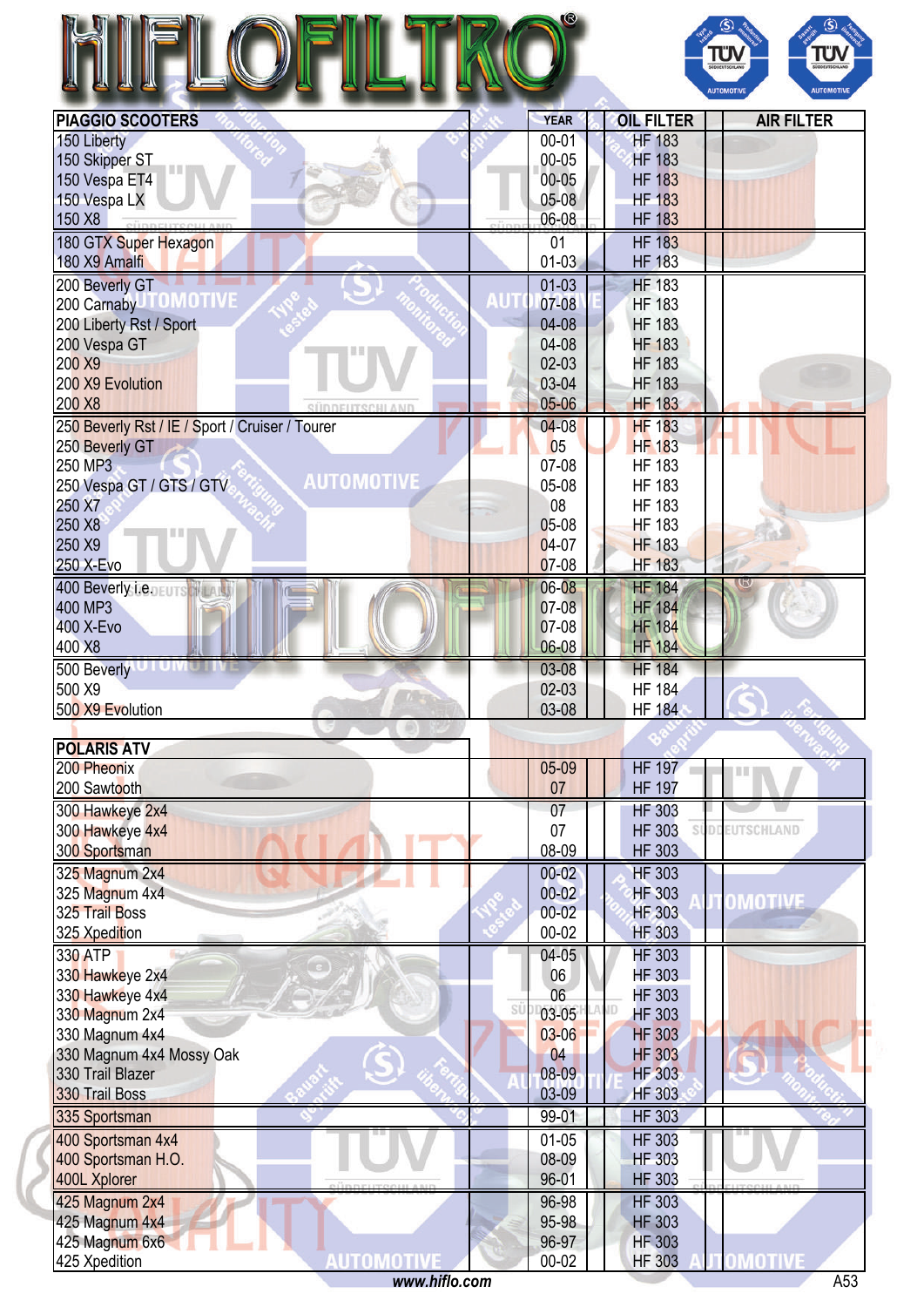# HIFLOFILTRO

| PIAGGIO SCOOTERS | YEAR | OIL FILTER | | AIR FILTER |
|---|---|---|---|---|
| 150 Liberty | 00-01 | HF 183 | | |
| 150 Skipper ST | 00-05 | HF 183 | | |
| 150 Vespa ET4 | 00-05 | HF 183 | | |
| 150 Vespa LX | 05-08 | HF 183 | | |
| 150 X8 | 06-08 | HF 183 | | |
| 180 GTX Super Hexagon | 01 | HF 183 | | |
| 180 X9 Amalfi | 01-03 | HF 183 | | |
| 200 Beverly GT | 01-03 | HF 183 | | |
| 200 Carnaby | 07-08 | HF 183 | | |
| 200 Liberty Rst / Sport | 04-08 | HF 183 | | |
| 200 Vespa GT | 04-08 | HF 183 | | |
| 200 X9 | 02-03 | HF 183 | | |
| 200 X9 Evolution | 03-04 | HF 183 | | |
| 200 X8 | 05-06 | HF 183 | | |
| 250 Beverly Rst / IE / Sport / Cruiser / Tourer | 04-08 | HF 183 | | |
| 250 Beverly GT | 05 | HF 183 | | |
| 250 MP3 | 07-08 | HF 183 | | |
| 250 Vespa GT / GTS / GTV | 05-08 | HF 183 | | |
| 250 X7 | 08 | HF 183 | | |
| 250 X8 | 05-08 | HF 183 | | |
| 250 X9 | 04-07 | HF 183 | | |
| 250 X-Evo | 07-08 | HF 183 | | |
| 400 Beverly i.e. | 06-08 | HF 184 | | |
| 400 MP3 | 07-08 | HF 184 | | |
| 400 X-Evo | 07-08 | HF 184 | | |
| 400 X8 | 06-08 | HF 184 | | |
| 500 Beverly | 03-08 | HF 184 | | |
| 500 X9 | 02-03 | HF 184 | | |
| 500 X9 Evolution | 03-08 | HF 184 | | |

| POLARIS ATV | YEAR | OIL FILTER | | AIR FILTER |
|---|---|---|---|---|
| 200 Pheonix | 05-09 | HF 197 | | |
| 200 Sawtooth | 07 | HF 197 | | |
| 300 Hawkeye 2x4 | 07 | HF 303 | | |
| 300 Hawkeye 4x4 | 07 | HF 303 | | |
| 300 Sportsman | 08-09 | HF 303 | | |
| 325 Magnum 2x4 | 00-02 | HF 303 | | |
| 325 Magnum 4x4 | 00-02 | HF 303 | | |
| 325 Trail Boss | 00-02 | HF 303 | | |
| 325 Xpedition | 00-02 | HF 303 | | |
| 330 ATP | 04-05 | HF 303 | | |
| 330 Hawkeye 2x4 | 06 | HF 303 | | |
| 330 Hawkeye 4x4 | 06 | HF 303 | | |
| 330 Magnum 2x4 | 03-05 | HF 303 | | |
| 330 Magnum 4x4 | 03-06 | HF 303 | | |
| 330 Magnum 4x4 Mossy Oak | 04 | HF 303 | | |
| 330 Trail Blazer | 08-09 | HF 303 | | |
| 330 Trail Boss | 03-09 | HF 303 | | |
| 335 Sportsman | 99-01 | HF 303 | | |
| 400 Sportsman 4x4 | 01-05 | HF 303 | | |
| 400 Sportsman H.O. | 08-09 | HF 303 | | |
| 400L Xplorer | 96-01 | HF 303 | | |
| 425 Magnum 2x4 | 96-98 | HF 303 | | |
| 425 Magnum 4x4 | 95-98 | HF 303 | | |
| 425 Magnum 6x6 | 96-97 | HF 303 | | |
| 425 Xpedition | 00-02 | HF 303 | | |

www.hiflo.com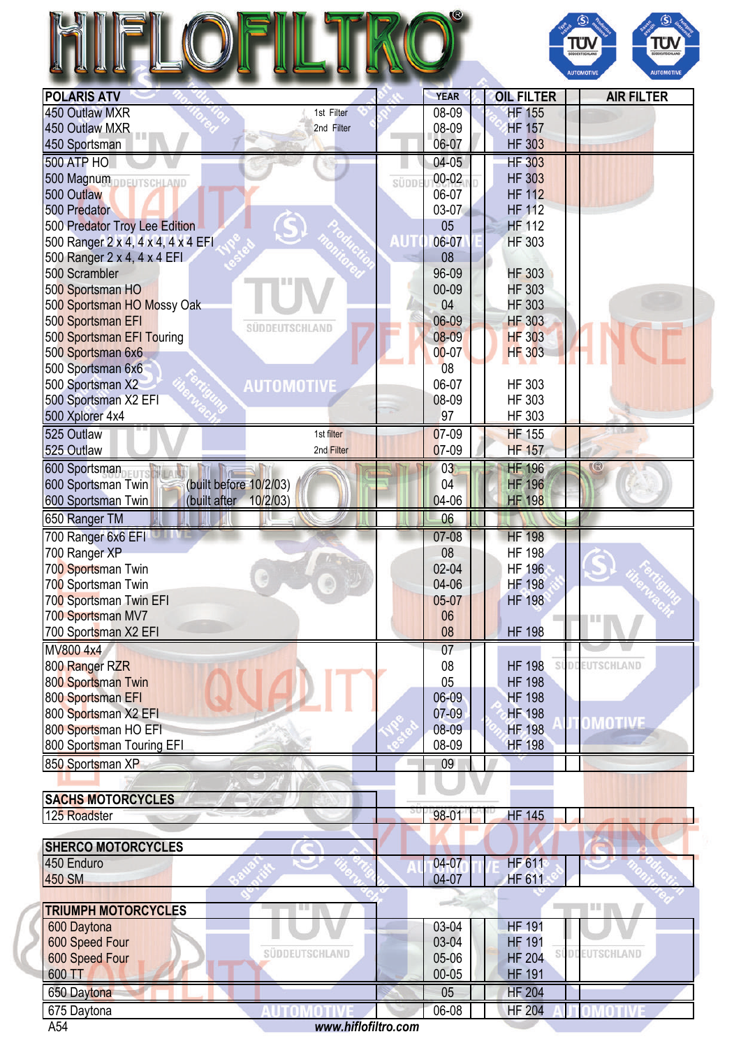# HIFLOFILTRO®

| POLARIS ATV | | YEAR | OIL FILTER | | AIR FILTER |
|---|---|---|---|---|---|
| 450 Outlaw MXR | 1st Filter | 08-09 | HF 155 | | |
| 450 Outlaw MXR | 2nd Filter | 08-09 | HF 157 | | |
| 450 Sportsman | | 06-07 | HF 303 | | |
| 500 ATP HO | | 04-05 | HF 303 | | |
| 500 Magnum | | 00-02 | HF 303 | | |
| 500 Outlaw | | 06-07 | HF 112 | | |
| 500 Predator | | 03-07 | HF 112 | | |
| 500 Predator Troy Lee Edition | | 05 | HF 112 | | |
| 500 Ranger 2 x 4, 4 x 4, 4 x 4 EFI | | 06-07 | HF 303 | | |
| 500 Ranger 2 x 4, 4 x 4 EFI | | 08 | | | |
| 500 Scrambler | | 96-09 | HF 303 | | |
| 500 Sportsman HO | | 00-09 | HF 303 | | |
| 500 Sportsman HO Mossy Oak | | 04 | HF 303 | | |
| 500 Sportsman EFI | | 06-09 | HF 303 | | |
| 500 Sportsman EFI Touring | | 08-09 | HF 303 | | |
| 500 Sportsman 6x6 | | 00-07 | HF 303 | | |
| 500 Sportsman 6x6 | | 08 | | | |
| 500 Sportsman X2 | | 06-07 | HF 303 | | |
| 500 Sportsman X2 EFI | | 08-09 | HF 303 | | |
| 500 Xplorer 4x4 | | 97 | HF 303 | | |
| 525 Outlaw | 1st filter | 07-09 | HF 155 | | |
| 525 Outlaw | 2nd Filter | 07-09 | HF 157 | | |
| 600 Sportsman | | 03 | HF 196 | | |
| 600 Sportsman Twin | (built before 10/2/03) | 04 | HF 196 | | |
| 600 Sportsman Twin | (built after 10/2/03) | 04-06 | HF 198 | | |
| 650 Ranger TM | | 06 | | | |
| 700 Ranger 6x6 EFI | | 07-08 | HF 198 | | |
| 700 Ranger XP | | 08 | HF 198 | | |
| 700 Sportsman Twin | | 02-04 | HF 196 | | |
| 700 Sportsman Twin | | 04-06 | HF 198 | | |
| 700 Sportsman Twin EFI | | 05-07 | HF 198 | | |
| 700 Sportsman MV7 | | 06 | | | |
| 700 Sportsman X2 EFI | | 08 | HF 198 | | |
| MV800 4x4 | | 07 | | | |
| 800 Ranger RZR | | 08 | HF 198 | | |
| 800 Sportsman Twin | | 05 | HF 198 | | |
| 800 Sportsman EFI | | 06-09 | HF 198 | | |
| 800 Sportsman X2 EFI | | 07-09 | HF 198 | | |
| 800 Sportsman HO EFI | | 08-09 | HF 198 | | |
| 800 Sportsman Touring EFI | | 08-09 | HF 198 | | |
| 850 Sportsman XP | | 09 | | | |

| SACHS MOTORCYCLES | | | | | |
|---|---|---|---|---|---|
| 125 Roadster | | 98-01 | HF 145 | | |

| SHERCO MOTORCYCLES | | | | | |
|---|---|---|---|---|---|
| 450 Enduro | | 04-07 | HF 611 | | |
| 450 SM | | 04-07 | HF 611 | | |

| TRIUMPH MOTORCYCLES | | | | | |
|---|---|---|---|---|---|
| 600 Daytona | | 03-04 | HF 191 | | |
| 600 Speed Four | | 03-04 | HF 191 | | |
| 600 Speed Four | | 05-06 | HF 204 | | |
| 600 TT | | 00-05 | HF 191 | | |
| 650 Daytona | | 05 | HF 204 | | |
| 675 Daytona | | 06-08 | HF 204 | | |

www.hiflofiltro.com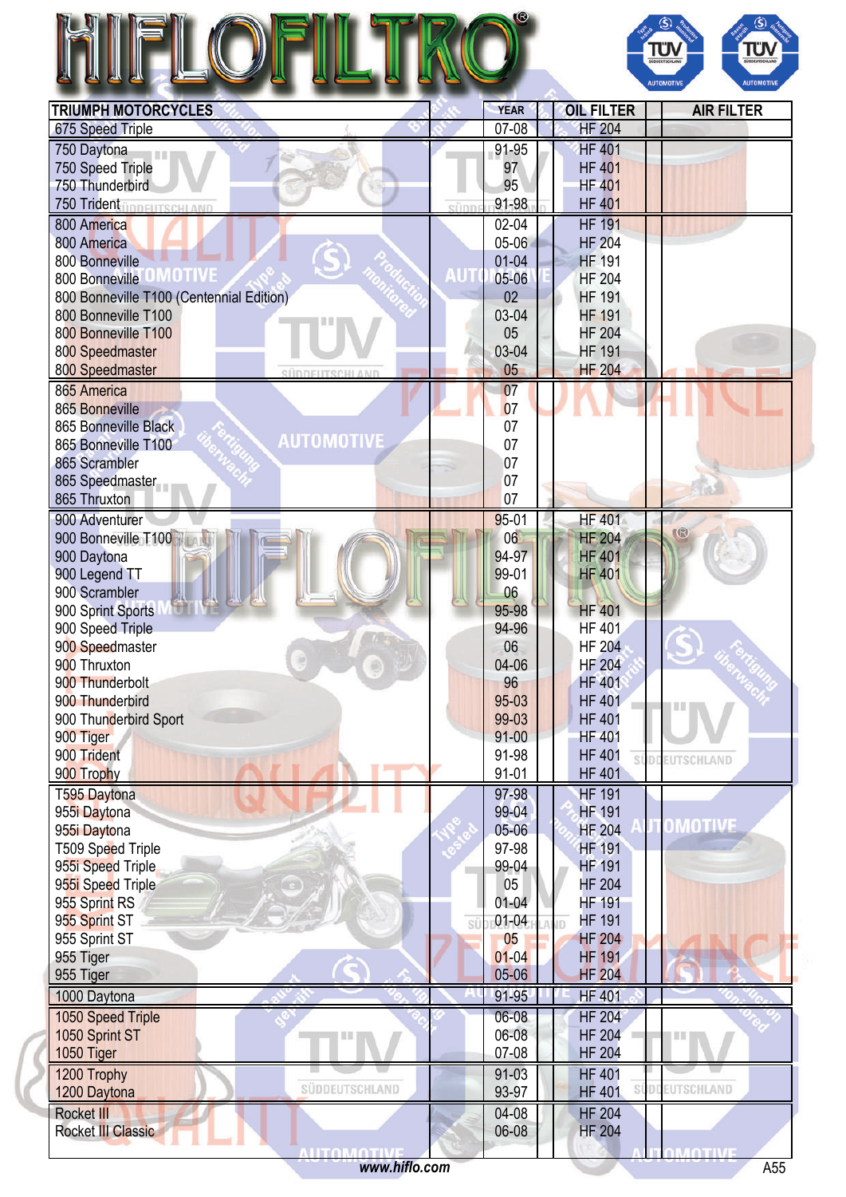# HIFLOFILTRO®

| TRIUMPH MOTORCYCLES | YEAR | OIL FILTER | AIR FILTER |
|---|---|---|---|
| 675 Speed Triple | 07-08 | HF 204 | |
| 750 Daytona | 91-95 | HF 401 | |
| 750 Speed Triple | 97 | HF 401 | |
| 750 Thunderbird | 95 | HF 401 | |
| 750 Trident | 91-98 | HF 401 | |
| 800 America | 02-04 | HF 191 | |
| 800 America | 05-06 | HF 204 | |
| 800 Bonneville | 01-04 | HF 191 | |
| 800 Bonneville | 05-06 | HF 204 | |
| 800 Bonneville T100 (Centennial Edition) | 02 | HF 191 | |
| 800 Bonneville T100 | 03-04 | HF 191 | |
| 800 Bonneville T100 | 05 | HF 204 | |
| 800 Speedmaster | 03-04 | HF 191 | |
| 800 Speedmaster | 05 | HF 204 | |
| 865 America | 07 | | |
| 865 Bonneville | 07 | | |
| 865 Bonneville Black | 07 | | |
| 865 Bonneville T100 | 07 | | |
| 865 Scrambler | 07 | | |
| 865 Speedmaster | 07 | | |
| 865 Thruxton | 07 | | |
| 900 Adventurer | 95-01 | HF 401 | |
| 900 Bonneville T100 | 06 | HF 204 | |
| 900 Daytona | 94-97 | HF 401 | |
| 900 Legend TT | 99-01 | HF 401 | |
| 900 Scrambler | 06 | | |
| 900 Sprint Sports | 95-98 | HF 401 | |
| 900 Speed Triple | 94-96 | HF 401 | |
| 900 Speedmaster | 06 | HF 204 | |
| 900 Thruxton | 04-06 | HF 204 | |
| 900 Thunderbolt | 96 | HF 401 | |
| 900 Thunderbird | 95-03 | HF 401 | |
| 900 Thunderbird Sport | 99-03 | HF 401 | |
| 900 Tiger | 91-00 | HF 401 | |
| 900 Trident | 91-98 | HF 401 | |
| 900 Trophy | 91-01 | HF 401 | |
| T595 Daytona | 97-98 | HF 191 | |
| 955i Daytona | 99-04 | HF 191 | |
| 955i Daytona | 05-06 | HF 204 | |
| T509 Speed Triple | 97-98 | HF 191 | |
| 955i Speed Triple | 99-04 | HF 191 | |
| 955i Speed Triple | 05 | HF 204 | |
| 955 Sprint RS | 01-04 | HF 191 | |
| 955 Sprint ST | 01-04 | HF 191 | |
| 955 Sprint ST | 05 | HF 204 | |
| 955 Tiger | 01-04 | HF 191 | |
| 955 Tiger | 05-06 | HF 204 | |
| 1000 Daytona | 91-95 | HF 401 | |
| 1050 Speed Triple | 06-08 | HF 204 | |
| 1050 Sprint ST | 06-08 | HF 204 | |
| 1050 Tiger | 07-08 | HF 204 | |
| 1200 Trophy | 91-03 | HF 401 | |
| 1200 Daytona | 93-97 | HF 401 | |
| Rocket III | 04-08 | HF 204 | |
| Rocket III Classic | 06-08 | HF 204 | |

www.hiflo.com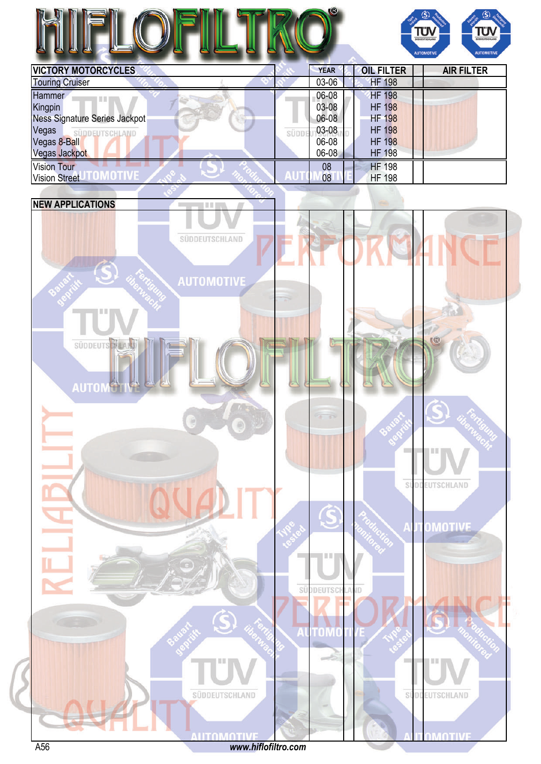| VICTORY MOTORCYCLES | YEAR | OIL FILTER | AIR FILTER |
| --- | --- | --- | --- |
| Touring Cruiser | 03-06 | HF 198 | |
| Hammer | 06-08 | HF 198 | |
| Kingpin | 03-08 | HF 198 | |
| Ness Signature Series Jackpot | 06-08 | HF 198 | |
| Vegas | 03-08 | HF 198 | |
| Vegas 8-Ball | 06-08 | HF 198 | |
| Vegas Jackpot | 06-08 | HF 198 | |
| Vision Tour | 08 | HF 198 | |
| Vision Street | 08 | HF 198 | |

| NEW APPLICATIONS | | | |
| --- | --- | --- | --- |
| | | | |

www.hiflofiltro.com